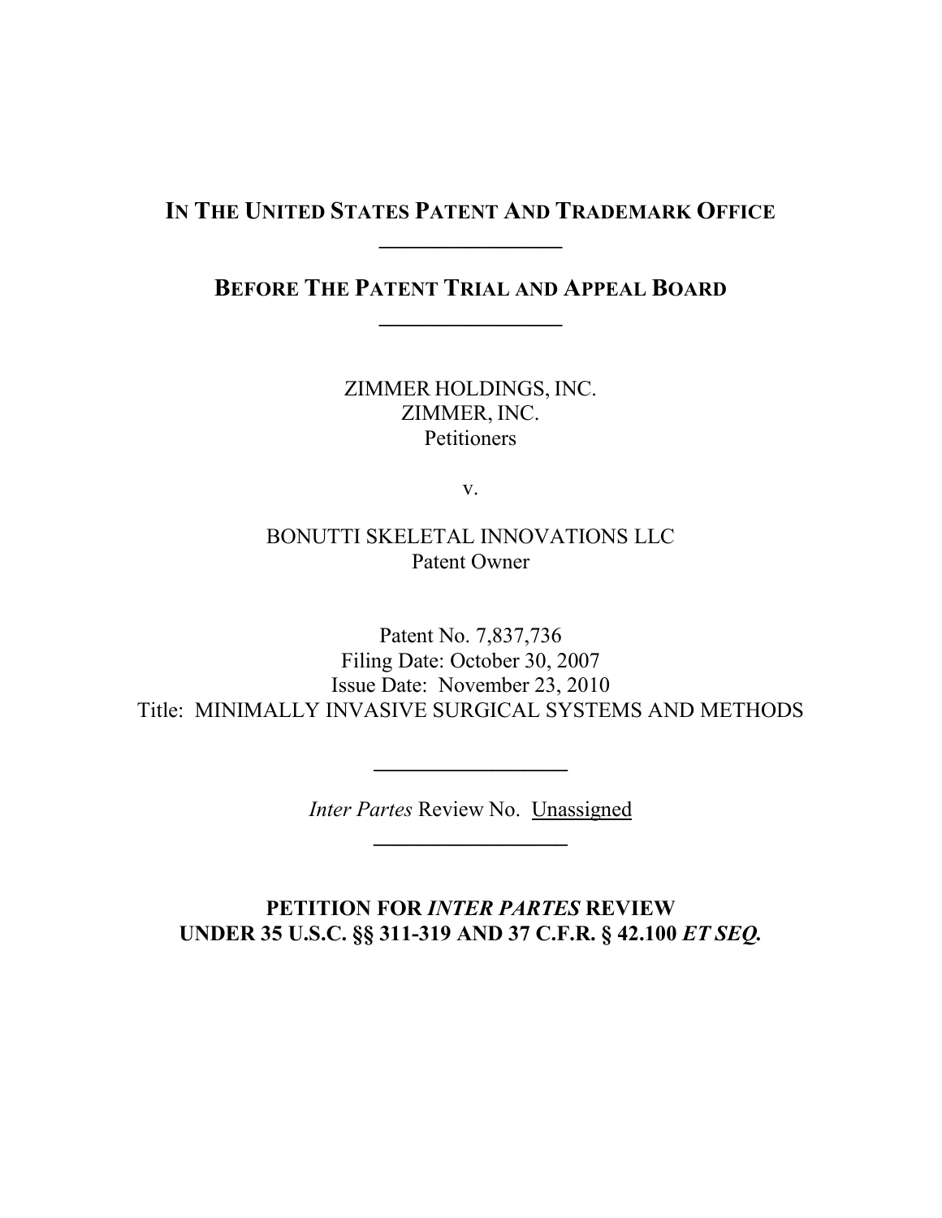**IN THE UNITED STATES PATENT AND TRADEMARK OFFICE**

---

**BEFORE THE PATENT TRIAL AND APPEAL BOARD**

---

ZIMMER HOLDINGS, INC.
ZIMMER, INC.
Petitioners

v.

BONUTTI SKELETAL INNOVATIONS LLC
Patent Owner

Patent No. 7,837,736
Filing Date: October 30, 2007
Issue Date: November 23, 2010
Title: MINIMALLY INVASIVE SURGICAL SYSTEMS AND METHODS

---

*Inter Partes* Review No. Unassigned

---

**PETITION FOR *INTER PARTES* REVIEW UNDER 35 U.S.C. §§ 311-319 AND 37 C.F.R. § 42.100 *ET SEQ.***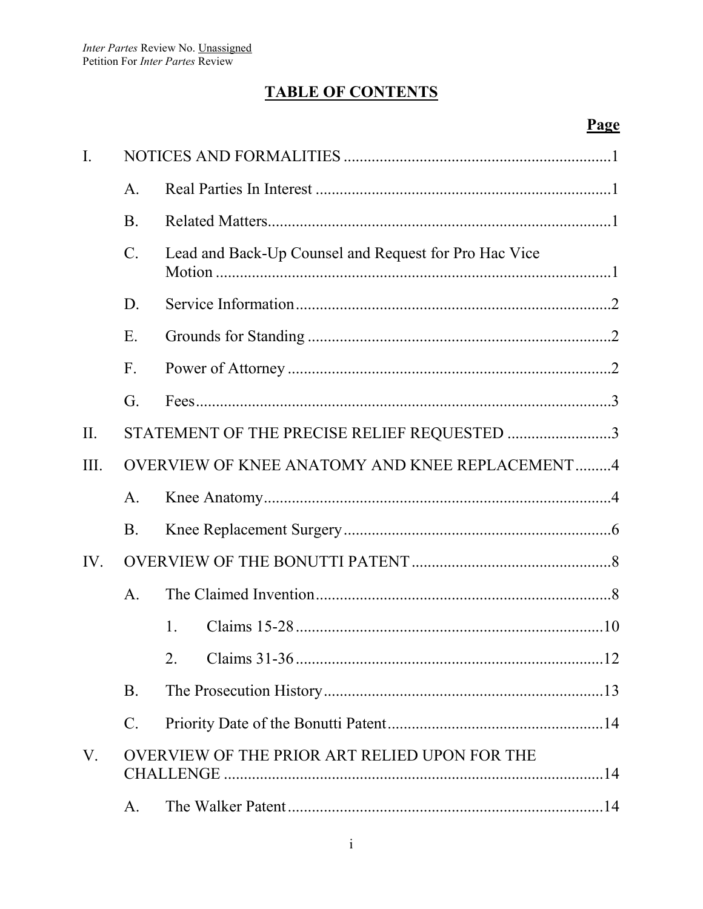# TABLE OF CONTENTS

| | | Page |
|---|---|---|
| I. | NOTICES AND FORMALITIES | 1 |
| | A. Real Parties In Interest | 1 |
| | B. Related Matters | 1 |
| | C. Lead and Back-Up Counsel and Request for Pro Hac Vice Motion | 1 |
| | D. Service Information | 2 |
| | E. Grounds for Standing | 2 |
| | F. Power of Attorney | 2 |
| | G. Fees | 3 |
| II. | STATEMENT OF THE PRECISE RELIEF REQUESTED | 3 |
| III. | OVERVIEW OF KNEE ANATOMY AND KNEE REPLACEMENT | 4 |
| | A. Knee Anatomy | 4 |
| | B. Knee Replacement Surgery | 6 |
| IV. | OVERVIEW OF THE BONUTTI PATENT | 8 |
| | A. The Claimed Invention | 8 |
| | 1. Claims 15-28 | 10 |
| | 2. Claims 31-36 | 12 |
| | B. The Prosecution History | 13 |
| | C. Priority Date of the Bonutti Patent | 14 |
| V. | OVERVIEW OF THE PRIOR ART RELIED UPON FOR THE CHALLENGE | 14 |
| | A. The Walker Patent | 14 |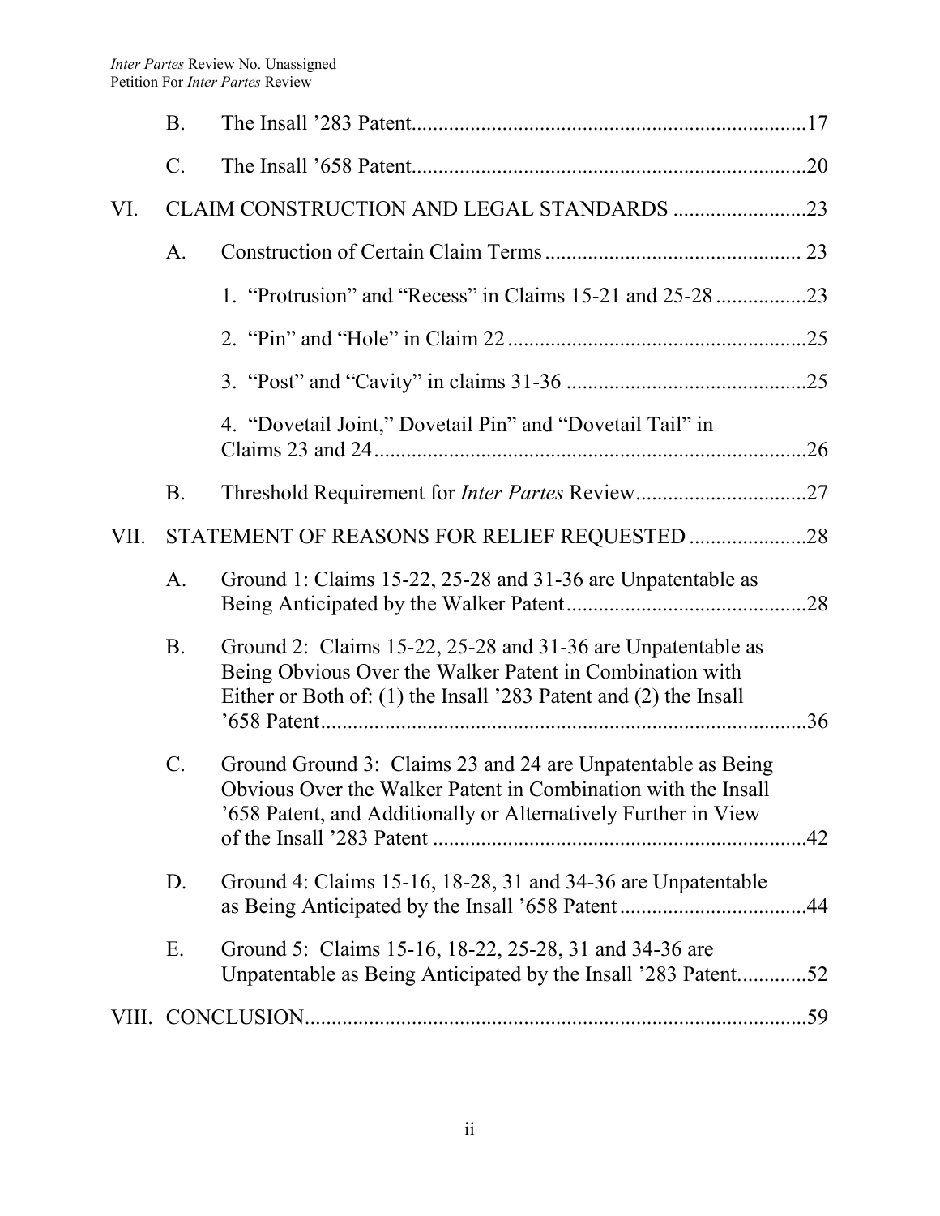| | | | |
|---|---|---|---|
| | B. | The Insall ’283 Patent | 17 |
| | C. | The Insall ’658 Patent | 20 |
| VI. | CLAIM CONSTRUCTION AND LEGAL STANDARDS | | 23 |
| | A. | Construction of Certain Claim Terms | 23 |
| | | 1. “Protrusion” and “Recess” in Claims 15-21 and 25-28 | 23 |
| | | 2. “Pin” and “Hole” in Claim 22 | 25 |
| | | 3. “Post” and “Cavity” in claims 31-36 | 25 |
| | | 4. “Dovetail Joint,” Dovetail Pin” and “Dovetail Tail” in Claims 23 and 24 | 26 |
| | B. | Threshold Requirement for *Inter Partes* Review | 27 |
| VII. | STATEMENT OF REASONS FOR RELIEF REQUESTED | | 28 |
| | A. | Ground 1: Claims 15-22, 25-28 and 31-36 are Unpatentable as Being Anticipated by the Walker Patent | 28 |
| | B. | Ground 2: Claims 15-22, 25-28 and 31-36 are Unpatentable as Being Obvious Over the Walker Patent in Combination with Either or Both of: (1) the Insall ’283 Patent and (2) the Insall ’658 Patent | 36 |
| | C. | Ground Ground 3: Claims 23 and 24 are Unpatentable as Being Obvious Over the Walker Patent in Combination with the Insall ’658 Patent, and Additionally or Alternatively Further in View of the Insall ’283 Patent | 42 |
| | D. | Ground 4: Claims 15-16, 18-28, 31 and 34-36 are Unpatentable as Being Anticipated by the Insall ’658 Patent | 44 |
| | E. | Ground 5: Claims 15-16, 18-22, 25-28, 31 and 34-36 are Unpatentable as Being Anticipated by the Insall ’283 Patent | 52 |
| VIII. | CONCLUSION | | 59 |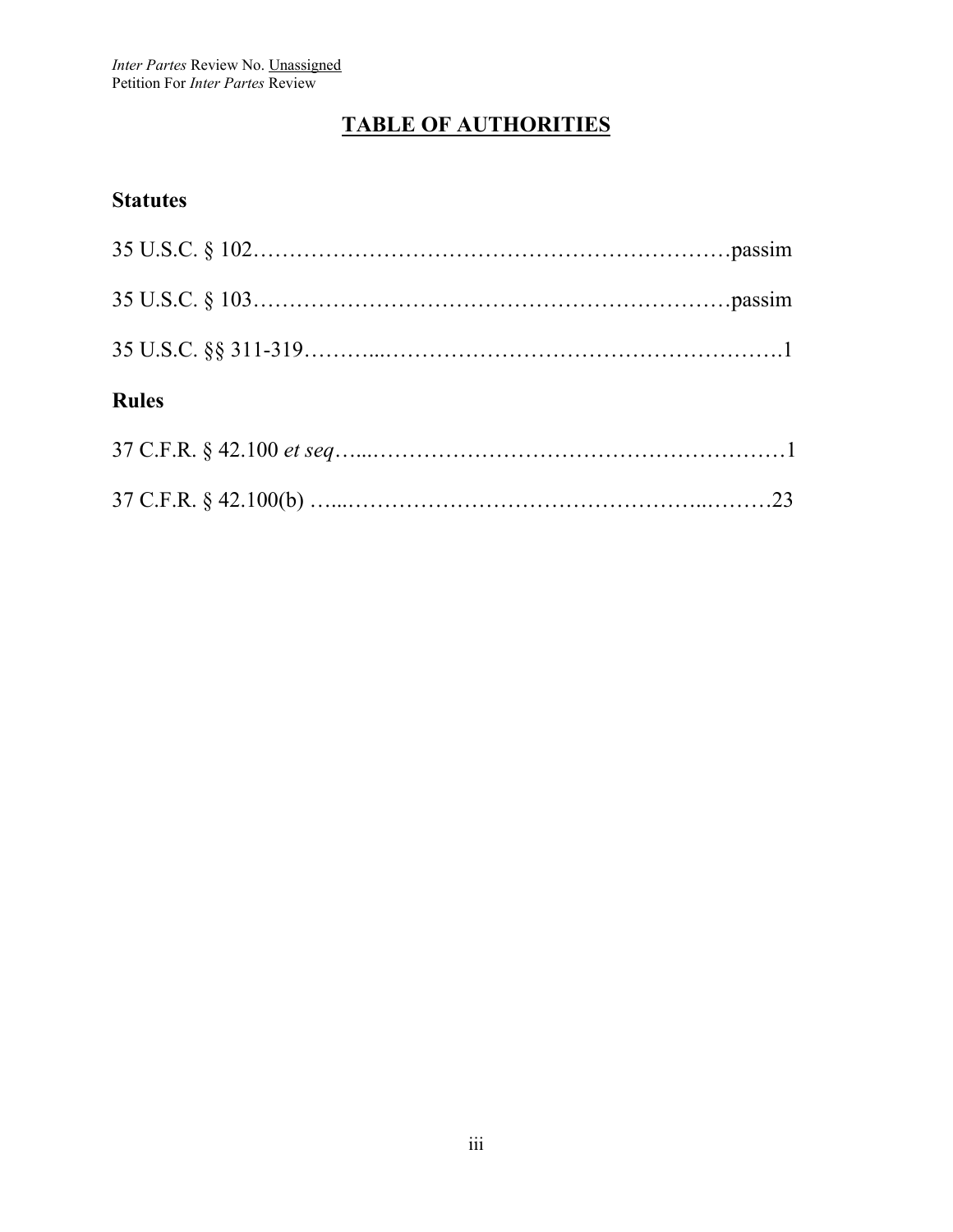# TABLE OF AUTHORITIES

## Statutes

35 U.S.C. § 102………………………………………………………passim

35 U.S.C. § 103………………………………………………………passim

35 U.S.C. §§ 311-319………...……………………………………………….1

## Rules

37 C.F.R. § 42.100 *et seq*…...……………………………………………………1

37 C.F.R. § 42.100(b) …...……………………………………………..………23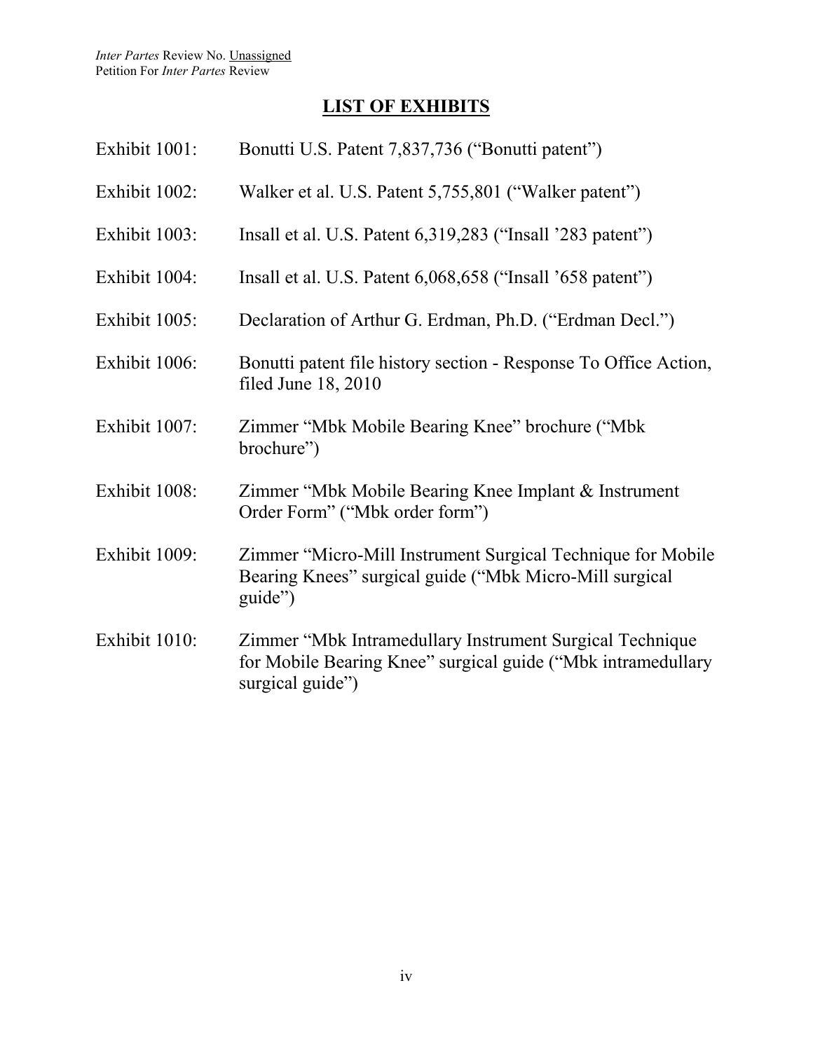## LIST OF EXHIBITS

Exhibit 1001: Bonutti U.S. Patent 7,837,736 ("Bonutti patent")

Exhibit 1002: Walker et al. U.S. Patent 5,755,801 ("Walker patent")

Exhibit 1003: Insall et al. U.S. Patent 6,319,283 ("Insall '283 patent")

Exhibit 1004: Insall et al. U.S. Patent 6,068,658 ("Insall '658 patent")

Exhibit 1005: Declaration of Arthur G. Erdman, Ph.D. ("Erdman Decl.")

Exhibit 1006: Bonutti patent file history section - Response To Office Action, filed June 18, 2010

Exhibit 1007: Zimmer "Mbk Mobile Bearing Knee" brochure ("Mbk brochure")

Exhibit 1008: Zimmer "Mbk Mobile Bearing Knee Implant & Instrument Order Form" ("Mbk order form")

Exhibit 1009: Zimmer "Micro-Mill Instrument Surgical Technique for Mobile Bearing Knees" surgical guide ("Mbk Micro-Mill surgical guide")

Exhibit 1010: Zimmer "Mbk Intramedullary Instrument Surgical Technique for Mobile Bearing Knee" surgical guide ("Mbk intramedullary surgical guide")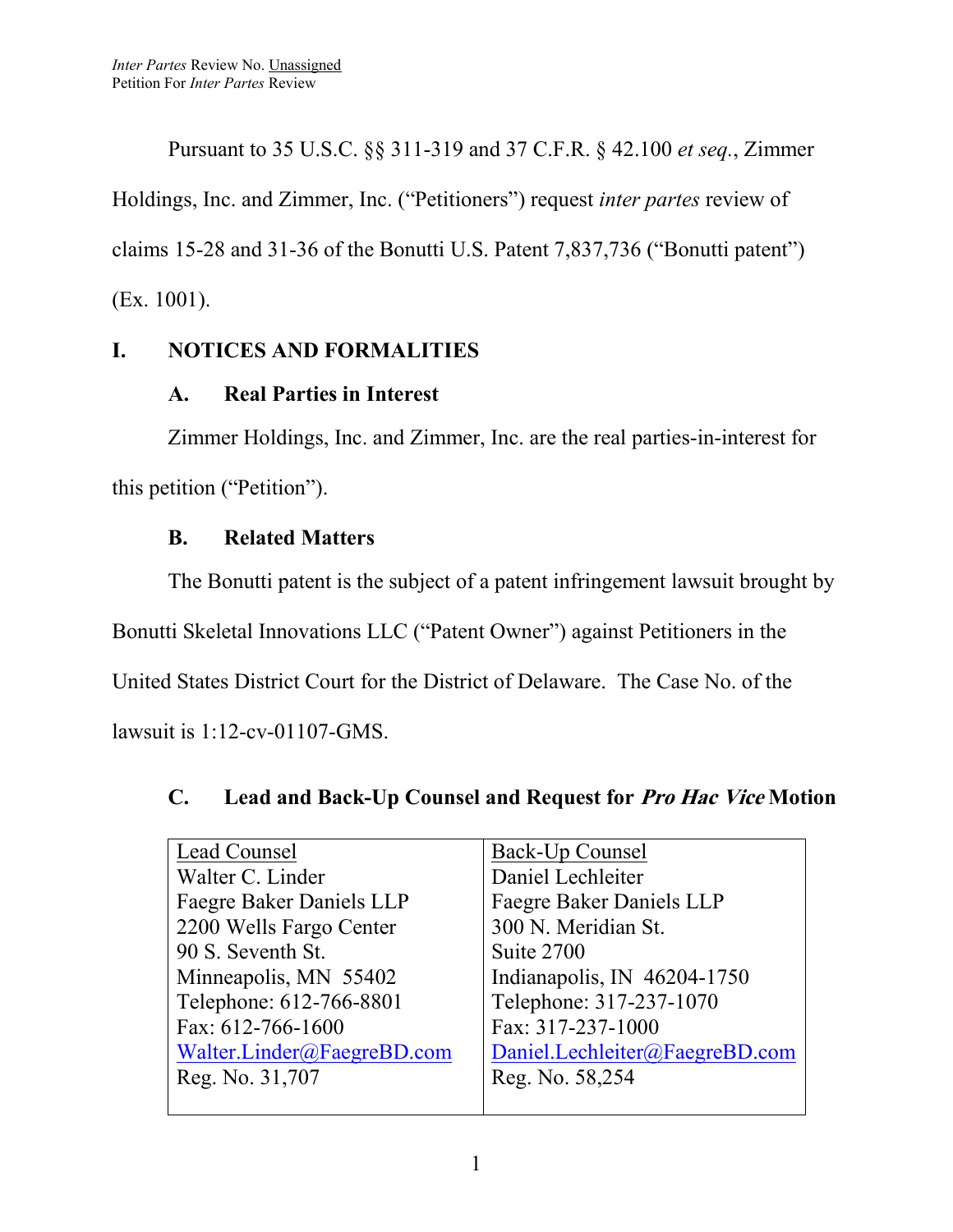Pursuant to 35 U.S.C. §§ 311-319 and 37 C.F.R. § 42.100 *et seq.*, Zimmer Holdings, Inc. and Zimmer, Inc. ("Petitioners") request *inter partes* review of claims 15-28 and 31-36 of the Bonutti U.S. Patent 7,837,736 ("Bonutti patent") (Ex. 1001).

# I. NOTICES AND FORMALITIES

## A. Real Parties in Interest

Zimmer Holdings, Inc. and Zimmer, Inc. are the real parties-in-interest for this petition ("Petition").

## B. Related Matters

The Bonutti patent is the subject of a patent infringement lawsuit brought by Bonutti Skeletal Innovations LLC ("Patent Owner") against Petitioners in the United States District Court for the District of Delaware. The Case No. of the lawsuit is 1:12-cv-01107-GMS.

## C. Lead and Back-Up Counsel and Request for *Pro Hac Vice* Motion

| Lead Counsel | Back-Up Counsel |
|---|---|
| Walter C. Linder<br>Faegre Baker Daniels LLP<br>2200 Wells Fargo Center<br>90 S. Seventh St.<br>Minneapolis, MN 55402<br>Telephone: 612-766-8801<br>Fax: 612-766-1600<br>Walter.Linder@FaegreBD.com<br>Reg. No. 31,707 | Daniel Lechleiter<br>Faegre Baker Daniels LLP<br>300 N. Meridian St.<br>Suite 2700<br>Indianapolis, IN 46204-1750<br>Telephone: 317-237-1070<br>Fax: 317-237-1000<br>Daniel.Lechleiter@FaegreBD.com<br>Reg. No. 58,254 |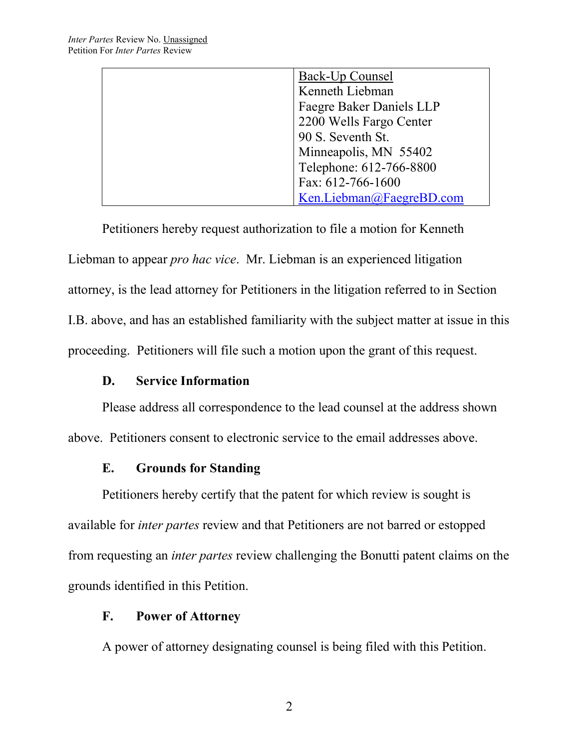| | Back-Up Counsel<br>Kenneth Liebman<br>Faegre Baker Daniels LLP<br>2200 Wells Fargo Center<br>90 S. Seventh St.<br>Minneapolis, MN 55402<br>Telephone: 612-766-8800<br>Fax: 612-766-1600<br>Ken.Liebman@FaegreBD.com |
|---|---|

Petitioners hereby request authorization to file a motion for Kenneth Liebman to appear *pro hac vice*. Mr. Liebman is an experienced litigation attorney, is the lead attorney for Petitioners in the litigation referred to in Section I.B. above, and has an established familiarity with the subject matter at issue in this proceeding. Petitioners will file such a motion upon the grant of this request.

### D. Service Information

Please address all correspondence to the lead counsel at the address shown above. Petitioners consent to electronic service to the email addresses above.

### E. Grounds for Standing

Petitioners hereby certify that the patent for which review is sought is available for *inter partes* review and that Petitioners are not barred or estopped from requesting an *inter partes* review challenging the Bonutti patent claims on the grounds identified in this Petition.

### F. Power of Attorney

A power of attorney designating counsel is being filed with this Petition.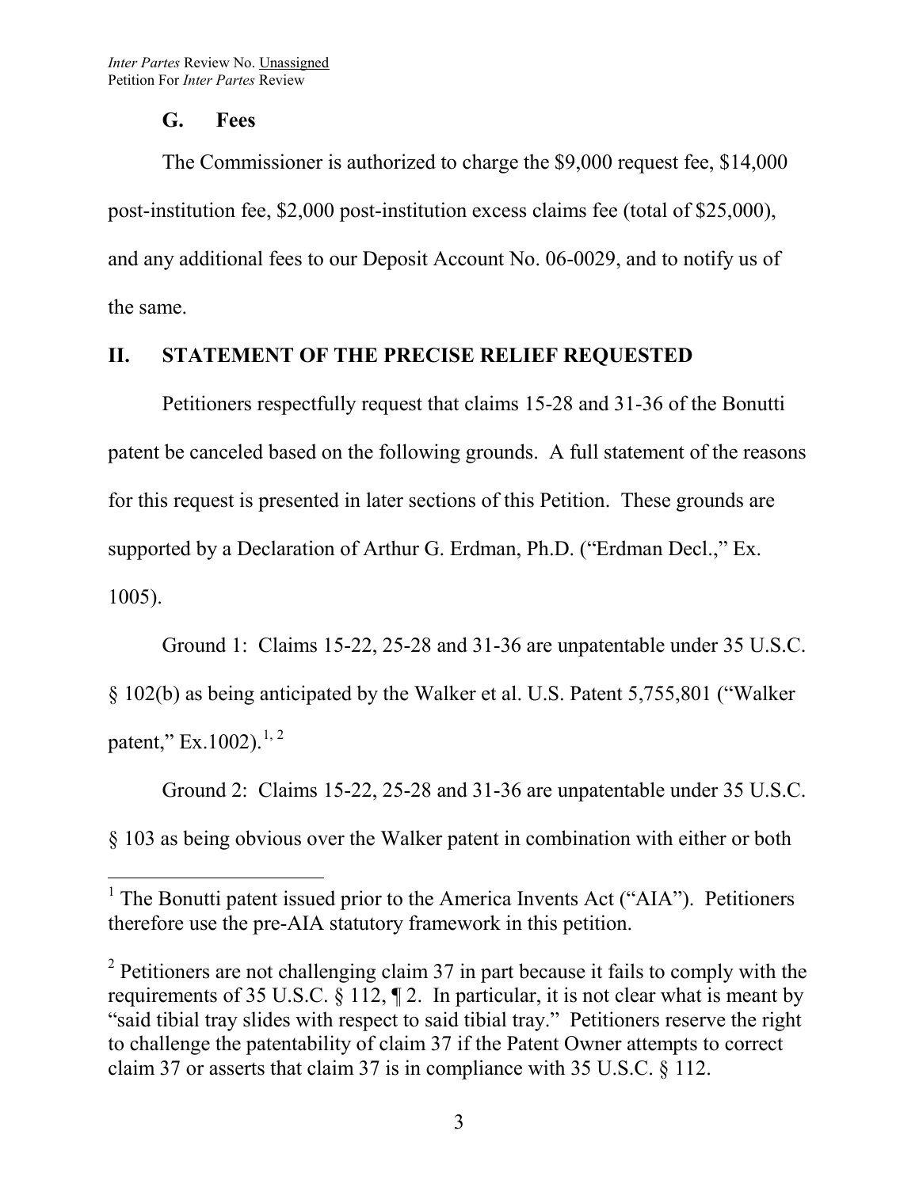### G. Fees

The Commissioner is authorized to charge the $9,000 request fee, $14,000 post-institution fee, $2,000 post-institution excess claims fee (total of $25,000), and any additional fees to our Deposit Account No. 06-0029, and to notify us of the same.

## II. STATEMENT OF THE PRECISE RELIEF REQUESTED

Petitioners respectfully request that claims 15-28 and 31-36 of the Bonutti patent be canceled based on the following grounds. A full statement of the reasons for this request is presented in later sections of this Petition. These grounds are supported by a Declaration of Arthur G. Erdman, Ph.D. ("Erdman Decl.," Ex. 1005).

Ground 1: Claims 15-22, 25-28 and 31-36 are unpatentable under 35 U.S.C. § 102(b) as being anticipated by the Walker et al. U.S. Patent 5,755,801 ("Walker patent," Ex.1002).[1, 2]

Ground 2: Claims 15-22, 25-28 and 31-36 are unpatentable under 35 U.S.C. § 103 as being obvious over the Walker patent in combination with either or both

---

[1] The Bonutti patent issued prior to the America Invents Act ("AIA"). Petitioners therefore use the pre-AIA statutory framework in this petition.

[2] Petitioners are not challenging claim 37 in part because it fails to comply with the requirements of 35 U.S.C. § 112, ¶ 2. In particular, it is not clear what is meant by "said tibial tray slides with respect to said tibial tray." Petitioners reserve the right to challenge the patentability of claim 37 if the Patent Owner attempts to correct claim 37 or asserts that claim 37 is in compliance with 35 U.S.C. § 112.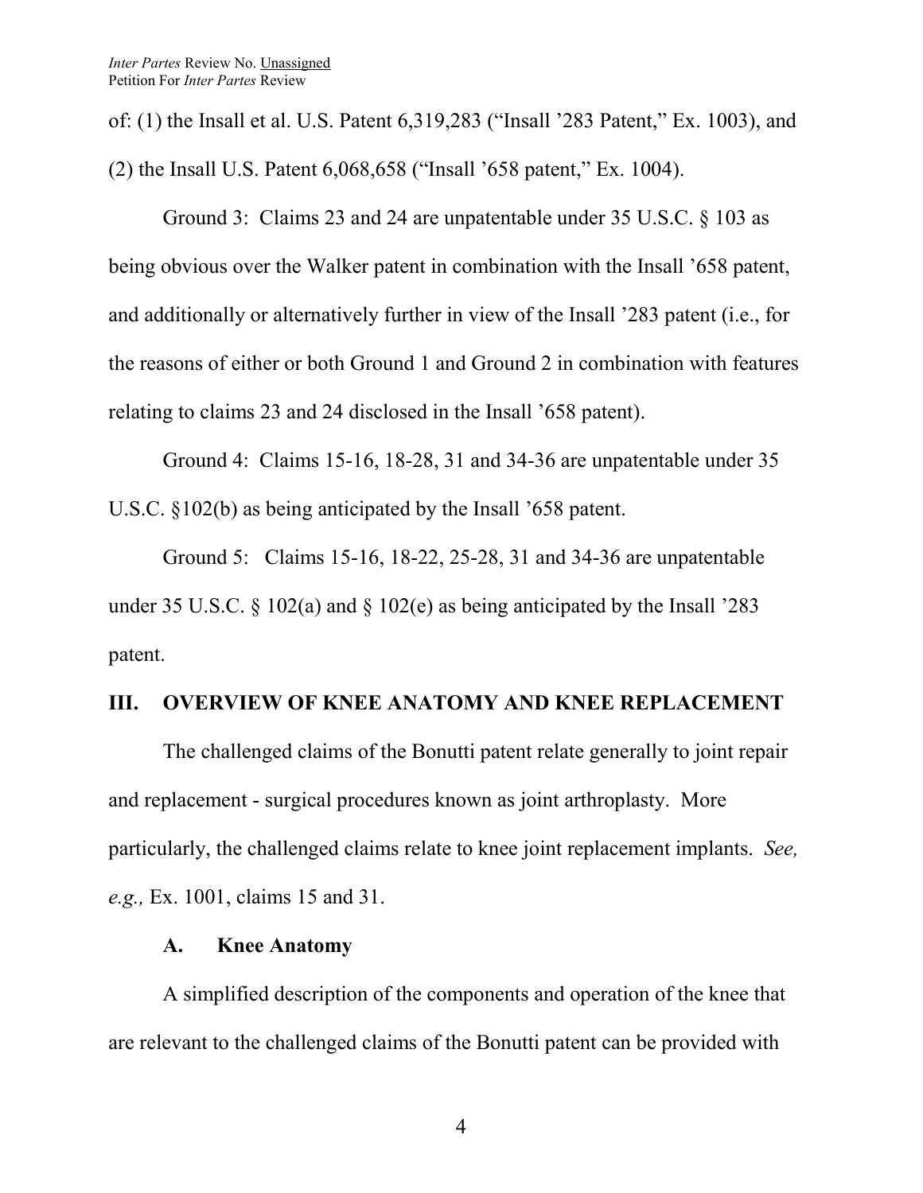of: (1) the Insall et al. U.S. Patent 6,319,283 ("Insall '283 Patent," Ex. 1003), and (2) the Insall U.S. Patent 6,068,658 ("Insall '658 patent," Ex. 1004).

Ground 3: Claims 23 and 24 are unpatentable under 35 U.S.C. § 103 as being obvious over the Walker patent in combination with the Insall '658 patent, and additionally or alternatively further in view of the Insall '283 patent (i.e., for the reasons of either or both Ground 1 and Ground 2 in combination with features relating to claims 23 and 24 disclosed in the Insall '658 patent).

Ground 4: Claims 15-16, 18-28, 31 and 34-36 are unpatentable under 35 U.S.C. §102(b) as being anticipated by the Insall '658 patent.

Ground 5: Claims 15-16, 18-22, 25-28, 31 and 34-36 are unpatentable under 35 U.S.C. § 102(a) and § 102(e) as being anticipated by the Insall '283 patent.

## III. OVERVIEW OF KNEE ANATOMY AND KNEE REPLACEMENT

The challenged claims of the Bonutti patent relate generally to joint repair and replacement - surgical procedures known as joint arthroplasty. More particularly, the challenged claims relate to knee joint replacement implants. *See, e.g.,* Ex. 1001, claims 15 and 31.

### A. Knee Anatomy

A simplified description of the components and operation of the knee that are relevant to the challenged claims of the Bonutti patent can be provided with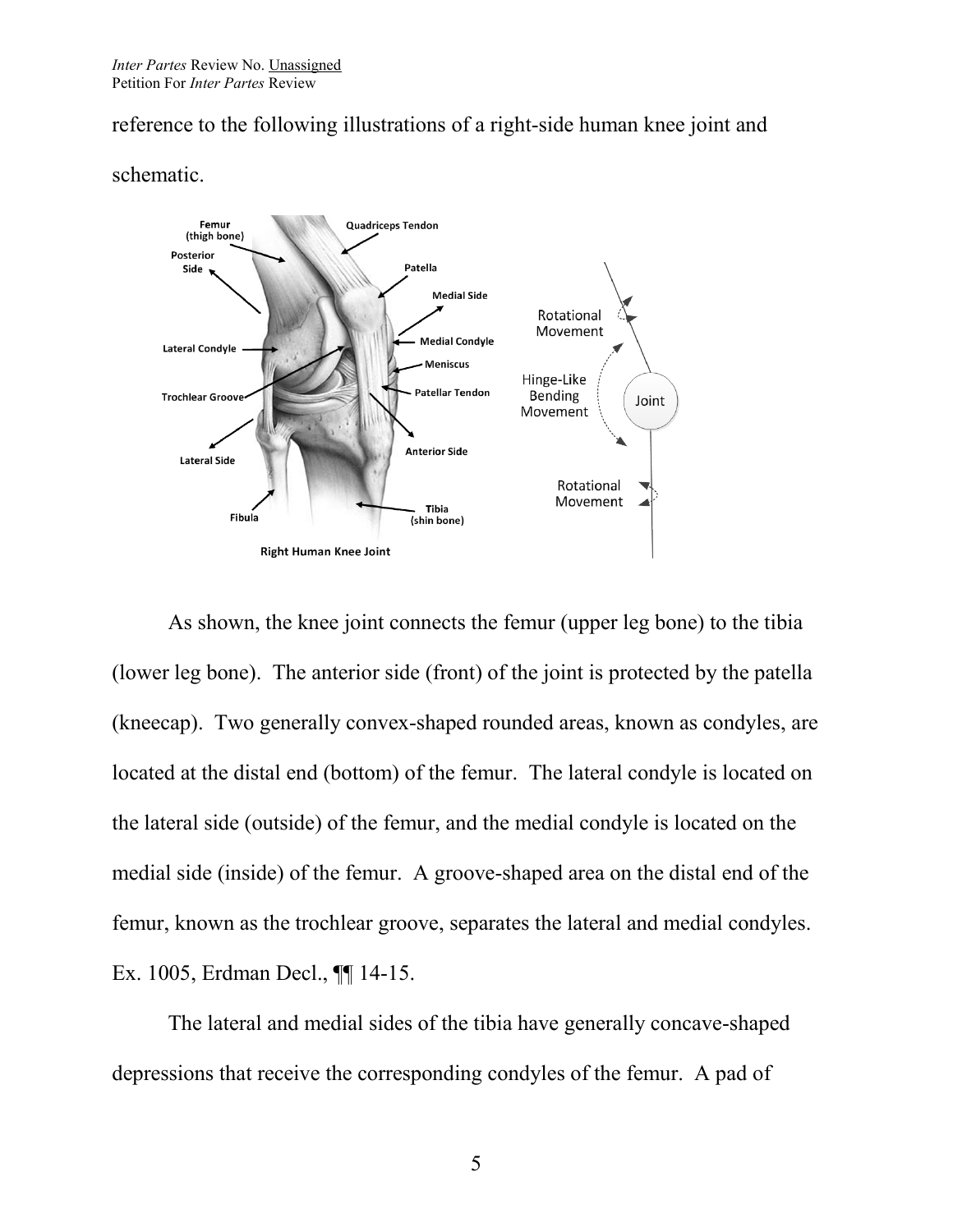reference to the following illustrations of a right-side human knee joint and schematic.

As shown, the knee joint connects the femur (upper leg bone) to the tibia (lower leg bone). The anterior side (front) of the joint is protected by the patella (kneecap). Two generally convex-shaped rounded areas, known as condyles, are located at the distal end (bottom) of the femur. The lateral condyle is located on the lateral side (outside) of the femur, and the medial condyle is located on the medial side (inside) of the femur. A groove-shaped area on the distal end of the femur, known as the trochlear groove, separates the lateral and medial condyles. Ex. 1005, Erdman Decl., ¶¶ 14-15.

The lateral and medial sides of the tibia have generally concave-shaped depressions that receive the corresponding condyles of the femur. A pad of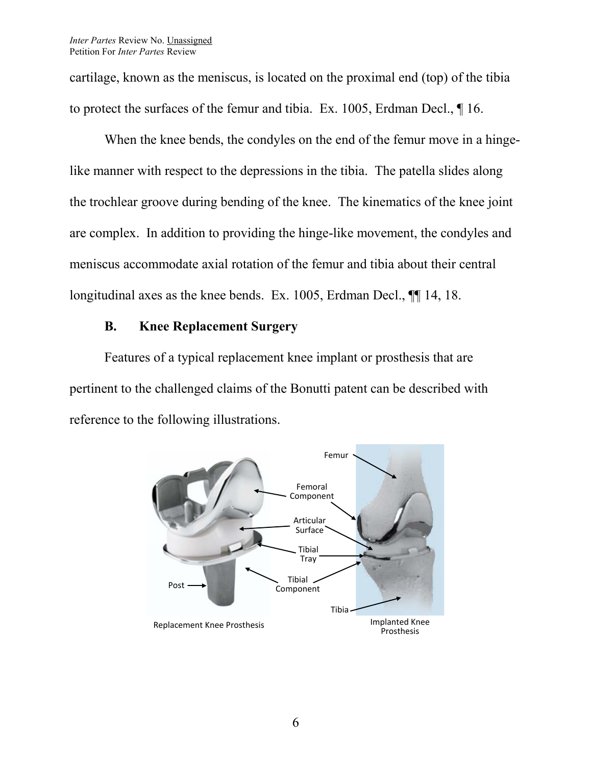cartilage, known as the meniscus, is located on the proximal end (top) of the tibia to protect the surfaces of the femur and tibia. Ex. 1005, Erdman Decl., ¶ 16.

When the knee bends, the condyles on the end of the femur move in a hinge-like manner with respect to the depressions in the tibia. The patella slides along the trochlear groove during bending of the knee. The kinematics of the knee joint are complex. In addition to providing the hinge-like movement, the condyles and meniscus accommodate axial rotation of the femur and tibia about their central longitudinal axes as the knee bends. Ex. 1005, Erdman Decl., ¶¶ 14, 18.

### B. Knee Replacement Surgery

Features of a typical replacement knee implant or prosthesis that are pertinent to the challenged claims of the Bonutti patent can be described with reference to the following illustrations.

Replacement Knee Prosthesis

Implanted Knee Prosthesis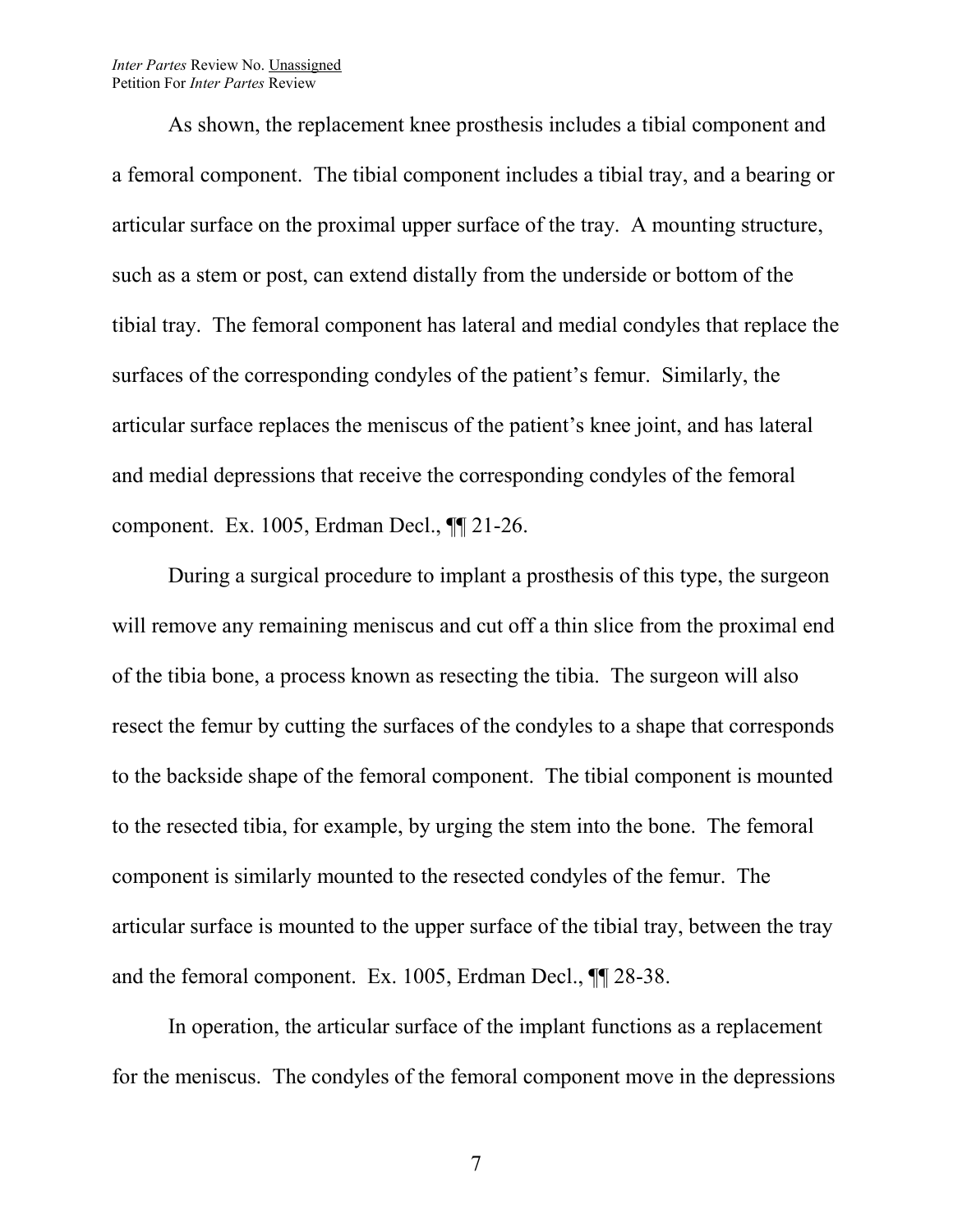As shown, the replacement knee prosthesis includes a tibial component and a femoral component. The tibial component includes a tibial tray, and a bearing or articular surface on the proximal upper surface of the tray. A mounting structure, such as a stem or post, can extend distally from the underside or bottom of the tibial tray. The femoral component has lateral and medial condyles that replace the surfaces of the corresponding condyles of the patient's femur. Similarly, the articular surface replaces the meniscus of the patient's knee joint, and has lateral and medial depressions that receive the corresponding condyles of the femoral component. Ex. 1005, Erdman Decl., ¶¶ 21-26.

During a surgical procedure to implant a prosthesis of this type, the surgeon will remove any remaining meniscus and cut off a thin slice from the proximal end of the tibia bone, a process known as resecting the tibia. The surgeon will also resect the femur by cutting the surfaces of the condyles to a shape that corresponds to the backside shape of the femoral component. The tibial component is mounted to the resected tibia, for example, by urging the stem into the bone. The femoral component is similarly mounted to the resected condyles of the femur. The articular surface is mounted to the upper surface of the tibial tray, between the tray and the femoral component. Ex. 1005, Erdman Decl., ¶¶ 28-38.

In operation, the articular surface of the implant functions as a replacement for the meniscus. The condyles of the femoral component move in the depressions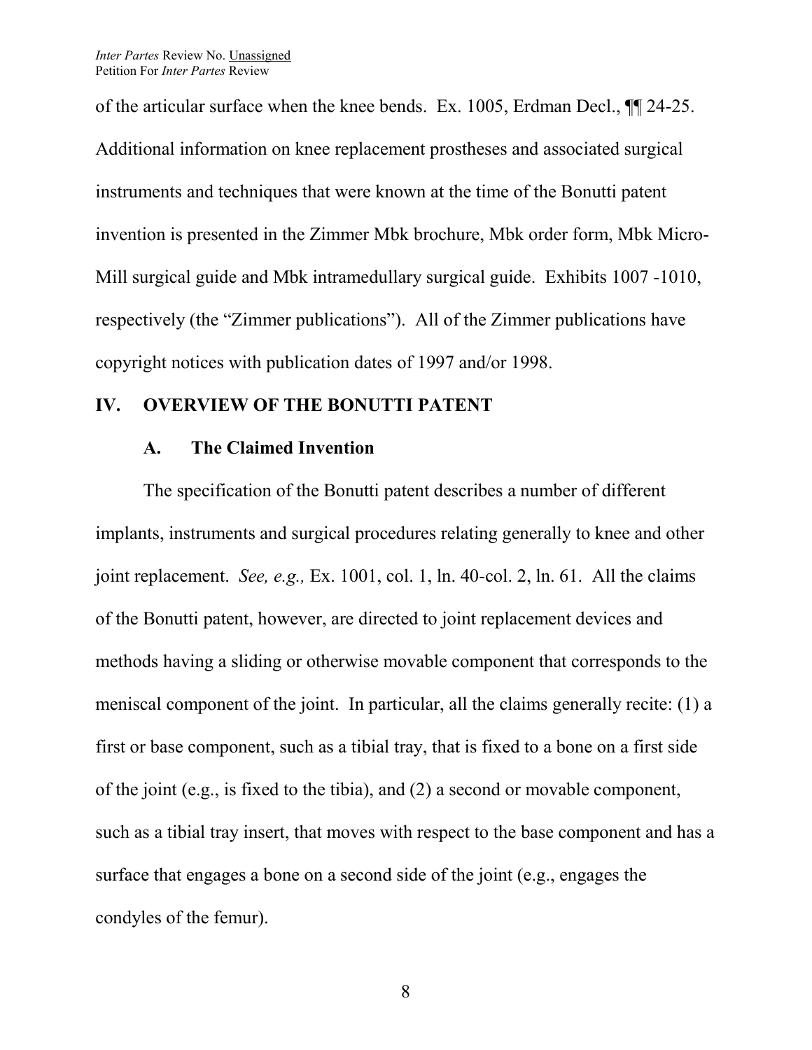of the articular surface when the knee bends. Ex. 1005, Erdman Decl., ¶¶ 24-25. Additional information on knee replacement prostheses and associated surgical instruments and techniques that were known at the time of the Bonutti patent invention is presented in the Zimmer Mbk brochure, Mbk order form, Mbk Micro-Mill surgical guide and Mbk intramedullary surgical guide. Exhibits 1007 -1010, respectively (the "Zimmer publications"). All of the Zimmer publications have copyright notices with publication dates of 1997 and/or 1998.

## IV. OVERVIEW OF THE BONUTTI PATENT

### A. The Claimed Invention

The specification of the Bonutti patent describes a number of different implants, instruments and surgical procedures relating generally to knee and other joint replacement. *See, e.g.,* Ex. 1001, col. 1, ln. 40-col. 2, ln. 61. All the claims of the Bonutti patent, however, are directed to joint replacement devices and methods having a sliding or otherwise movable component that corresponds to the meniscal component of the joint. In particular, all the claims generally recite: (1) a first or base component, such as a tibial tray, that is fixed to a bone on a first side of the joint (e.g., is fixed to the tibia), and (2) a second or movable component, such as a tibial tray insert, that moves with respect to the base component and has a surface that engages a bone on a second side of the joint (e.g., engages the condyles of the femur).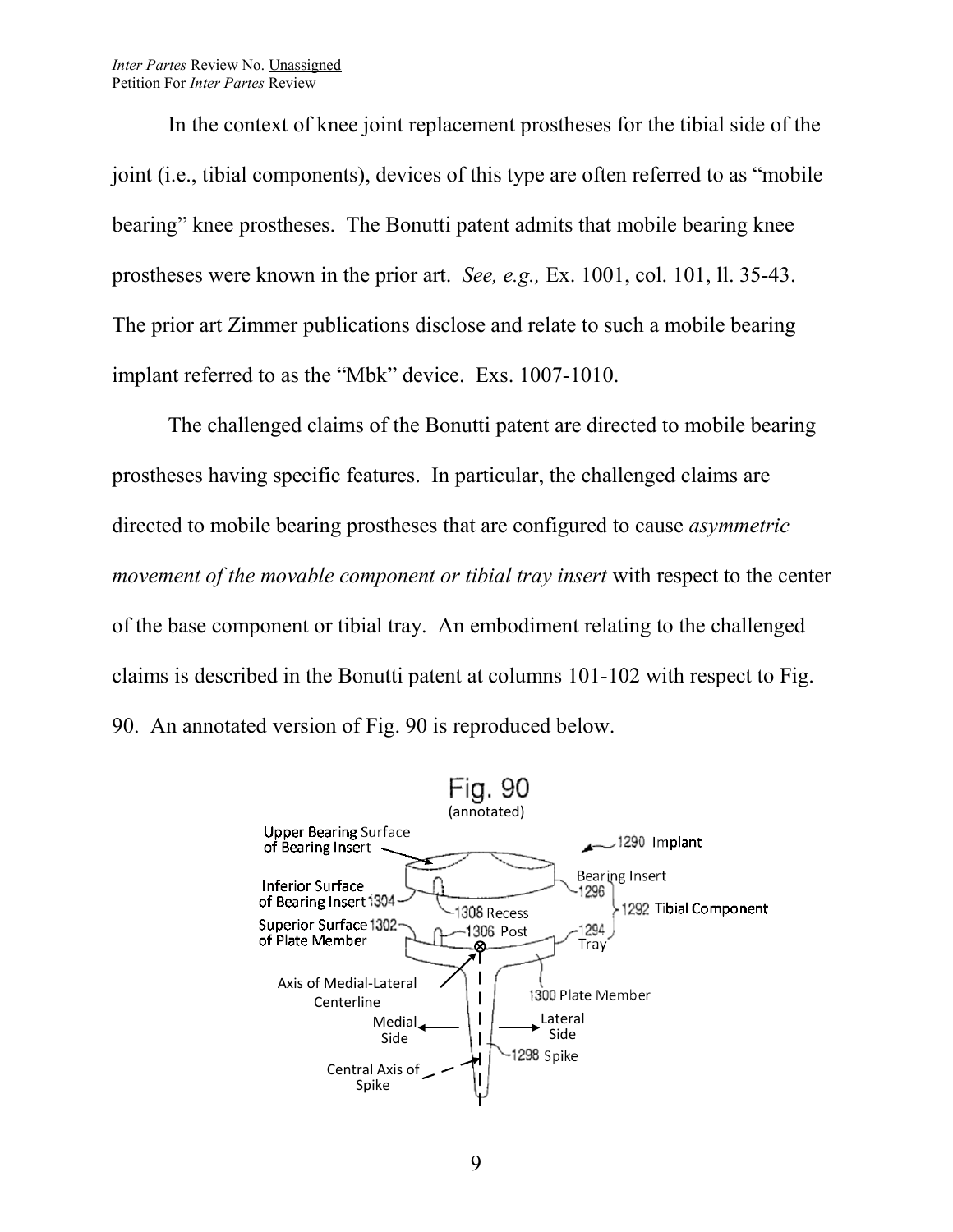In the context of knee joint replacement prostheses for the tibial side of the joint (i.e., tibial components), devices of this type are often referred to as "mobile bearing" knee prostheses. The Bonutti patent admits that mobile bearing knee prostheses were known in the prior art. *See, e.g.,* Ex. 1001, col. 101, ll. 35-43. The prior art Zimmer publications disclose and relate to such a mobile bearing implant referred to as the "Mbk" device. Exs. 1007-1010.

The challenged claims of the Bonutti patent are directed to mobile bearing prostheses having specific features. In particular, the challenged claims are directed to mobile bearing prostheses that are configured to cause *asymmetric movement of the movable component or tibial tray insert* with respect to the center of the base component or tibial tray. An embodiment relating to the challenged claims is described in the Bonutti patent at columns 101-102 with respect to Fig. 90. An annotated version of Fig. 90 is reproduced below.

Fig. 90
(annotated)

Upper Bearing Surface of Bearing Insert

1290 Implant

Bearing Insert 1296

Inferior Surface of Bearing Insert 1304

1308 Recess

1292 Tibial Component

Superior Surface 1302 of Plate Member

1306 Post

1294 Tray

Axis of Medial-Lateral Centerline

1300 Plate Member

Medial Side

Lateral Side

1298 Spike

Central Axis of Spike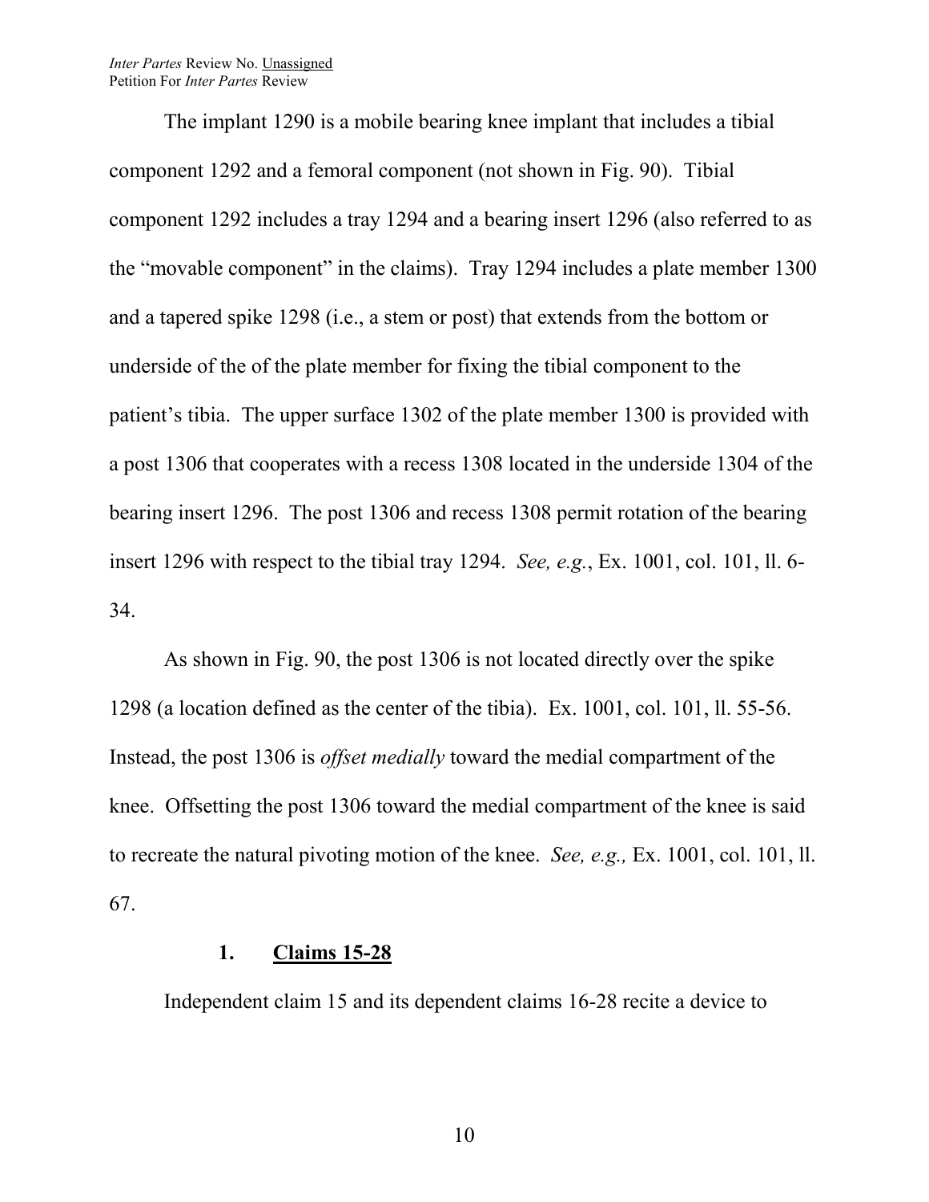The implant 1290 is a mobile bearing knee implant that includes a tibial component 1292 and a femoral component (not shown in Fig. 90). Tibial component 1292 includes a tray 1294 and a bearing insert 1296 (also referred to as the "movable component" in the claims). Tray 1294 includes a plate member 1300 and a tapered spike 1298 (i.e., a stem or post) that extends from the bottom or underside of the of the plate member for fixing the tibial component to the patient's tibia. The upper surface 1302 of the plate member 1300 is provided with a post 1306 that cooperates with a recess 1308 located in the underside 1304 of the bearing insert 1296. The post 1306 and recess 1308 permit rotation of the bearing insert 1296 with respect to the tibial tray 1294. *See, e.g.*, Ex. 1001, col. 101, ll. 6-34.

As shown in Fig. 90, the post 1306 is not located directly over the spike 1298 (a location defined as the center of the tibia). Ex. 1001, col. 101, ll. 55-56. Instead, the post 1306 is *offset medially* toward the medial compartment of the knee. Offsetting the post 1306 toward the medial compartment of the knee is said to recreate the natural pivoting motion of the knee. *See, e.g.,* Ex. 1001, col. 101, ll. 67.

### 1. <u>Claims 15-28</u>

Independent claim 15 and its dependent claims 16-28 recite a device to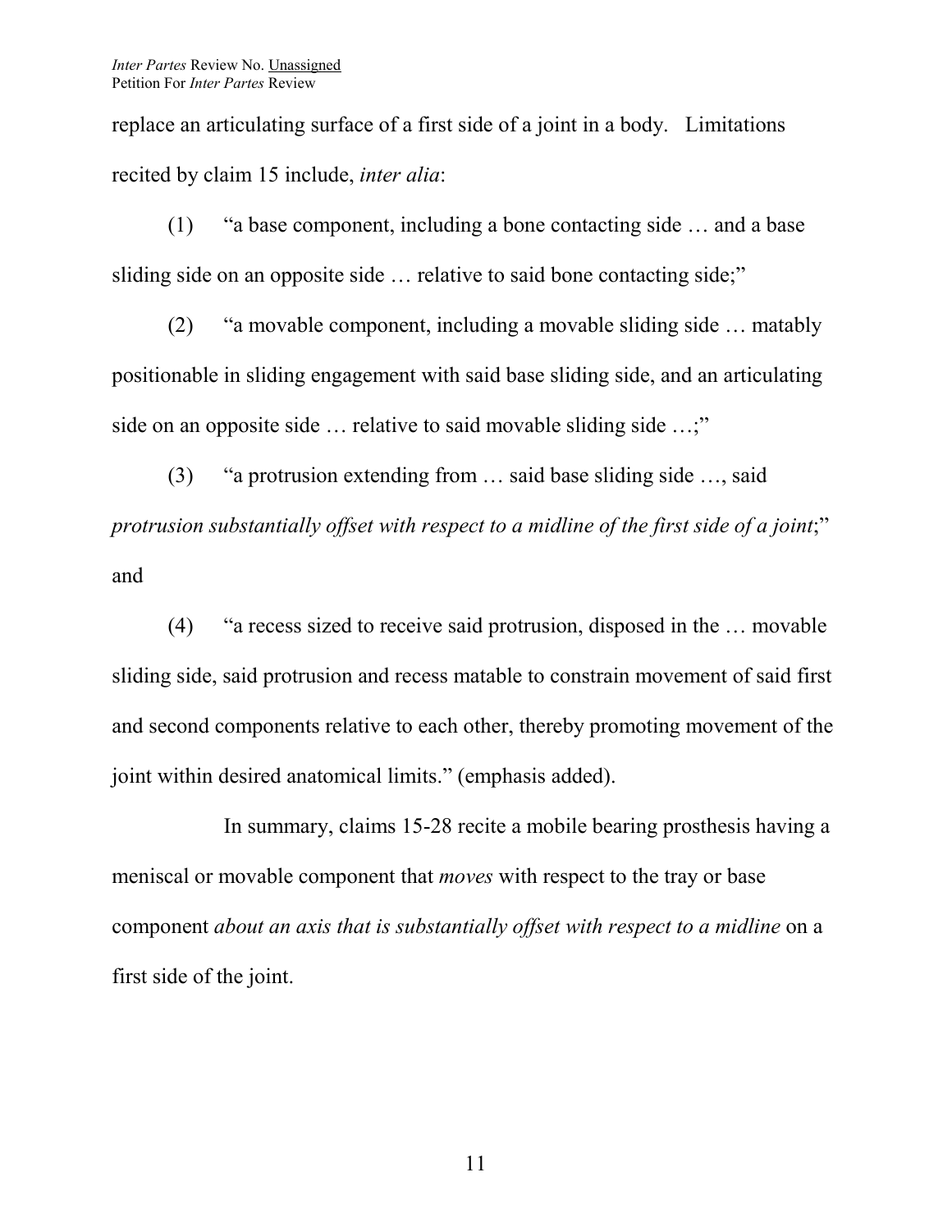replace an articulating surface of a first side of a joint in a body. Limitations recited by claim 15 include, *inter alia*:

(1) "a base component, including a bone contacting side … and a base sliding side on an opposite side … relative to said bone contacting side;"

(2) "a movable component, including a movable sliding side … matably positionable in sliding engagement with said base sliding side, and an articulating side on an opposite side … relative to said movable sliding side …;"

(3) "a protrusion extending from … said base sliding side …, said *protrusion substantially offset with respect to a midline of the first side of a joint*;" and

(4) "a recess sized to receive said protrusion, disposed in the … movable sliding side, said protrusion and recess matable to constrain movement of said first and second components relative to each other, thereby promoting movement of the joint within desired anatomical limits." (emphasis added).

In summary, claims 15-28 recite a mobile bearing prosthesis having a meniscal or movable component that *moves* with respect to the tray or base component *about an axis that is substantially offset with respect to a midline* on a first side of the joint.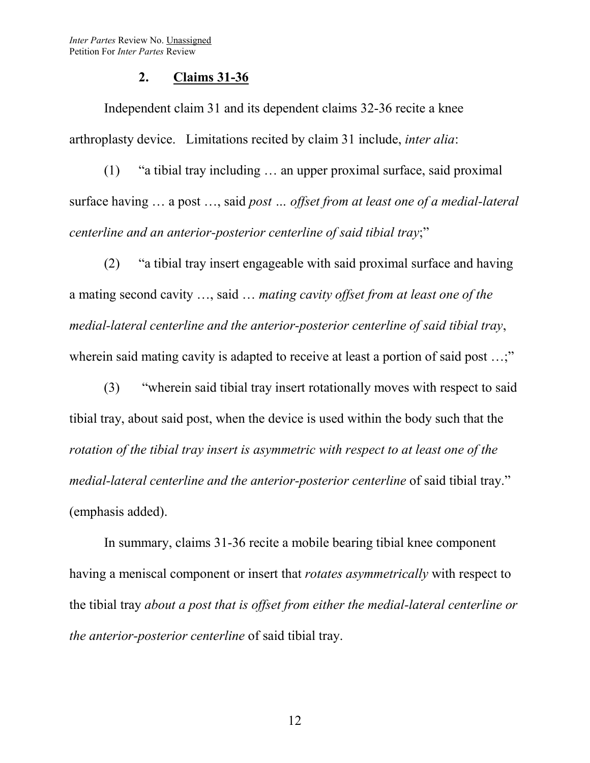### 2. Claims 31-36

Independent claim 31 and its dependent claims 32-36 recite a knee arthroplasty device. Limitations recited by claim 31 include, *inter alia*:

(1) "a tibial tray including … an upper proximal surface, said proximal surface having … a post …, said *post … offset from at least one of a medial-lateral centerline and an anterior-posterior centerline of said tibial tray*;"

(2) "a tibial tray insert engageable with said proximal surface and having a mating second cavity …, said … *mating cavity offset from at least one of the medial-lateral centerline and the anterior-posterior centerline of said tibial tray*, wherein said mating cavity is adapted to receive at least a portion of said post …;"

(3) "wherein said tibial tray insert rotationally moves with respect to said tibial tray, about said post, when the device is used within the body such that the *rotation of the tibial tray insert is asymmetric with respect to at least one of the medial-lateral centerline and the anterior-posterior centerline* of said tibial tray." (emphasis added).

In summary, claims 31-36 recite a mobile bearing tibial knee component having a meniscal component or insert that *rotates asymmetrically* with respect to the tibial tray *about a post that is offset from either the medial-lateral centerline or the anterior-posterior centerline* of said tibial tray.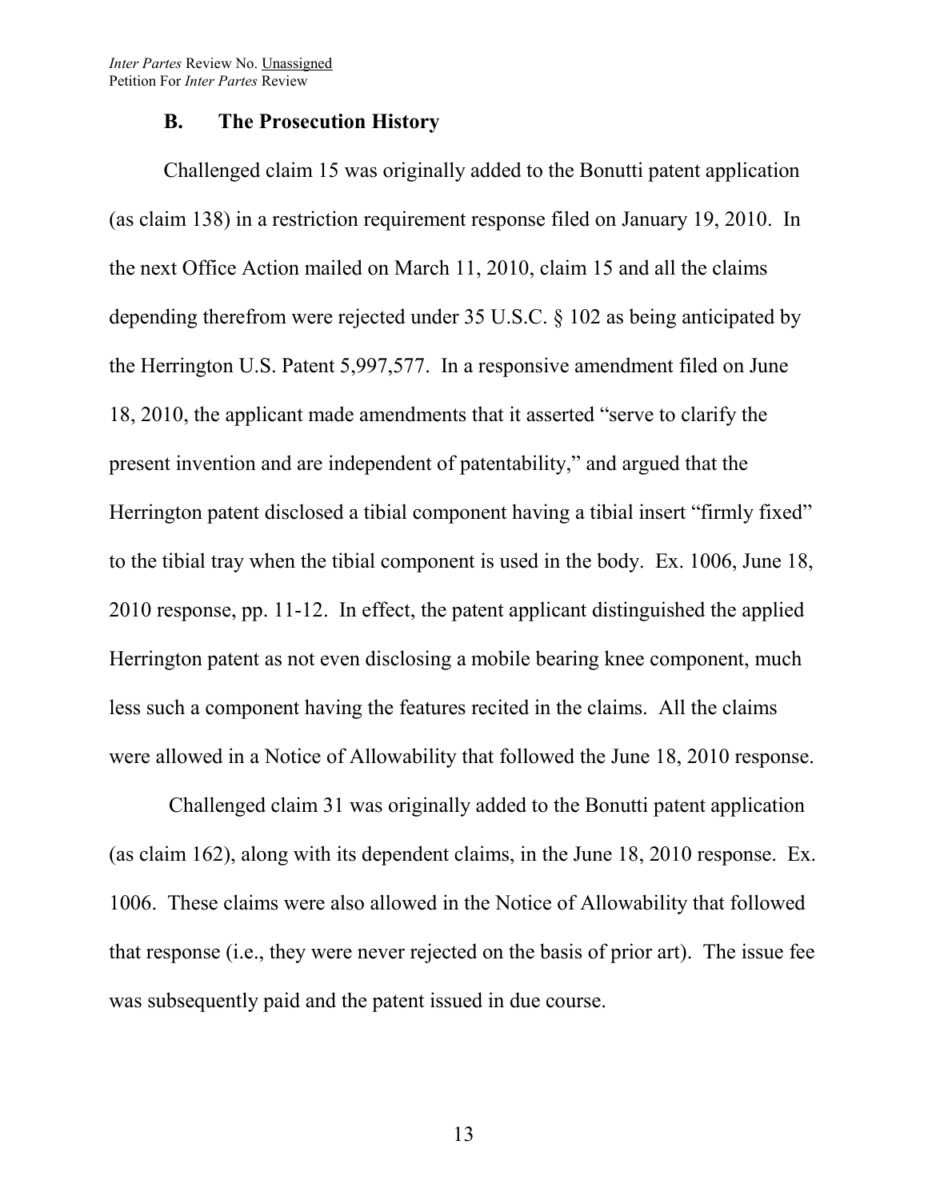### B. The Prosecution History

Challenged claim 15 was originally added to the Bonutti patent application (as claim 138) in a restriction requirement response filed on January 19, 2010. In the next Office Action mailed on March 11, 2010, claim 15 and all the claims depending therefrom were rejected under 35 U.S.C. § 102 as being anticipated by the Herrington U.S. Patent 5,997,577. In a responsive amendment filed on June 18, 2010, the applicant made amendments that it asserted "serve to clarify the present invention and are independent of patentability," and argued that the Herrington patent disclosed a tibial component having a tibial insert "firmly fixed" to the tibial tray when the tibial component is used in the body. Ex. 1006, June 18, 2010 response, pp. 11-12. In effect, the patent applicant distinguished the applied Herrington patent as not even disclosing a mobile bearing knee component, much less such a component having the features recited in the claims. All the claims were allowed in a Notice of Allowability that followed the June 18, 2010 response.

Challenged claim 31 was originally added to the Bonutti patent application (as claim 162), along with its dependent claims, in the June 18, 2010 response. Ex. 1006. These claims were also allowed in the Notice of Allowability that followed that response (i.e., they were never rejected on the basis of prior art). The issue fee was subsequently paid and the patent issued in due course.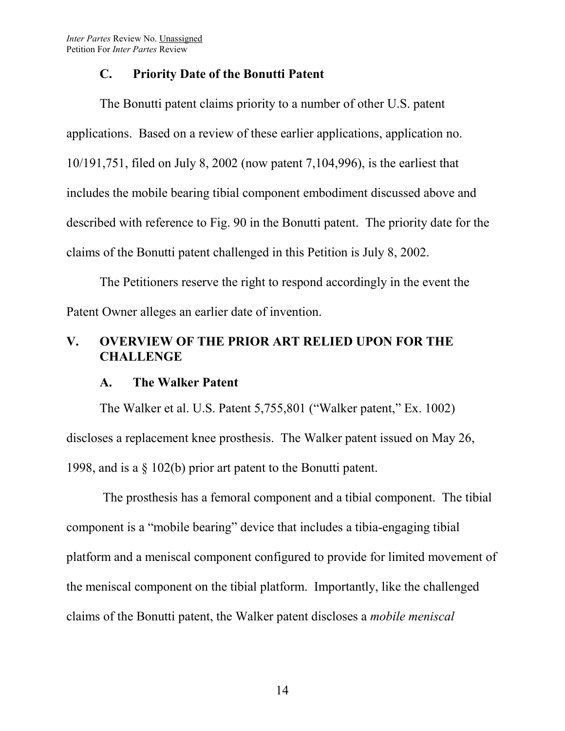### C. Priority Date of the Bonutti Patent

The Bonutti patent claims priority to a number of other U.S. patent applications. Based on a review of these earlier applications, application no. 10/191,751, filed on July 8, 2002 (now patent 7,104,996), is the earliest that includes the mobile bearing tibial component embodiment discussed above and described with reference to Fig. 90 in the Bonutti patent. The priority date for the claims of the Bonutti patent challenged in this Petition is July 8, 2002.

The Petitioners reserve the right to respond accordingly in the event the Patent Owner alleges an earlier date of invention.

## V. OVERVIEW OF THE PRIOR ART RELIED UPON FOR THE CHALLENGE

### A. The Walker Patent

The Walker et al. U.S. Patent 5,755,801 ("Walker patent," Ex. 1002) discloses a replacement knee prosthesis. The Walker patent issued on May 26, 1998, and is a § 102(b) prior art patent to the Bonutti patent.

The prosthesis has a femoral component and a tibial component. The tibial component is a "mobile bearing" device that includes a tibia-engaging tibial platform and a meniscal component configured to provide for limited movement of the meniscal component on the tibial platform. Importantly, like the challenged claims of the Bonutti patent, the Walker patent discloses a *mobile meniscal*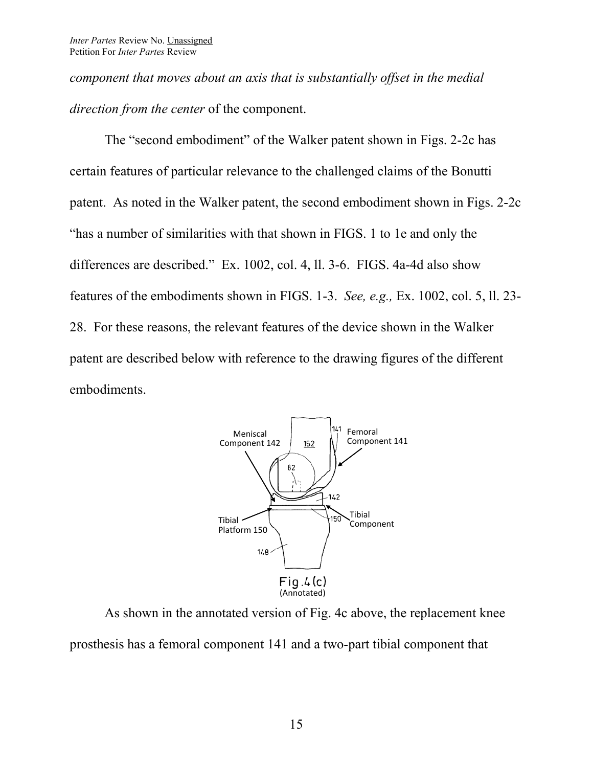*component that moves about an axis that is substantially offset in the medial direction from the center* of the component.

The "second embodiment" of the Walker patent shown in Figs. 2-2c has certain features of particular relevance to the challenged claims of the Bonutti patent. As noted in the Walker patent, the second embodiment shown in Figs. 2-2c "has a number of similarities with that shown in FIGS. 1 to 1e and only the differences are described." Ex. 1002, col. 4, ll. 3-6. FIGS. 4a-4d also show features of the embodiments shown in FIGS. 1-3. *See, e.g.,* Ex. 1002, col. 5, ll. 23-28. For these reasons, the relevant features of the device shown in the Walker patent are described below with reference to the drawing figures of the different embodiments.

Fig. 4(c) (Annotated)

As shown in the annotated version of Fig. 4c above, the replacement knee prosthesis has a femoral component 141 and a two-part tibial component that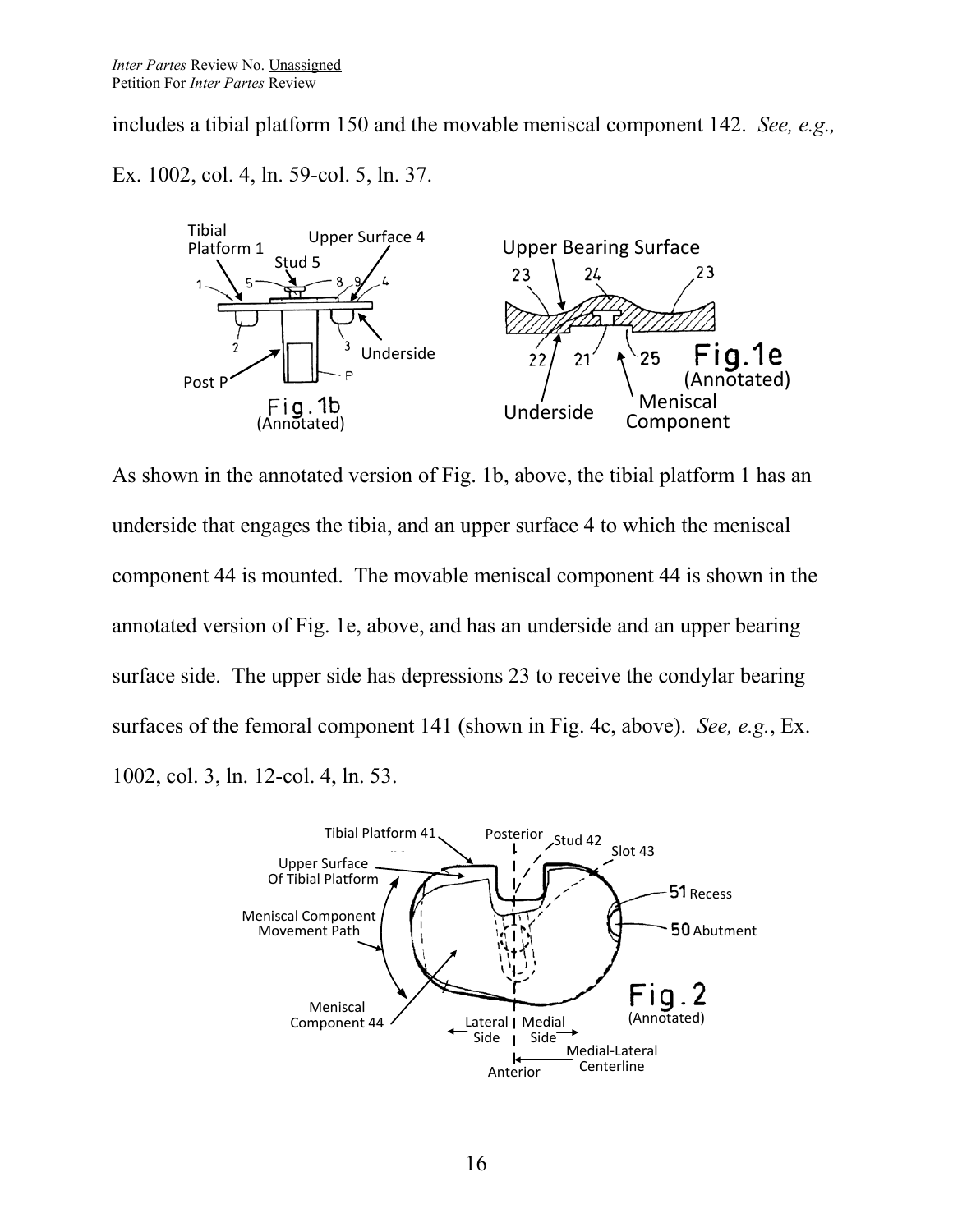includes a tibial platform 150 and the movable meniscal component 142. *See, e.g.,* Ex. 1002, col. 4, ln. 59-col. 5, ln. 37.

As shown in the annotated version of Fig. 1b, above, the tibial platform 1 has an underside that engages the tibia, and an upper surface 4 to which the meniscal component 44 is mounted. The movable meniscal component 44 is shown in the annotated version of Fig. 1e, above, and has an underside and an upper bearing surface side. The upper side has depressions 23 to receive the condylar bearing surfaces of the femoral component 141 (shown in Fig. 4c, above). *See, e.g.*, Ex. 1002, col. 3, ln. 12-col. 4, ln. 53.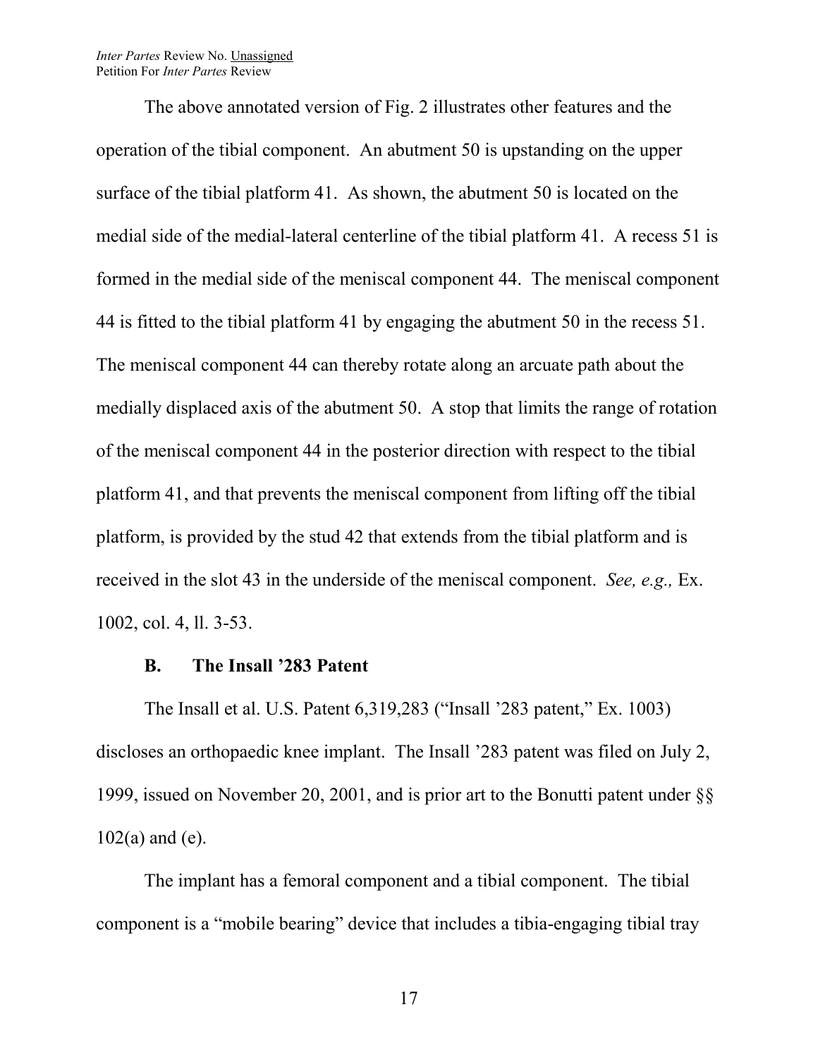The above annotated version of Fig. 2 illustrates other features and the operation of the tibial component. An abutment 50 is upstanding on the upper surface of the tibial platform 41. As shown, the abutment 50 is located on the medial side of the medial-lateral centerline of the tibial platform 41. A recess 51 is formed in the medial side of the meniscal component 44. The meniscal component 44 is fitted to the tibial platform 41 by engaging the abutment 50 in the recess 51. The meniscal component 44 can thereby rotate along an arcuate path about the medially displaced axis of the abutment 50. A stop that limits the range of rotation of the meniscal component 44 in the posterior direction with respect to the tibial platform 41, and that prevents the meniscal component from lifting off the tibial platform, is provided by the stud 42 that extends from the tibial platform and is received in the slot 43 in the underside of the meniscal component. *See, e.g.,* Ex. 1002, col. 4, ll. 3-53.

### B. The Insall ’283 Patent

The Insall et al. U.S. Patent 6,319,283 (“Insall ’283 patent,” Ex. 1003) discloses an orthopaedic knee implant. The Insall ’283 patent was filed on July 2, 1999, issued on November 20, 2001, and is prior art to the Bonutti patent under §§ 102(a) and (e).

The implant has a femoral component and a tibial component. The tibial component is a “mobile bearing” device that includes a tibia-engaging tibial tray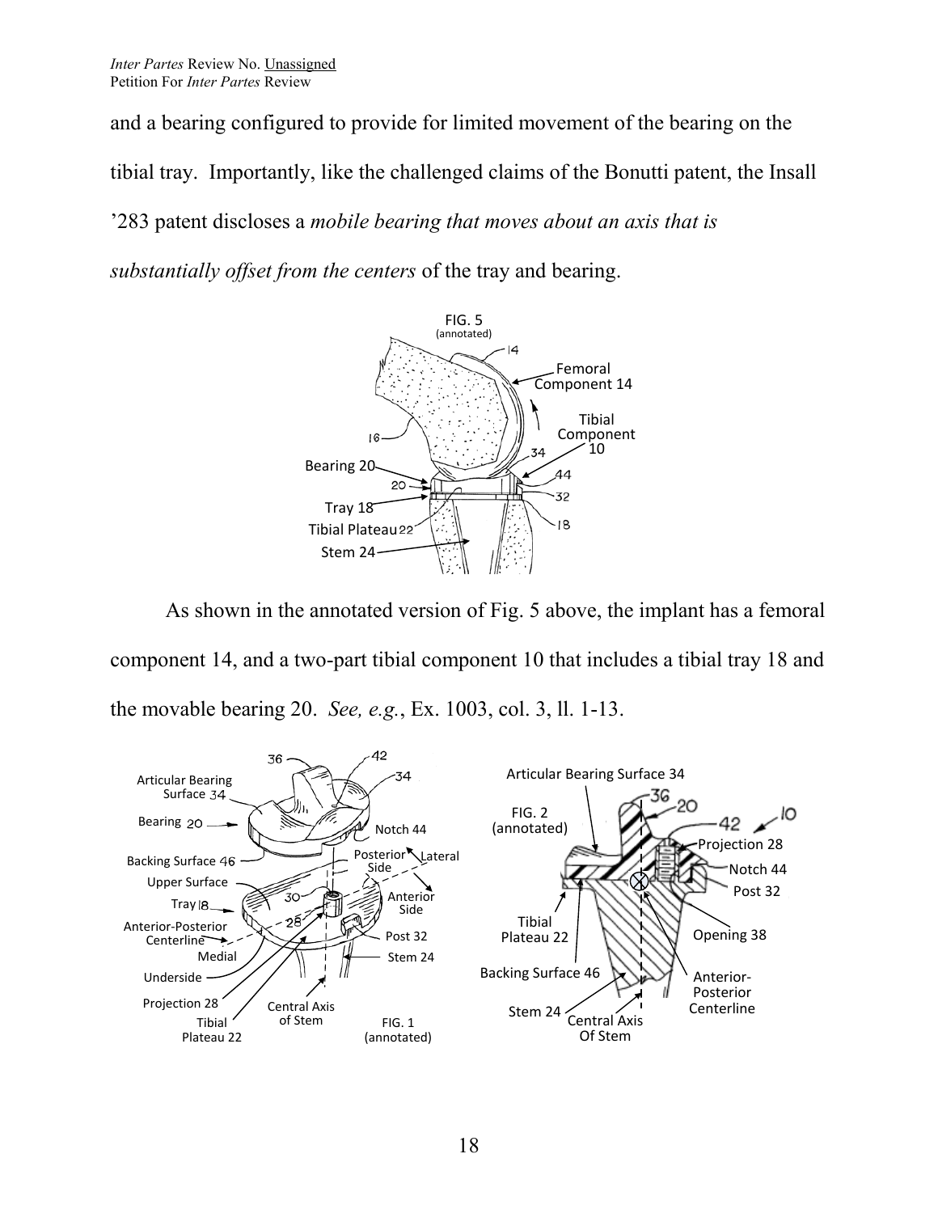and a bearing configured to provide for limited movement of the bearing on the tibial tray. Importantly, like the challenged claims of the Bonutti patent, the Insall '283 patent discloses a *mobile bearing that moves about an axis that is substantially offset from the centers* of the tray and bearing.

As shown in the annotated version of Fig. 5 above, the implant has a femoral component 14, and a two-part tibial component 10 that includes a tibial tray 18 and the movable bearing 20. *See, e.g.*, Ex. 1003, col. 3, ll. 1-13.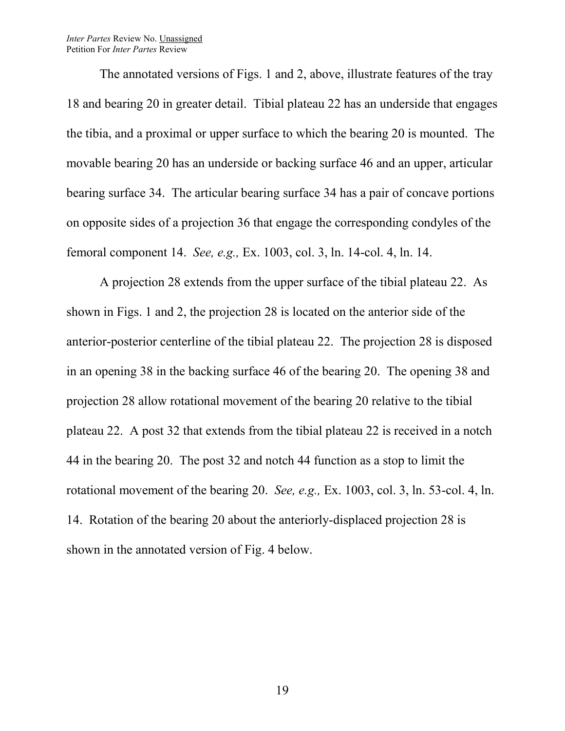The annotated versions of Figs. 1 and 2, above, illustrate features of the tray 18 and bearing 20 in greater detail. Tibial plateau 22 has an underside that engages the tibia, and a proximal or upper surface to which the bearing 20 is mounted. The movable bearing 20 has an underside or backing surface 46 and an upper, articular bearing surface 34. The articular bearing surface 34 has a pair of concave portions on opposite sides of a projection 36 that engage the corresponding condyles of the femoral component 14. *See, e.g.,* Ex. 1003, col. 3, ln. 14-col. 4, ln. 14.

A projection 28 extends from the upper surface of the tibial plateau 22. As shown in Figs. 1 and 2, the projection 28 is located on the anterior side of the anterior-posterior centerline of the tibial plateau 22. The projection 28 is disposed in an opening 38 in the backing surface 46 of the bearing 20. The opening 38 and projection 28 allow rotational movement of the bearing 20 relative to the tibial plateau 22. A post 32 that extends from the tibial plateau 22 is received in a notch 44 in the bearing 20. The post 32 and notch 44 function as a stop to limit the rotational movement of the bearing 20. *See, e.g.,* Ex. 1003, col. 3, ln. 53-col. 4, ln. 14. Rotation of the bearing 20 about the anteriorly-displaced projection 28 is shown in the annotated version of Fig. 4 below.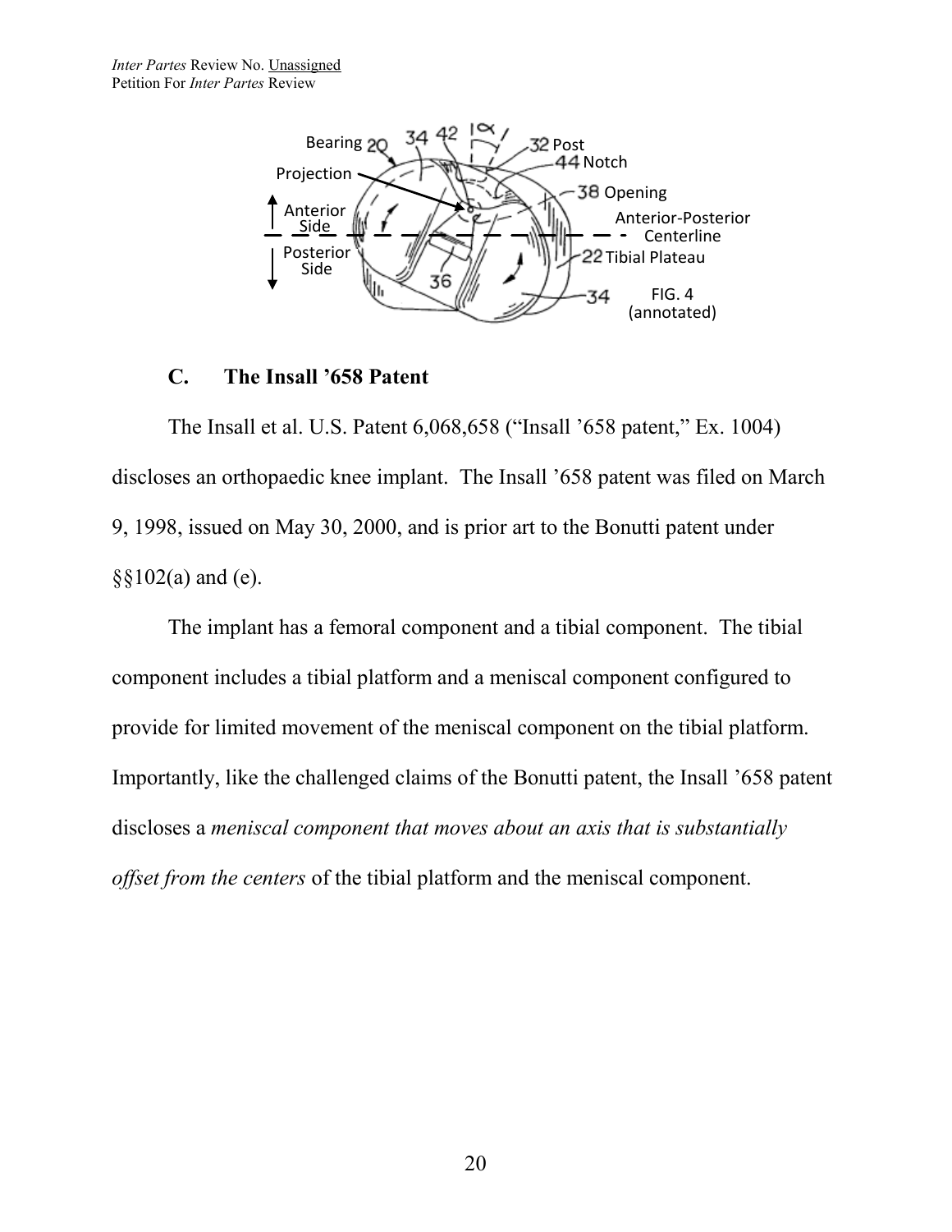## C. The Insall '658 Patent

The Insall et al. U.S. Patent 6,068,658 ("Insall '658 patent," Ex. 1004) discloses an orthopaedic knee implant. The Insall '658 patent was filed on March 9, 1998, issued on May 30, 2000, and is prior art to the Bonutti patent under §§102(a) and (e).

The implant has a femoral component and a tibial component. The tibial component includes a tibial platform and a meniscal component configured to provide for limited movement of the meniscal component on the tibial platform. Importantly, like the challenged claims of the Bonutti patent, the Insall '658 patent discloses a *meniscal component that moves about an axis that is substantially offset from the centers* of the tibial platform and the meniscal component.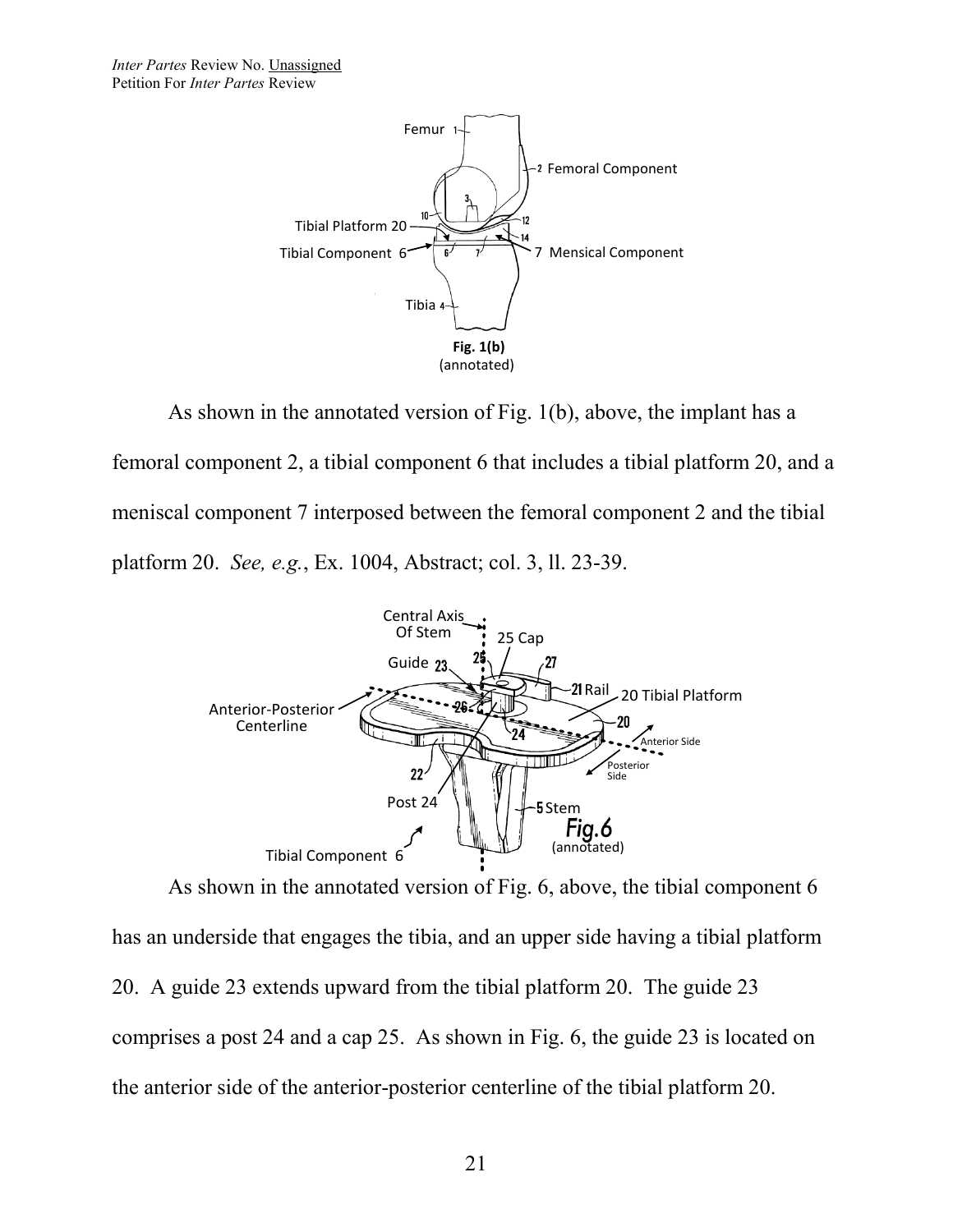Fig. 1(b)
(annotated)

As shown in the annotated version of Fig. 1(b), above, the implant has a femoral component 2, a tibial component 6 that includes a tibial platform 20, and a meniscal component 7 interposed between the femoral component 2 and the tibial platform 20. *See, e.g.*, Ex. 1004, Abstract; col. 3, ll. 23-39.

Fig.6
(annotated)

As shown in the annotated version of Fig. 6, above, the tibial component 6 has an underside that engages the tibia, and an upper side having a tibial platform 20. A guide 23 extends upward from the tibial platform 20. The guide 23 comprises a post 24 and a cap 25. As shown in Fig. 6, the guide 23 is located on the anterior side of the anterior-posterior centerline of the tibial platform 20.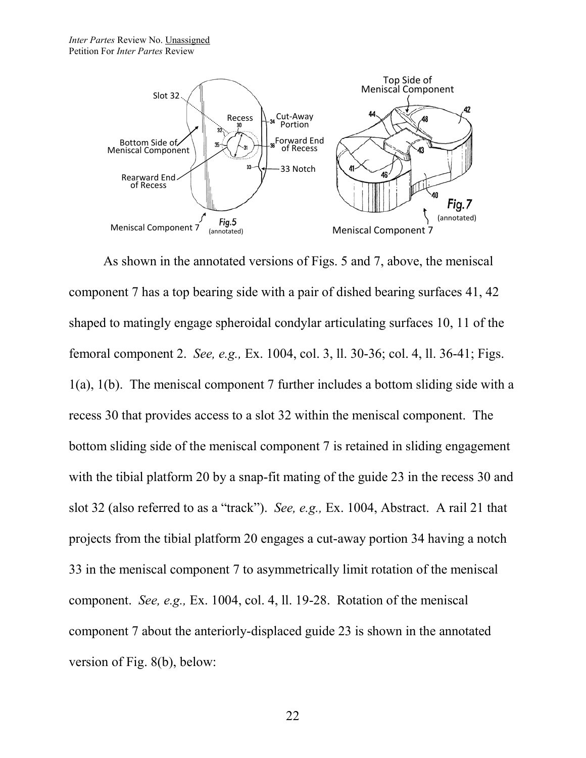As shown in the annotated versions of Figs. 5 and 7, above, the meniscal component 7 has a top bearing side with a pair of dished bearing surfaces 41, 42 shaped to matingly engage spheroidal condylar articulating surfaces 10, 11 of the femoral component 2. *See, e.g.,* Ex. 1004, col. 3, ll. 30-36; col. 4, ll. 36-41; Figs. 1(a), 1(b). The meniscal component 7 further includes a bottom sliding side with a recess 30 that provides access to a slot 32 within the meniscal component. The bottom sliding side of the meniscal component 7 is retained in sliding engagement with the tibial platform 20 by a snap-fit mating of the guide 23 in the recess 30 and slot 32 (also referred to as a "track"). *See, e.g.,* Ex. 1004, Abstract. A rail 21 that projects from the tibial platform 20 engages a cut-away portion 34 having a notch 33 in the meniscal component 7 to asymmetrically limit rotation of the meniscal component. *See, e.g.,* Ex. 1004, col. 4, ll. 19-28. Rotation of the meniscal component 7 about the anteriorly-displaced guide 23 is shown in the annotated version of Fig. 8(b), below: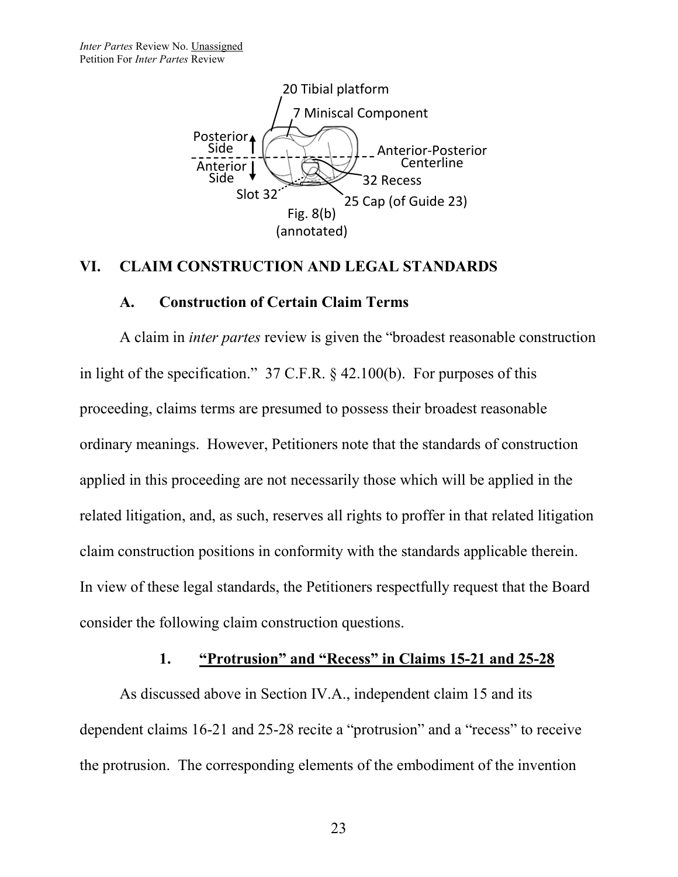Fig. 8(b)
(annotated)

## VI. CLAIM CONSTRUCTION AND LEGAL STANDARDS

### A. Construction of Certain Claim Terms

A claim in *inter partes* review is given the "broadest reasonable construction in light of the specification." 37 C.F.R. § 42.100(b). For purposes of this proceeding, claims terms are presumed to possess their broadest reasonable ordinary meanings. However, Petitioners note that the standards of construction applied in this proceeding are not necessarily those which will be applied in the related litigation, and, as such, reserves all rights to proffer in that related litigation claim construction positions in conformity with the standards applicable therein. In view of these legal standards, the Petitioners respectfully request that the Board consider the following claim construction questions.

#### 1. "Protrusion" and "Recess" in Claims 15-21 and 25-28

As discussed above in Section IV.A., independent claim 15 and its dependent claims 16-21 and 25-28 recite a "protrusion" and a "recess" to receive the protrusion. The corresponding elements of the embodiment of the invention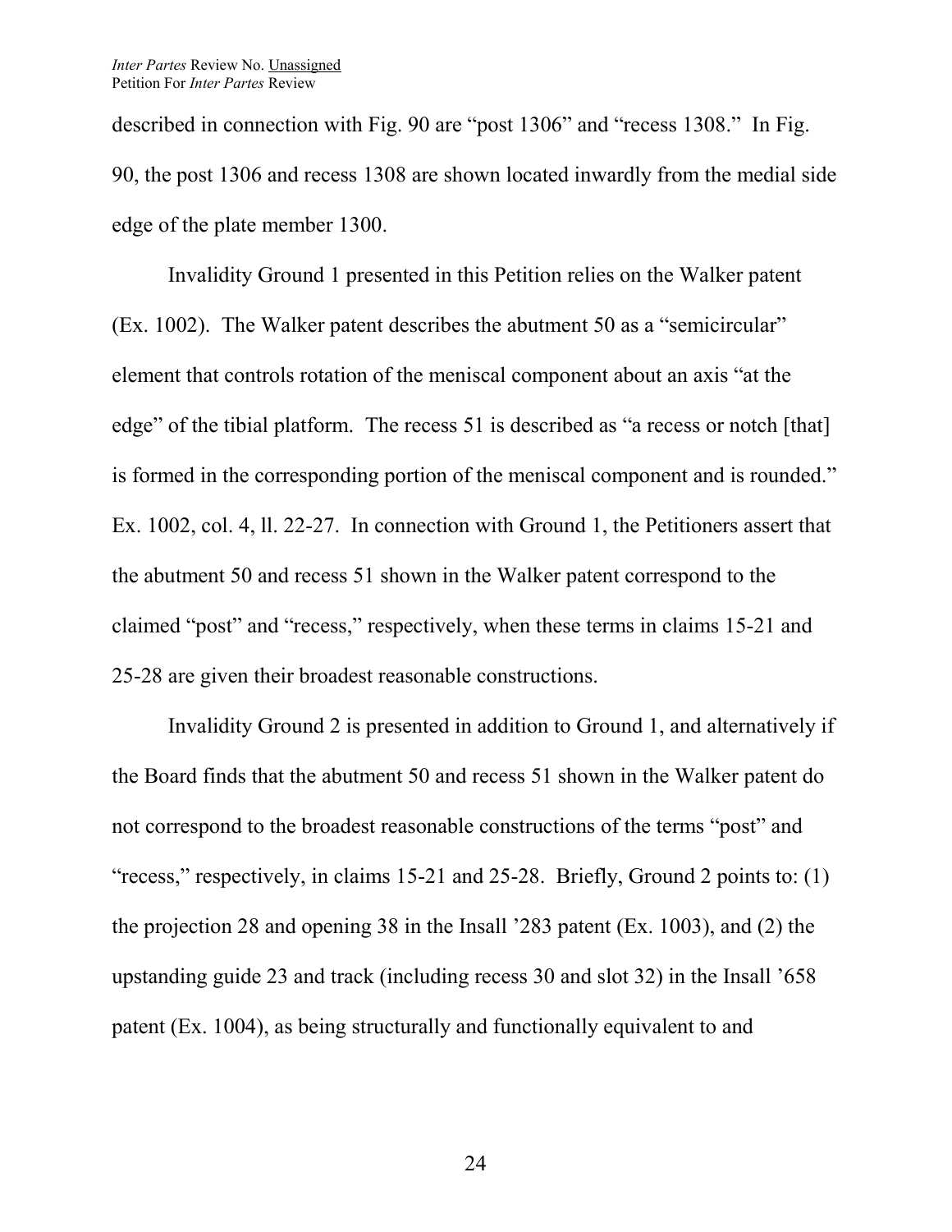described in connection with Fig. 90 are "post 1306" and "recess 1308." In Fig. 90, the post 1306 and recess 1308 are shown located inwardly from the medial side edge of the plate member 1300.

Invalidity Ground 1 presented in this Petition relies on the Walker patent (Ex. 1002). The Walker patent describes the abutment 50 as a "semicircular" element that controls rotation of the meniscal component about an axis "at the edge" of the tibial platform. The recess 51 is described as "a recess or notch [that] is formed in the corresponding portion of the meniscal component and is rounded." Ex. 1002, col. 4, ll. 22-27. In connection with Ground 1, the Petitioners assert that the abutment 50 and recess 51 shown in the Walker patent correspond to the claimed "post" and "recess," respectively, when these terms in claims 15-21 and 25-28 are given their broadest reasonable constructions.

Invalidity Ground 2 is presented in addition to Ground 1, and alternatively if the Board finds that the abutment 50 and recess 51 shown in the Walker patent do not correspond to the broadest reasonable constructions of the terms "post" and "recess," respectively, in claims 15-21 and 25-28. Briefly, Ground 2 points to: (1) the projection 28 and opening 38 in the Insall '283 patent (Ex. 1003), and (2) the upstanding guide 23 and track (including recess 30 and slot 32) in the Insall '658 patent (Ex. 1004), as being structurally and functionally equivalent to and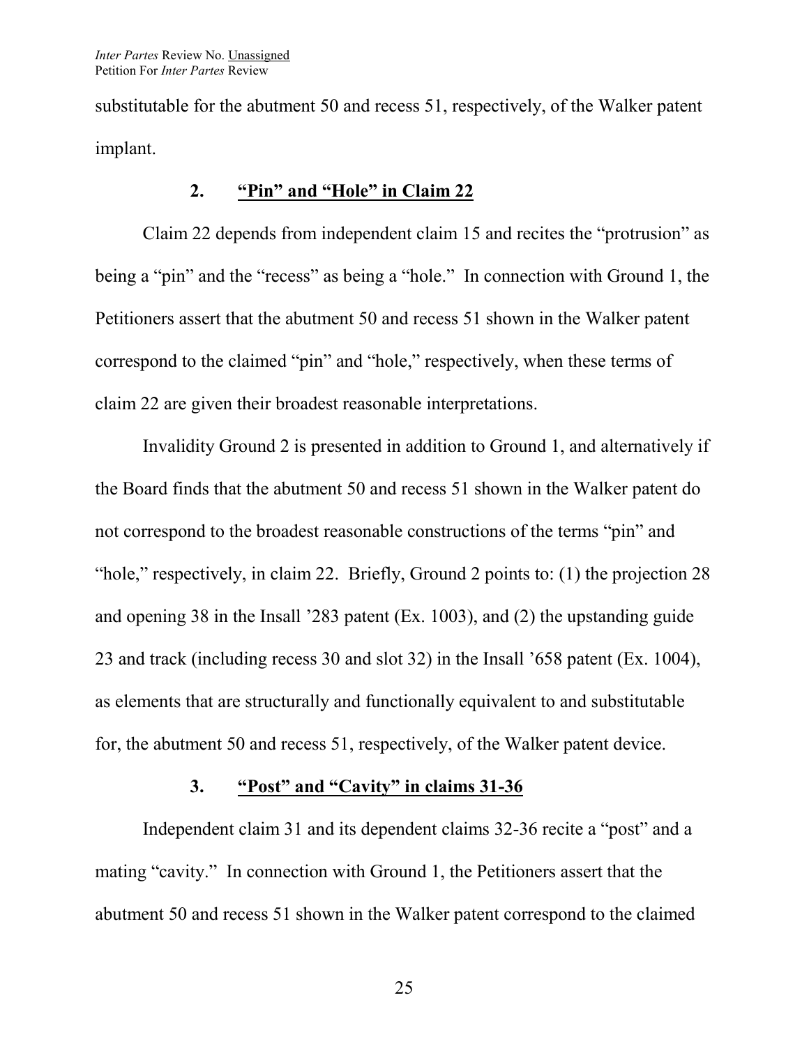substitutable for the abutment 50 and recess 51, respectively, of the Walker patent implant.

### 2. <u>"Pin" and "Hole" in Claim 22</u>

Claim 22 depends from independent claim 15 and recites the "protrusion" as being a "pin" and the "recess" as being a "hole." In connection with Ground 1, the Petitioners assert that the abutment 50 and recess 51 shown in the Walker patent correspond to the claimed "pin" and "hole," respectively, when these terms of claim 22 are given their broadest reasonable interpretations.

Invalidity Ground 2 is presented in addition to Ground 1, and alternatively if the Board finds that the abutment 50 and recess 51 shown in the Walker patent do not correspond to the broadest reasonable constructions of the terms "pin" and "hole," respectively, in claim 22. Briefly, Ground 2 points to: (1) the projection 28 and opening 38 in the Insall '283 patent (Ex. 1003), and (2) the upstanding guide 23 and track (including recess 30 and slot 32) in the Insall '658 patent (Ex. 1004), as elements that are structurally and functionally equivalent to and substitutable for, the abutment 50 and recess 51, respectively, of the Walker patent device.

### 3. <u>"Post" and "Cavity" in claims 31-36</u>

Independent claim 31 and its dependent claims 32-36 recite a "post" and a mating "cavity." In connection with Ground 1, the Petitioners assert that the abutment 50 and recess 51 shown in the Walker patent correspond to the claimed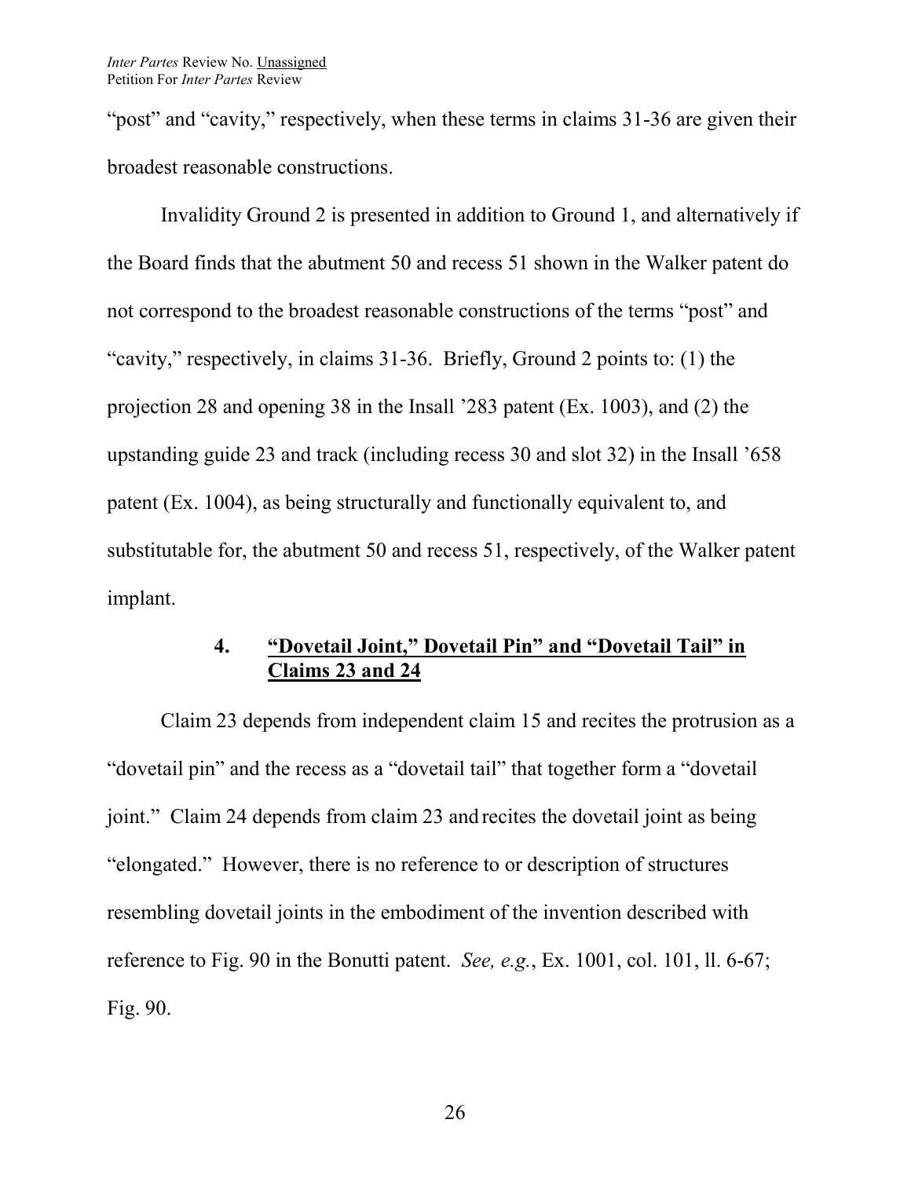"post" and "cavity," respectively, when these terms in claims 31-36 are given their broadest reasonable constructions.

Invalidity Ground 2 is presented in addition to Ground 1, and alternatively if the Board finds that the abutment 50 and recess 51 shown in the Walker patent do not correspond to the broadest reasonable constructions of the terms "post" and "cavity," respectively, in claims 31-36. Briefly, Ground 2 points to: (1) the projection 28 and opening 38 in the Insall '283 patent (Ex. 1003), and (2) the upstanding guide 23 and track (including recess 30 and slot 32) in the Insall '658 patent (Ex. 1004), as being structurally and functionally equivalent to, and substitutable for, the abutment 50 and recess 51, respectively, of the Walker patent implant.

#### 4. "Dovetail Joint," Dovetail Pin" and "Dovetail Tail" in Claims 23 and 24

Claim 23 depends from independent claim 15 and recites the protrusion as a "dovetail pin" and the recess as a "dovetail tail" that together form a "dovetail joint." Claim 24 depends from claim 23 and recites the dovetail joint as being "elongated." However, there is no reference to or description of structures resembling dovetail joints in the embodiment of the invention described with reference to Fig. 90 in the Bonutti patent. *See, e.g.*, Ex. 1001, col. 101, ll. 6-67; Fig. 90.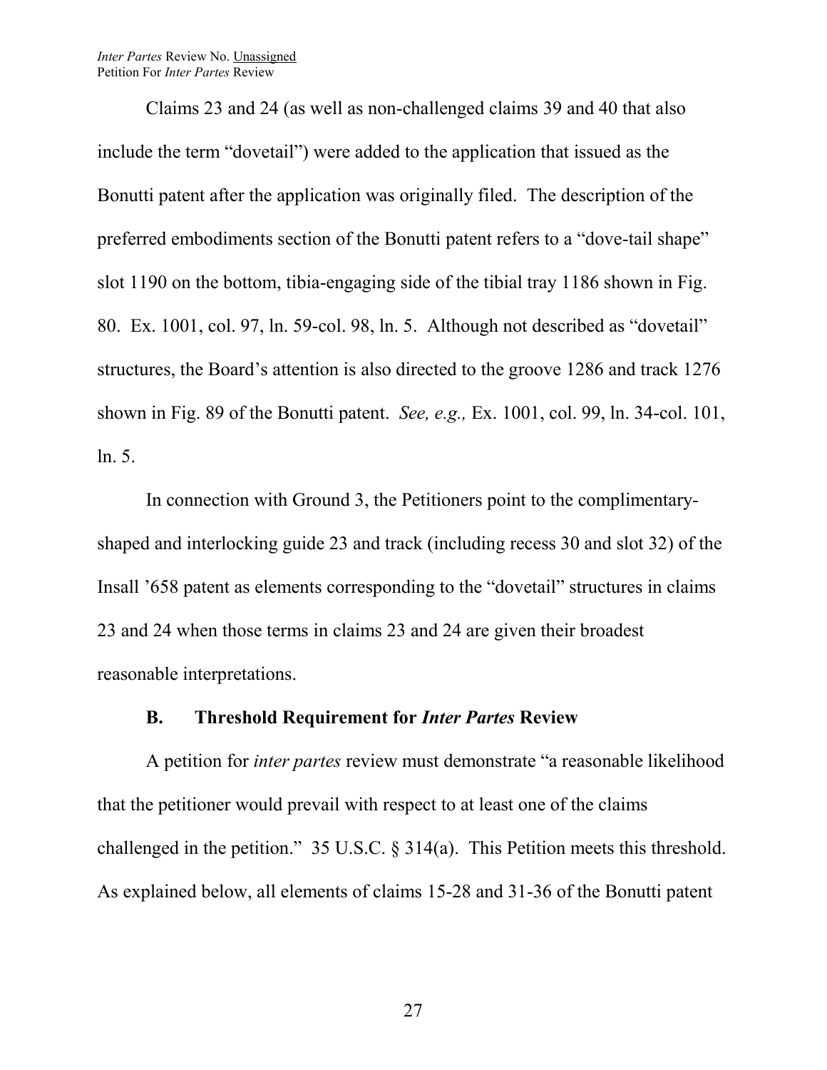Claims 23 and 24 (as well as non-challenged claims 39 and 40 that also include the term "dovetail") were added to the application that issued as the Bonutti patent after the application was originally filed. The description of the preferred embodiments section of the Bonutti patent refers to a "dove-tail shape" slot 1190 on the bottom, tibia-engaging side of the tibial tray 1186 shown in Fig. 80. Ex. 1001, col. 97, ln. 59-col. 98, ln. 5. Although not described as "dovetail" structures, the Board's attention is also directed to the groove 1286 and track 1276 shown in Fig. 89 of the Bonutti patent. *See, e.g.,* Ex. 1001, col. 99, ln. 34-col. 101, ln. 5.

In connection with Ground 3, the Petitioners point to the complimentary-shaped and interlocking guide 23 and track (including recess 30 and slot 32) of the Insall '658 patent as elements corresponding to the "dovetail" structures in claims 23 and 24 when those terms in claims 23 and 24 are given their broadest reasonable interpretations.

### B. Threshold Requirement for *Inter Partes* Review

A petition for *inter partes* review must demonstrate "a reasonable likelihood that the petitioner would prevail with respect to at least one of the claims challenged in the petition." 35 U.S.C. § 314(a). This Petition meets this threshold. As explained below, all elements of claims 15-28 and 31-36 of the Bonutti patent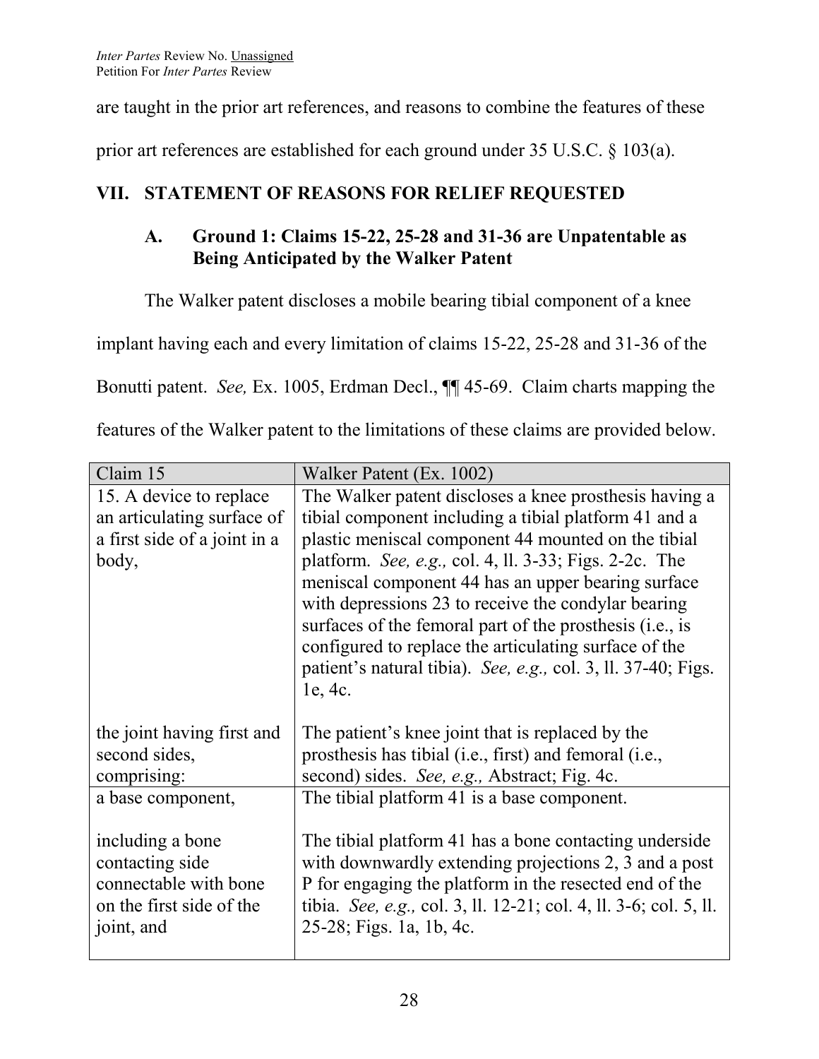are taught in the prior art references, and reasons to combine the features of these prior art references are established for each ground under 35 U.S.C. § 103(a).

## VII. STATEMENT OF REASONS FOR RELIEF REQUESTED

### A. Ground 1: Claims 15-22, 25-28 and 31-36 are Unpatentable as Being Anticipated by the Walker Patent

The Walker patent discloses a mobile bearing tibial component of a knee implant having each and every limitation of claims 15-22, 25-28 and 31-36 of the Bonutti patent. *See,* Ex. 1005, Erdman Decl., ¶¶ 45-69. Claim charts mapping the features of the Walker patent to the limitations of these claims are provided below.

| Claim 15 | Walker Patent (Ex. 1002) |
|---|---|
| 15. A device to replace an articulating surface of a first side of a joint in a body, | The Walker patent discloses a knee prosthesis having a tibial component including a tibial platform 41 and a plastic meniscal component 44 mounted on the tibial platform. *See, e.g.,* col. 4, ll. 3-33; Figs. 2-2c. The meniscal component 44 has an upper bearing surface with depressions 23 to receive the condylar bearing surfaces of the femoral part of the prosthesis (i.e., is configured to replace the articulating surface of the patient's natural tibia). *See, e.g.,* col. 3, ll. 37-40; Figs. 1e, 4c. |
| the joint having first and second sides, comprising: | The patient's knee joint that is replaced by the prosthesis has tibial (i.e., first) and femoral (i.e., second) sides. *See, e.g.,* Abstract; Fig. 4c. |
| a base component,<br><br>including a bone contacting side connectable with bone on the first side of the joint, and | The tibial platform 41 is a base component.<br><br>The tibial platform 41 has a bone contacting underside with downwardly extending projections 2, 3 and a post P for engaging the platform in the resected end of the tibia. *See, e.g.,* col. 3, ll. 12-21; col. 4, ll. 3-6; col. 5, ll. 25-28; Figs. 1a, 1b, 4c. |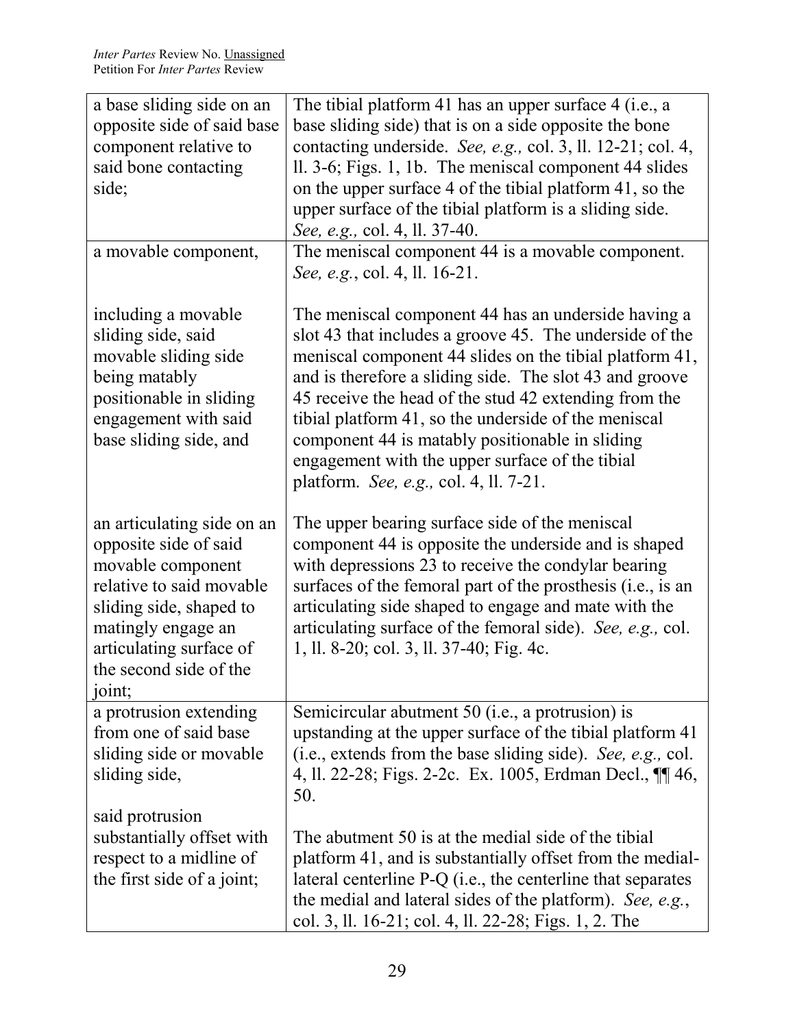| a base sliding side on an opposite side of said base component relative to said bone contacting side; | The tibial platform 41 has an upper surface 4 (i.e., a base sliding side) that is on a side opposite the bone contacting underside. *See, e.g.,* col. 3, ll. 12-21; col. 4, ll. 3-6; Figs. 1, 1b. The meniscal component 44 slides on the upper surface 4 of the tibial platform 41, so the upper surface of the tibial platform is a sliding side. *See, e.g.,* col. 4, ll. 37-40. |
|---|---|
| a movable component,<br><br>including a movable sliding side, said movable sliding side being matably positionable in sliding engagement with said base sliding side, and<br><br>an articulating side on an opposite side of said movable component relative to said movable sliding side, shaped to matingly engage an articulating surface of the second side of the joint; | The meniscal component 44 is a movable component. *See, e.g.*, col. 4, ll. 16-21.<br><br>The meniscal component 44 has an underside having a slot 43 that includes a groove 45. The underside of the meniscal component 44 slides on the tibial platform 41, and is therefore a sliding side. The slot 43 and groove 45 receive the head of the stud 42 extending from the tibial platform 41, so the underside of the meniscal component 44 is matably positionable in sliding engagement with the upper surface of the tibial platform. *See, e.g.,* col. 4, ll. 7-21.<br><br>The upper bearing surface side of the meniscal component 44 is opposite the underside and is shaped with depressions 23 to receive the condylar bearing surfaces of the femoral part of the prosthesis (i.e., is an articulating side shaped to engage and mate with the articulating surface of the femoral side). *See, e.g.,* col. 1, ll. 8-20; col. 3, ll. 37-40; Fig. 4c. |
| a protrusion extending from one of said base sliding side or movable sliding side,<br><br>said protrusion substantially offset with respect to a midline of the first side of a joint; | Semicircular abutment 50 (i.e., a protrusion) is upstanding at the upper surface of the tibial platform 41 (i.e., extends from the base sliding side). *See, e.g.,* col. 4, ll. 22-28; Figs. 2-2c. Ex. 1005, Erdman Decl., ¶¶ 46, 50.<br><br>The abutment 50 is at the medial side of the tibial platform 41, and is substantially offset from the medial-lateral centerline P-Q (i.e., the centerline that separates the medial and lateral sides of the platform). *See, e.g.*, col. 3, ll. 16-21; col. 4, ll. 22-28; Figs. 1, 2. The |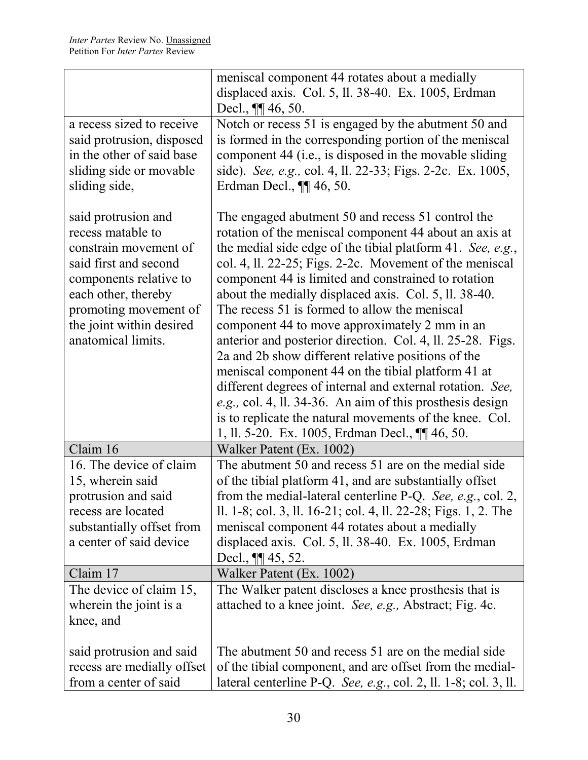| | |
|---|---|
| | meniscal component 44 rotates about a medially displaced axis. Col. 5, ll. 38-40. Ex. 1005, Erdman Decl., ¶¶ 46, 50. |
| a recess sized to receive said protrusion, disposed in the other of said base sliding side or movable sliding side,<br><br>said protrusion and recess matable to constrain movement of said first and second components relative to each other, thereby promoting movement of the joint within desired anatomical limits. | Notch or recess 51 is engaged by the abutment 50 and is formed in the corresponding portion of the meniscal component 44 (i.e., is disposed in the movable sliding side). *See, e.g.,* col. 4, ll. 22-33; Figs. 2-2c. Ex. 1005, Erdman Decl., ¶¶ 46, 50.<br><br>The engaged abutment 50 and recess 51 control the rotation of the meniscal component 44 about an axis at the medial side edge of the tibial platform 41. *See, e.g.*, col. 4, ll. 22-25; Figs. 2-2c. Movement of the meniscal component 44 is limited and constrained to rotation about the medially displaced axis. Col. 5, ll. 38-40. The recess 51 is formed to allow the meniscal component 44 to move approximately 2 mm in an anterior and posterior direction. Col. 4, ll. 25-28. Figs. 2a and 2b show different relative positions of the meniscal component 44 on the tibial platform 41 at different degrees of internal and external rotation. *See, e.g.,* col. 4, ll. 34-36. An aim of this prosthesis design is to replicate the natural movements of the knee. Col. 1, ll. 5-20. Ex. 1005, Erdman Decl., ¶¶ 46, 50. |
| Claim 16 | Walker Patent (Ex. 1002) |
| 16. The device of claim 15, wherein said protrusion and said recess are located substantially offset from a center of said device | The abutment 50 and recess 51 are on the medial side of the tibial platform 41, and are substantially offset from the medial-lateral centerline P-Q. *See, e.g.*, col. 2, ll. 1-8; col. 3, ll. 16-21; col. 4, ll. 22-28; Figs. 1, 2. The meniscal component 44 rotates about a medially displaced axis. Col. 5, ll. 38-40. Ex. 1005, Erdman Decl., ¶¶ 45, 52. |
| Claim 17 | Walker Patent (Ex. 1002) |
| The device of claim 15, wherein the joint is a knee, and<br><br>said protrusion and said recess are medially offset from a center of said | The Walker patent discloses a knee prosthesis that is attached to a knee joint. *See, e.g.,* Abstract; Fig. 4c.<br><br>The abutment 50 and recess 51 are on the medial side of the tibial component, and are offset from the medial-lateral centerline P-Q. *See, e.g.*, col. 2, ll. 1-8; col. 3, ll. |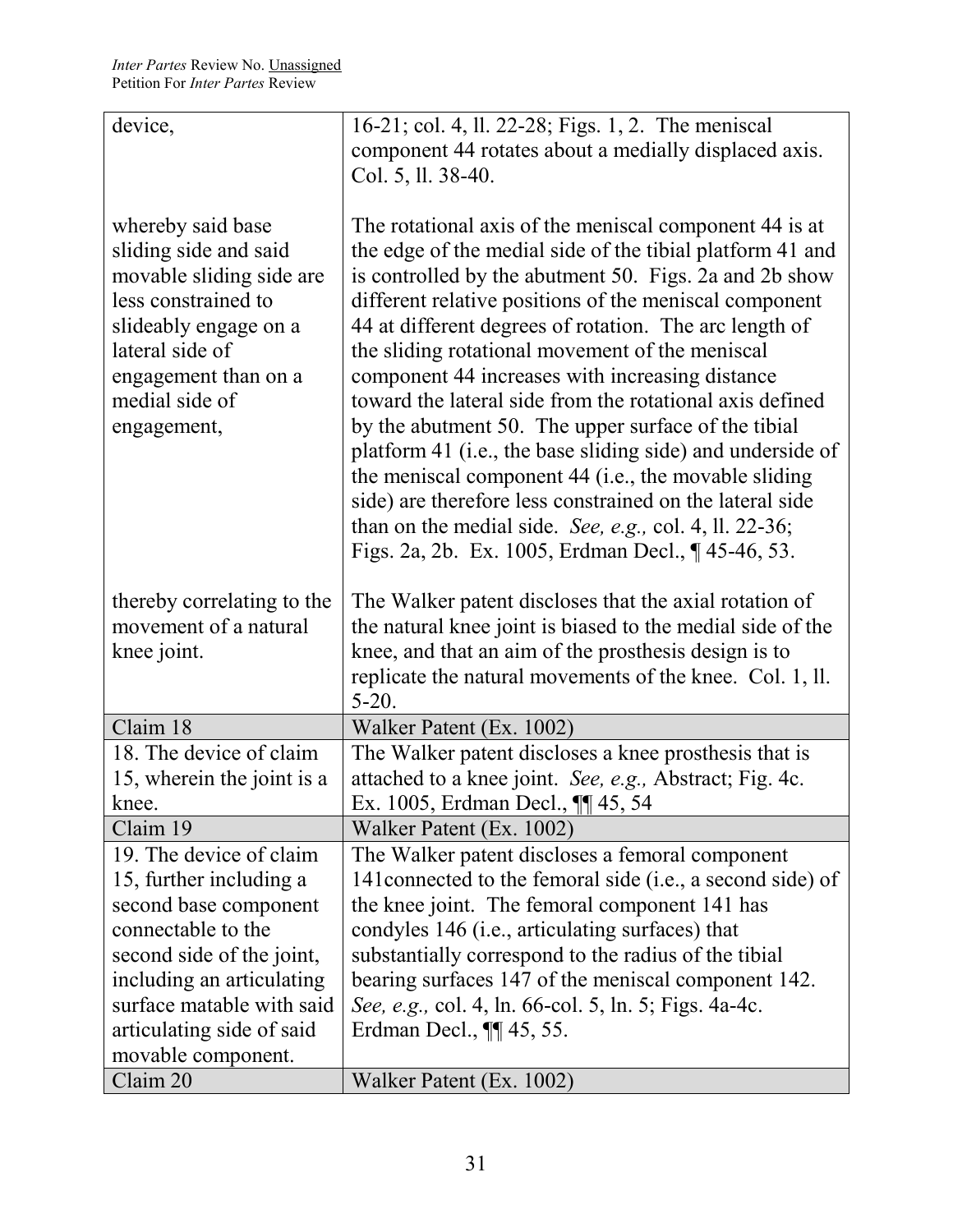| | |
|---|---|
| device, | 16-21; col. 4, ll. 22-28; Figs. 1, 2. The meniscal component 44 rotates about a medially displaced axis. Col. 5, ll. 38-40. |
| whereby said base sliding side and said movable sliding side are less constrained to slideably engage on a lateral side of engagement than on a medial side of engagement, | The rotational axis of the meniscal component 44 is at the edge of the medial side of the tibial platform 41 and is controlled by the abutment 50. Figs. 2a and 2b show different relative positions of the meniscal component 44 at different degrees of rotation. The arc length of the sliding rotational movement of the meniscal component 44 increases with increasing distance toward the lateral side from the rotational axis defined by the abutment 50. The upper surface of the tibial platform 41 (i.e., the base sliding side) and underside of the meniscal component 44 (i.e., the movable sliding side) are therefore less constrained on the lateral side than on the medial side. *See, e.g.,* col. 4, ll. 22-36; Figs. 2a, 2b. Ex. 1005, Erdman Decl., ¶ 45-46, 53. |
| thereby correlating to the movement of a natural knee joint. | The Walker patent discloses that the axial rotation of the natural knee joint is biased to the medial side of the knee, and that an aim of the prosthesis design is to replicate the natural movements of the knee. Col. 1, ll. 5-20. |
| Claim 18 | Walker Patent (Ex. 1002) |
| 18. The device of claim 15, wherein the joint is a knee. | The Walker patent discloses a knee prosthesis that is attached to a knee joint. *See, e.g.,* Abstract; Fig. 4c. Ex. 1005, Erdman Decl., ¶¶ 45, 54 |
| Claim 19 | Walker Patent (Ex. 1002) |
| 19. The device of claim 15, further including a second base component connectable to the second side of the joint, including an articulating surface matable with said articulating side of said movable component. | The Walker patent discloses a femoral component 141connected to the femoral side (i.e., a second side) of the knee joint. The femoral component 141 has condyles 146 (i.e., articulating surfaces) that substantially correspond to the radius of the tibial bearing surfaces 147 of the meniscal component 142. *See, e.g.,* col. 4, ln. 66-col. 5, ln. 5; Figs. 4a-4c. Erdman Decl., ¶¶ 45, 55. |
| Claim 20 | Walker Patent (Ex. 1002) |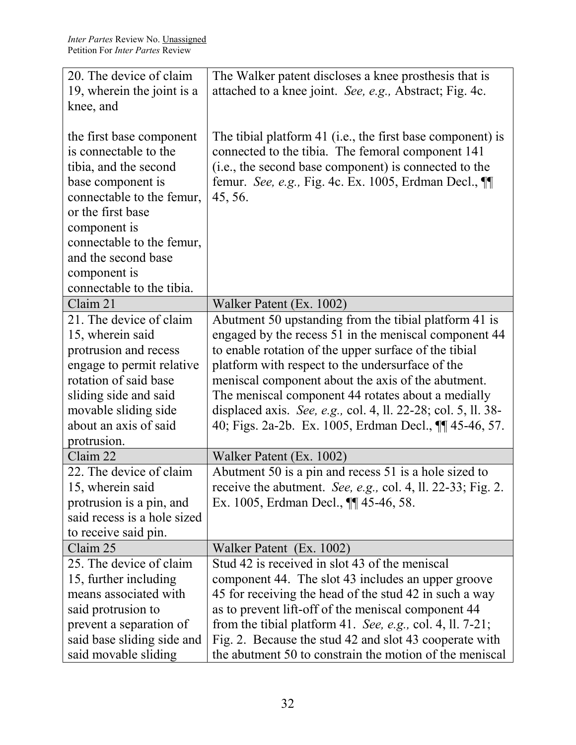| 20. The device of claim 19, wherein the joint is a knee, and | The Walker patent discloses a knee prosthesis that is attached to a knee joint. *See, e.g.,* Abstract; Fig. 4c. |
|---|---|
| the first base component is connectable to the tibia, and the second base component is connectable to the femur, or the first base component is connectable to the femur, and the second base component is connectable to the tibia. | The tibial platform 41 (i.e., the first base component) is connected to the tibia. The femoral component 141 (i.e., the second base component) is connected to the femur. *See, e.g.,* Fig. 4c. Ex. 1005, Erdman Decl., ¶¶ 45, 56. |
| Claim 21 | Walker Patent (Ex. 1002) |
| 21. The device of claim 15, wherein said protrusion and recess engage to permit relative rotation of said base sliding side and said movable sliding side about an axis of said protrusion. | Abutment 50 upstanding from the tibial platform 41 is engaged by the recess 51 in the meniscal component 44 to enable rotation of the upper surface of the tibial platform with respect to the undersurface of the meniscal component about the axis of the abutment. The meniscal component 44 rotates about a medially displaced axis. *See, e.g.,* col. 4, ll. 22-28; col. 5, ll. 38-40; Figs. 2a-2b. Ex. 1005, Erdman Decl., ¶¶ 45-46, 57. |
| Claim 22 | Walker Patent (Ex. 1002) |
| 22. The device of claim 15, wherein said protrusion is a pin, and said recess is a hole sized to receive said pin. | Abutment 50 is a pin and recess 51 is a hole sized to receive the abutment. *See, e.g.,* col. 4, ll. 22-33; Fig. 2. Ex. 1005, Erdman Decl., ¶¶ 45-46, 58. |
| Claim 25 | Walker Patent (Ex. 1002) |
| 25. The device of claim 15, further including means associated with said protrusion to prevent a separation of said base sliding side and said movable sliding | Stud 42 is received in slot 43 of the meniscal component 44. The slot 43 includes an upper groove 45 for receiving the head of the stud 42 in such a way as to prevent lift-off of the meniscal component 44 from the tibial platform 41. *See, e.g.,* col. 4, ll. 7-21; Fig. 2. Because the stud 42 and slot 43 cooperate with the abutment 50 to constrain the motion of the meniscal |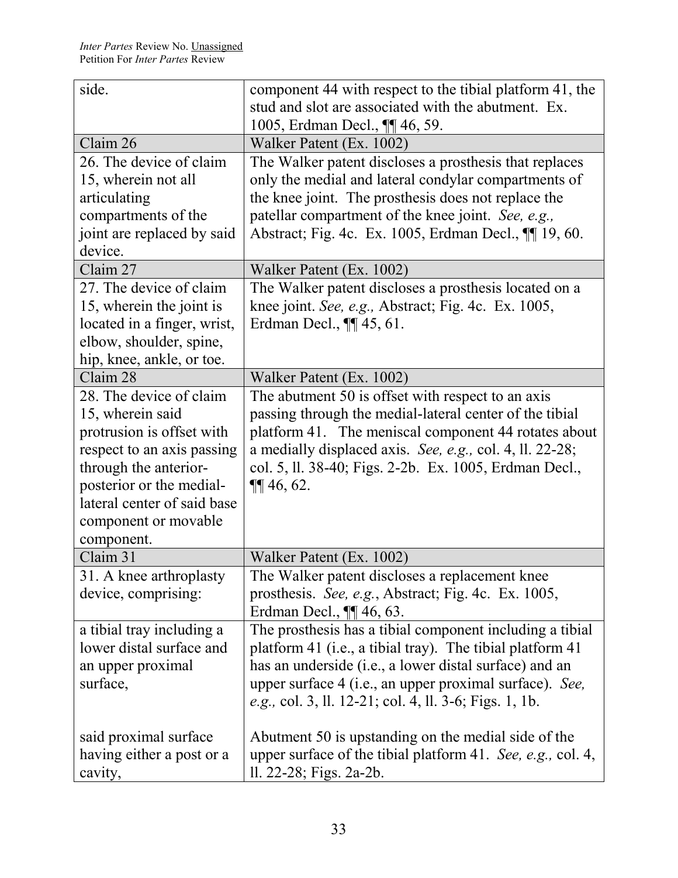| side. | component 44 with respect to the tibial platform 41, the stud and slot are associated with the abutment. Ex. 1005, Erdman Decl., ¶¶ 46, 59. |
|---|---|
| Claim 26 | Walker Patent (Ex. 1002) |
| 26. The device of claim 15, wherein not all articulating compartments of the joint are replaced by said device. | The Walker patent discloses a prosthesis that replaces only the medial and lateral condylar compartments of the knee joint. The prosthesis does not replace the patellar compartment of the knee joint. *See, e.g.,* Abstract; Fig. 4c. Ex. 1005, Erdman Decl., ¶¶ 19, 60. |
| Claim 27 | Walker Patent (Ex. 1002) |
| 27. The device of claim 15, wherein the joint is located in a finger, wrist, elbow, shoulder, spine, hip, knee, ankle, or toe. | The Walker patent discloses a prosthesis located on a knee joint. *See, e.g.,* Abstract; Fig. 4c. Ex. 1005, Erdman Decl., ¶¶ 45, 61. |
| Claim 28 | Walker Patent (Ex. 1002) |
| 28. The device of claim 15, wherein said protrusion is offset with respect to an axis passing through the anterior-posterior or the medial-lateral center of said base component or movable component. | The abutment 50 is offset with respect to an axis passing through the medial-lateral center of the tibial platform 41. The meniscal component 44 rotates about a medially displaced axis. *See, e.g.,* col. 4, ll. 22-28; col. 5, ll. 38-40; Figs. 2-2b. Ex. 1005, Erdman Decl., ¶¶ 46, 62. |
| Claim 31 | Walker Patent (Ex. 1002) |
| 31. A knee arthroplasty device, comprising: | The Walker patent discloses a replacement knee prosthesis. *See, e.g.*, Abstract; Fig. 4c. Ex. 1005, Erdman Decl., ¶¶ 46, 63. |
| a tibial tray including a lower distal surface and an upper proximal surface,<br><br>said proximal surface having either a post or a cavity, | The prosthesis has a tibial component including a tibial platform 41 (i.e., a tibial tray). The tibial platform 41 has an underside (i.e., a lower distal surface) and an upper surface 4 (i.e., an upper proximal surface). *See, e.g.,* col. 3, ll. 12-21; col. 4, ll. 3-6; Figs. 1, 1b.<br><br>Abutment 50 is upstanding on the medial side of the upper surface of the tibial platform 41. *See, e.g.,* col. 4, ll. 22-28; Figs. 2a-2b. |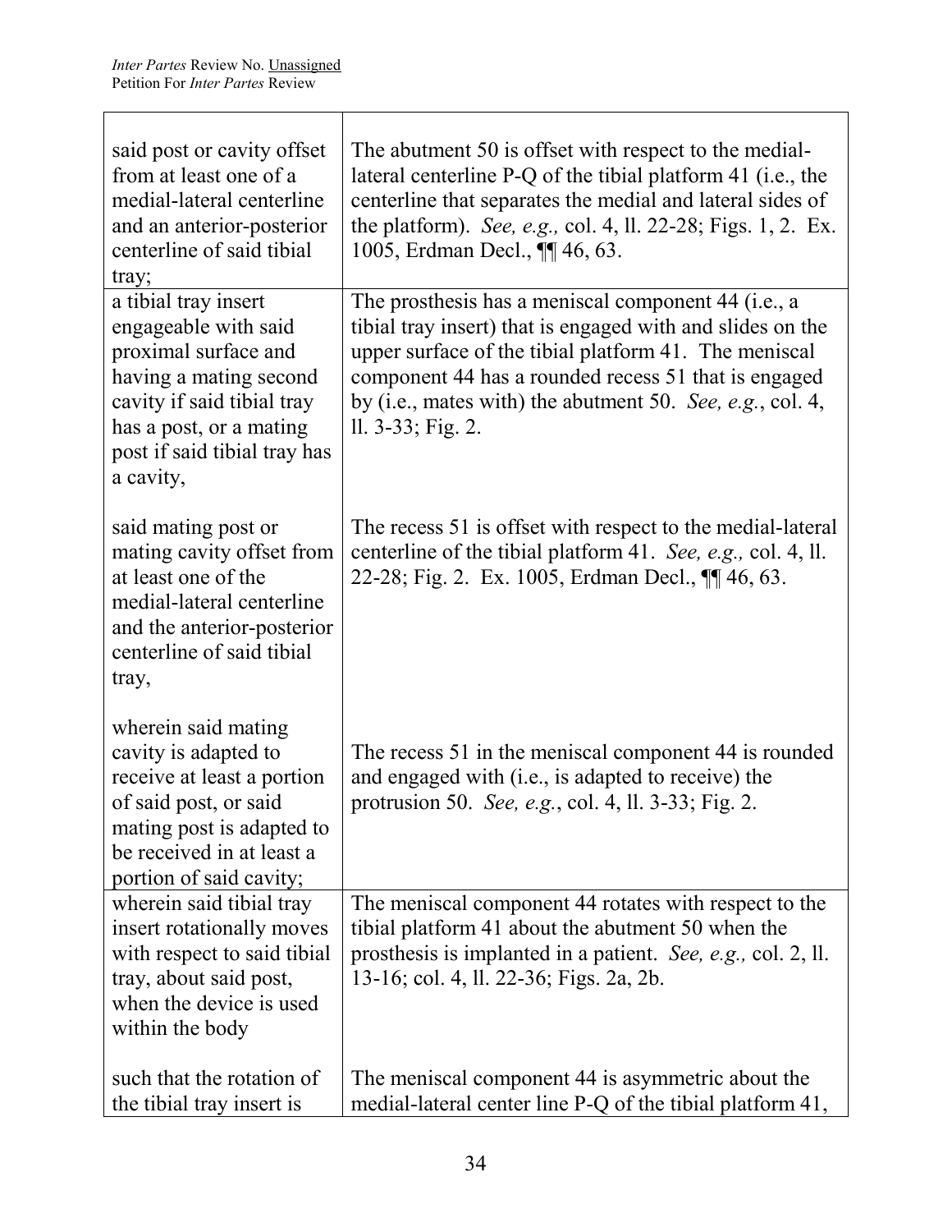| | |
|---|---|
| said post or cavity offset from at least one of a medial-lateral centerline and an anterior-posterior centerline of said tibial tray; | The abutment 50 is offset with respect to the medial-lateral centerline P-Q of the tibial platform 41 (i.e., the centerline that separates the medial and lateral sides of the platform). *See, e.g.,* col. 4, ll. 22-28; Figs. 1, 2. Ex. 1005, Erdman Decl., ¶¶ 46, 63. |
| a tibial tray insert engageable with said proximal surface and having a mating second cavity if said tibial tray has a post, or a mating post if said tibial tray has a cavity,<br><br>said mating post or mating cavity offset from at least one of the medial-lateral centerline and the anterior-posterior centerline of said tibial tray,<br><br>wherein said mating cavity is adapted to receive at least a portion of said post, or said mating post is adapted to be received in at least a portion of said cavity; | The prosthesis has a meniscal component 44 (i.e., a tibial tray insert) that is engaged with and slides on the upper surface of the tibial platform 41. The meniscal component 44 has a rounded recess 51 that is engaged by (i.e., mates with) the abutment 50. *See, e.g.*, col. 4, ll. 3-33; Fig. 2.<br><br>The recess 51 is offset with respect to the medial-lateral centerline of the tibial platform 41. *See, e.g.,* col. 4, ll. 22-28; Fig. 2. Ex. 1005, Erdman Decl., ¶¶ 46, 63.<br><br>The recess 51 in the meniscal component 44 is rounded and engaged with (i.e., is adapted to receive) the protrusion 50. *See, e.g.*, col. 4, ll. 3-33; Fig. 2. |
| wherein said tibial tray insert rotationally moves with respect to said tibial tray, about said post, when the device is used within the body<br><br>such that the rotation of the tibial tray insert is | The meniscal component 44 rotates with respect to the tibial platform 41 about the abutment 50 when the prosthesis is implanted in a patient. *See, e.g.,* col. 2, ll. 13-16; col. 4, ll. 22-36; Figs. 2a, 2b.<br><br>The meniscal component 44 is asymmetric about the medial-lateral center line P-Q of the tibial platform 41, |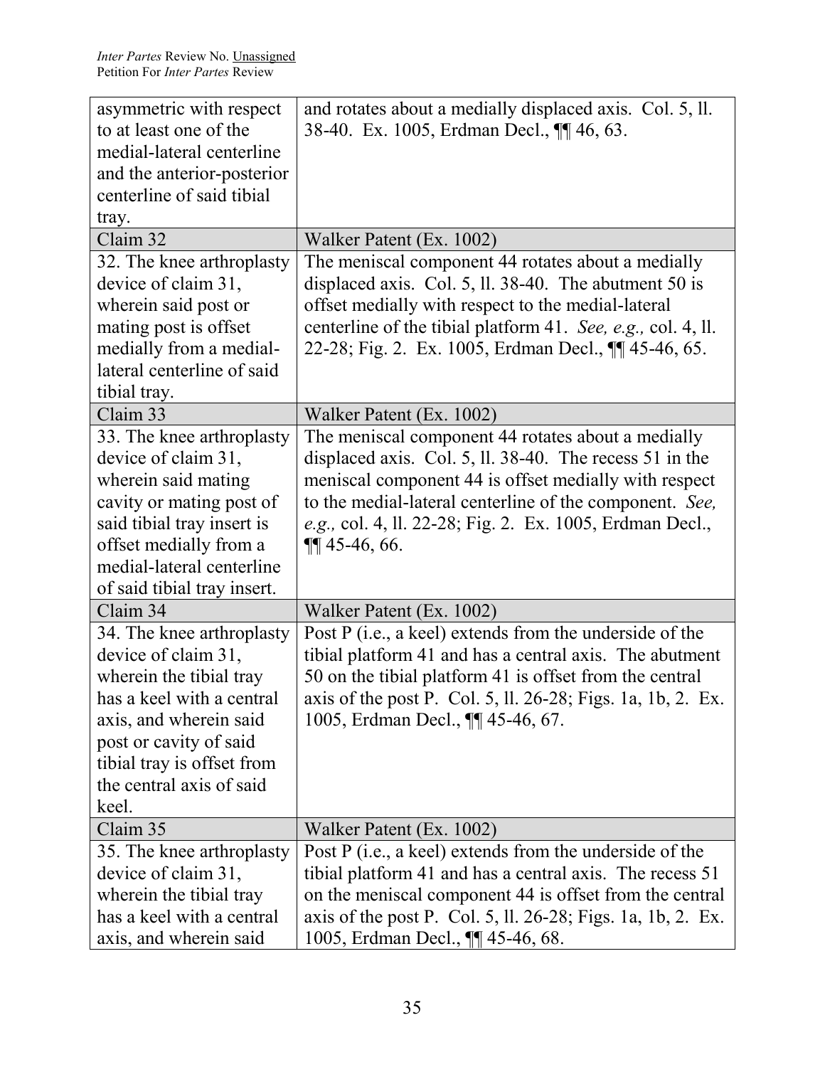| | |
|---|---|
| asymmetric with respect to at least one of the medial-lateral centerline and the anterior-posterior centerline of said tibial tray. | and rotates about a medially displaced axis. Col. 5, ll. 38-40. Ex. 1005, Erdman Decl., ¶¶ 46, 63. |
| Claim 32 | Walker Patent (Ex. 1002) |
| 32. The knee arthroplasty device of claim 31, wherein said post or mating post is offset medially from a medial-lateral centerline of said tibial tray. | The meniscal component 44 rotates about a medially displaced axis. Col. 5, ll. 38-40. The abutment 50 is offset medially with respect to the medial-lateral centerline of the tibial platform 41. *See, e.g.,* col. 4, ll. 22-28; Fig. 2. Ex. 1005, Erdman Decl., ¶¶ 45-46, 65. |
| Claim 33 | Walker Patent (Ex. 1002) |
| 33. The knee arthroplasty device of claim 31, wherein said mating cavity or mating post of said tibial tray insert is offset medially from a medial-lateral centerline of said tibial tray insert. | The meniscal component 44 rotates about a medially displaced axis. Col. 5, ll. 38-40. The recess 51 in the meniscal component 44 is offset medially with respect to the medial-lateral centerline of the component. *See, e.g.,* col. 4, ll. 22-28; Fig. 2. Ex. 1005, Erdman Decl., ¶¶ 45-46, 66. |
| Claim 34 | Walker Patent (Ex. 1002) |
| 34. The knee arthroplasty device of claim 31, wherein the tibial tray has a keel with a central axis, and wherein said post or cavity of said tibial tray is offset from the central axis of said keel. | Post P (i.e., a keel) extends from the underside of the tibial platform 41 and has a central axis. The abutment 50 on the tibial platform 41 is offset from the central axis of the post P. Col. 5, ll. 26-28; Figs. 1a, 1b, 2. Ex. 1005, Erdman Decl., ¶¶ 45-46, 67. |
| Claim 35 | Walker Patent (Ex. 1002) |
| 35. The knee arthroplasty device of claim 31, wherein the tibial tray has a keel with a central axis, and wherein said | Post P (i.e., a keel) extends from the underside of the tibial platform 41 and has a central axis. The recess 51 on the meniscal component 44 is offset from the central axis of the post P. Col. 5, ll. 26-28; Figs. 1a, 1b, 2. Ex. 1005, Erdman Decl., ¶¶ 45-46, 68. |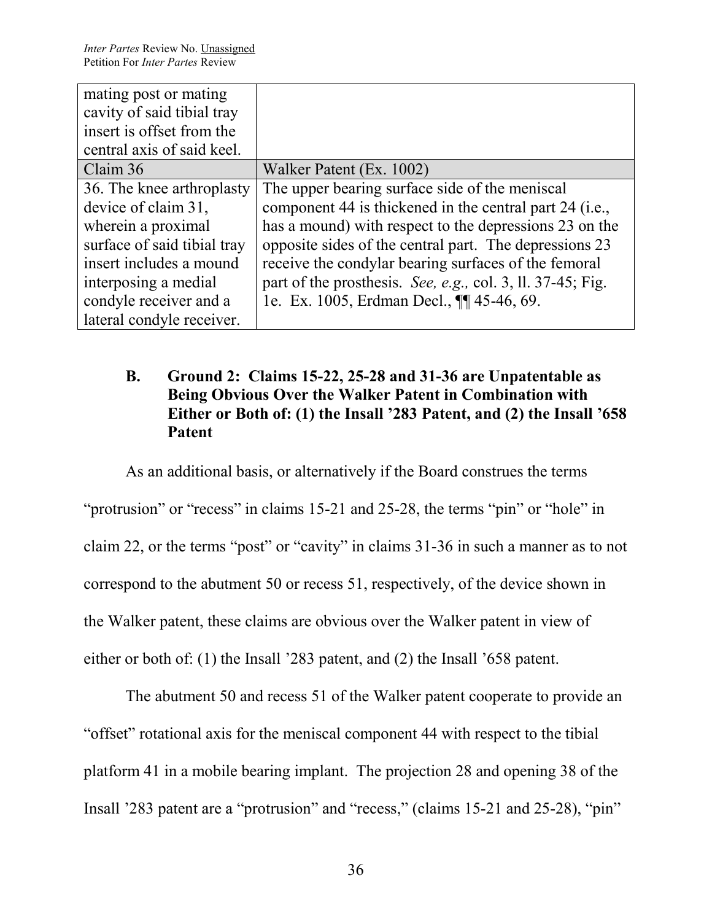| mating post or mating cavity of said tibial tray insert is offset from the central axis of said keel. | |
|---|---|
| Claim 36 | Walker Patent (Ex. 1002) |
| 36. The knee arthroplasty device of claim 31, wherein a proximal surface of said tibial tray insert includes a mound interposing a medial condyle receiver and a lateral condyle receiver. | The upper bearing surface side of the meniscal component 44 is thickened in the central part 24 (i.e., has a mound) with respect to the depressions 23 on the opposite sides of the central part. The depressions 23 receive the condylar bearing surfaces of the femoral part of the prosthesis. *See, e.g.,* col. 3, ll. 37-45; Fig. 1e. Ex. 1005, Erdman Decl., ¶¶ 45-46, 69. |

### B. Ground 2: Claims 15-22, 25-28 and 31-36 are Unpatentable as Being Obvious Over the Walker Patent in Combination with Either or Both of: (1) the Insall '283 Patent, and (2) the Insall '658 Patent

As an additional basis, or alternatively if the Board construes the terms "protrusion" or "recess" in claims 15-21 and 25-28, the terms "pin" or "hole" in claim 22, or the terms "post" or "cavity" in claims 31-36 in such a manner as to not correspond to the abutment 50 or recess 51, respectively, of the device shown in the Walker patent, these claims are obvious over the Walker patent in view of either or both of: (1) the Insall '283 patent, and (2) the Insall '658 patent.

The abutment 50 and recess 51 of the Walker patent cooperate to provide an "offset" rotational axis for the meniscal component 44 with respect to the tibial platform 41 in a mobile bearing implant. The projection 28 and opening 38 of the Insall '283 patent are a "protrusion" and "recess," (claims 15-21 and 25-28), "pin"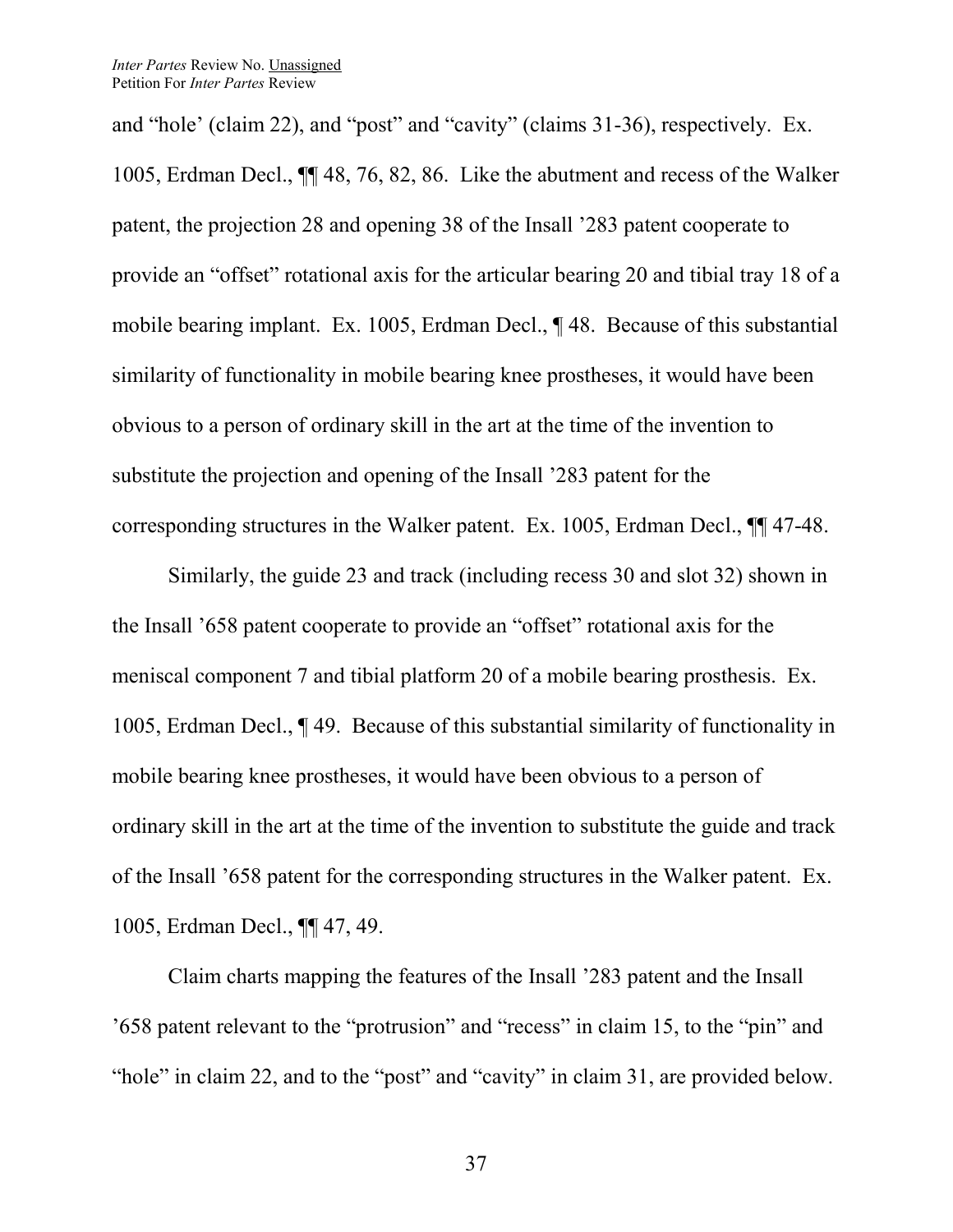and "hole' (claim 22), and "post" and "cavity" (claims 31-36), respectively. Ex. 1005, Erdman Decl., ¶¶ 48, 76, 82, 86. Like the abutment and recess of the Walker patent, the projection 28 and opening 38 of the Insall '283 patent cooperate to provide an "offset" rotational axis for the articular bearing 20 and tibial tray 18 of a mobile bearing implant. Ex. 1005, Erdman Decl., ¶ 48. Because of this substantial similarity of functionality in mobile bearing knee prostheses, it would have been obvious to a person of ordinary skill in the art at the time of the invention to substitute the projection and opening of the Insall '283 patent for the corresponding structures in the Walker patent. Ex. 1005, Erdman Decl., ¶¶ 47-48.

Similarly, the guide 23 and track (including recess 30 and slot 32) shown in the Insall '658 patent cooperate to provide an "offset" rotational axis for the meniscal component 7 and tibial platform 20 of a mobile bearing prosthesis. Ex. 1005, Erdman Decl., ¶ 49. Because of this substantial similarity of functionality in mobile bearing knee prostheses, it would have been obvious to a person of ordinary skill in the art at the time of the invention to substitute the guide and track of the Insall '658 patent for the corresponding structures in the Walker patent. Ex. 1005, Erdman Decl., ¶¶ 47, 49.

Claim charts mapping the features of the Insall '283 patent and the Insall '658 patent relevant to the "protrusion" and "recess" in claim 15, to the "pin" and "hole" in claim 22, and to the "post" and "cavity" in claim 31, are provided below.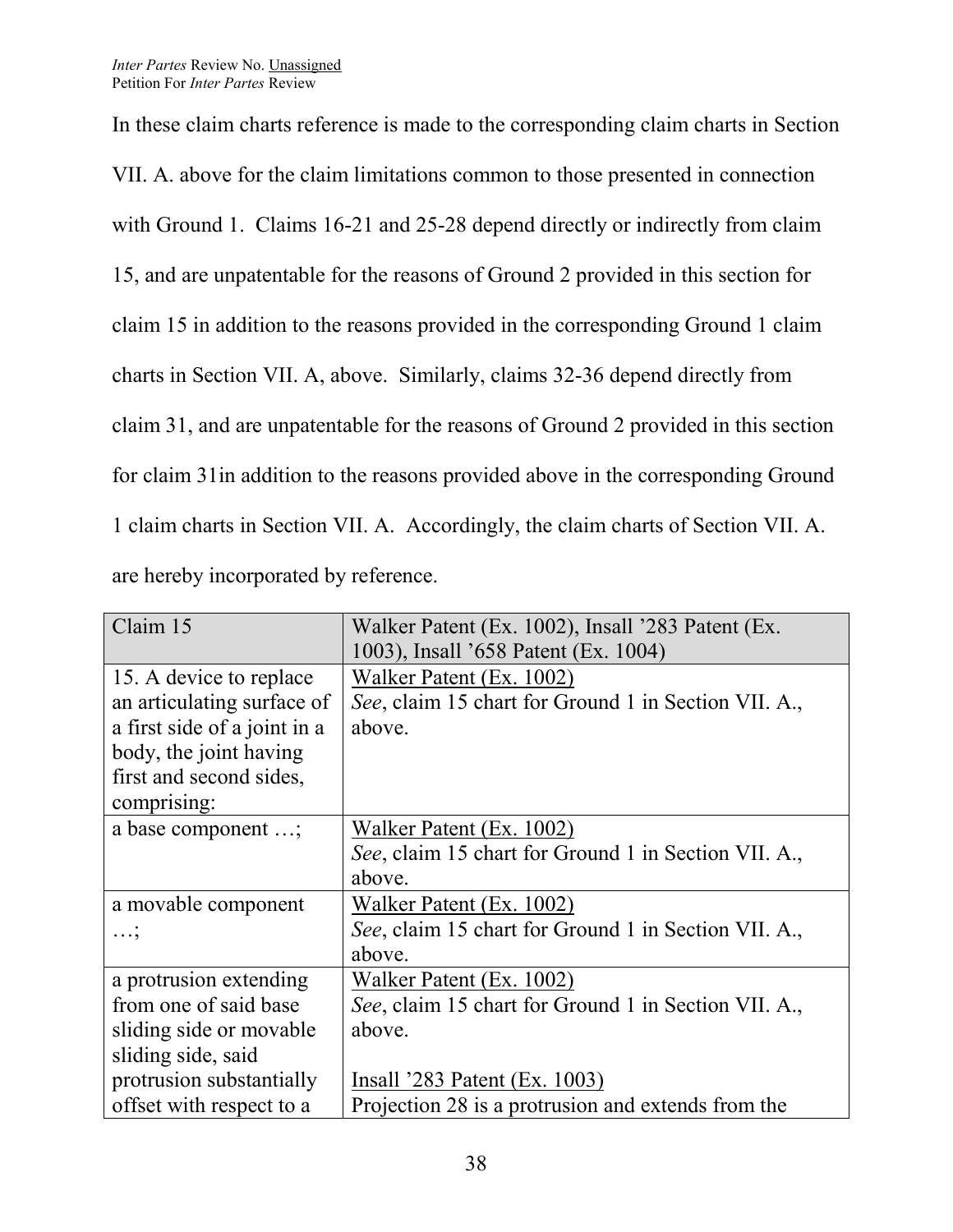In these claim charts reference is made to the corresponding claim charts in Section VII. A. above for the claim limitations common to those presented in connection with Ground 1. Claims 16-21 and 25-28 depend directly or indirectly from claim 15, and are unpatentable for the reasons of Ground 2 provided in this section for claim 15 in addition to the reasons provided in the corresponding Ground 1 claim charts in Section VII. A, above. Similarly, claims 32-36 depend directly from claim 31, and are unpatentable for the reasons of Ground 2 provided in this section for claim 31in addition to the reasons provided above in the corresponding Ground 1 claim charts in Section VII. A. Accordingly, the claim charts of Section VII. A. are hereby incorporated by reference.

| Claim 15 | Walker Patent (Ex. 1002), Insall '283 Patent (Ex. 1003), Insall '658 Patent (Ex. 1004) |
|---|---|
| 15. A device to replace an articulating surface of a first side of a joint in a body, the joint having first and second sides, comprising: | Walker Patent (Ex. 1002)<br>*See*, claim 15 chart for Ground 1 in Section VII. A., above. |
| a base component …; | Walker Patent (Ex. 1002)<br>*See*, claim 15 chart for Ground 1 in Section VII. A., above. |
| a movable component …; | Walker Patent (Ex. 1002)<br>*See*, claim 15 chart for Ground 1 in Section VII. A., above. |
| a protrusion extending from one of said base sliding side or movable sliding side, said protrusion substantially offset with respect to a | Walker Patent (Ex. 1002)<br>*See*, claim 15 chart for Ground 1 in Section VII. A., above.<br><br>Insall '283 Patent (Ex. 1003)<br>Projection 28 is a protrusion and extends from the |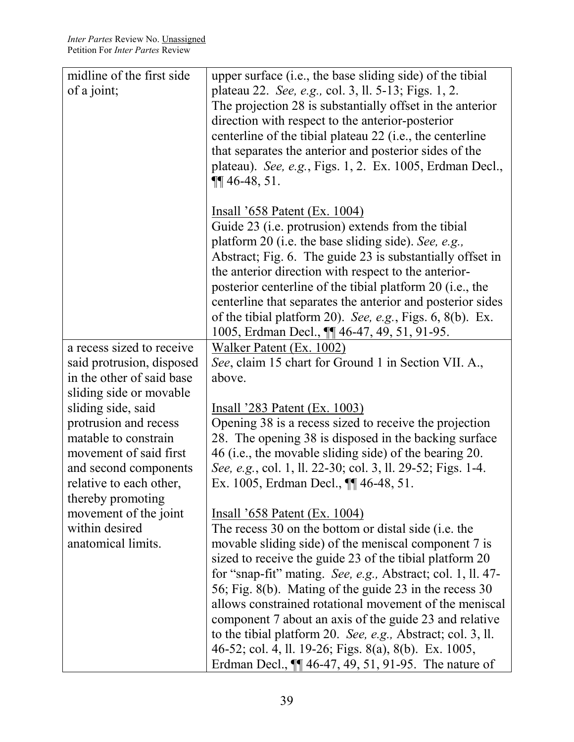| | |
|---|---|
| midline of the first side of a joint; | upper surface (i.e., the base sliding side) of the tibial plateau 22. *See, e.g.,* col. 3, ll. 5-13; Figs. 1, 2. The projection 28 is substantially offset in the anterior direction with respect to the anterior-posterior centerline of the tibial plateau 22 (i.e., the centerline that separates the anterior and posterior sides of the plateau). *See, e.g.*, Figs. 1, 2. Ex. 1005, Erdman Decl., ¶¶ 46-48, 51.<br><br><u>Insall ’658 Patent (Ex. 1004)</u><br>Guide 23 (i.e. protrusion) extends from the tibial platform 20 (i.e. the base sliding side). *See, e.g.,* Abstract; Fig. 6. The guide 23 is substantially offset in the anterior direction with respect to the anterior-posterior centerline of the tibial platform 20 (i.e., the centerline that separates the anterior and posterior sides of the tibial platform 20). *See, e.g.*, Figs. 6, 8(b). Ex. 1005, Erdman Decl., ¶¶ 46-47, 49, 51, 91-95. |
| a recess sized to receive said protrusion, disposed in the other of said base sliding side or movable sliding side, said protrusion and recess matable to constrain movement of said first and second components relative to each other, thereby promoting movement of the joint within desired anatomical limits. | <u>Walker Patent (Ex. 1002)</u><br>*See*, claim 15 chart for Ground 1 in Section VII. A., above.<br><br><u>Insall ’283 Patent (Ex. 1003)</u><br>Opening 38 is a recess sized to receive the projection 28. The opening 38 is disposed in the backing surface 46 (i.e., the movable sliding side) of the bearing 20. *See, e.g.*, col. 1, ll. 22-30; col. 3, ll. 29-52; Figs. 1-4. Ex. 1005, Erdman Decl., ¶¶ 46-48, 51.<br><br><u>Insall ’658 Patent (Ex. 1004)</u><br>The recess 30 on the bottom or distal side (i.e. the movable sliding side) of the meniscal component 7 is sized to receive the guide 23 of the tibial platform 20 for “snap-fit” mating. *See, e.g.,* Abstract; col. 1, ll. 47-56; Fig. 8(b). Mating of the guide 23 in the recess 30 allows constrained rotational movement of the meniscal component 7 about an axis of the guide 23 and relative to the tibial platform 20. *See, e.g.,* Abstract; col. 3, ll. 46-52; col. 4, ll. 19-26; Figs. 8(a), 8(b). Ex. 1005, Erdman Decl., ¶¶ 46-47, 49, 51, 91-95. The nature of |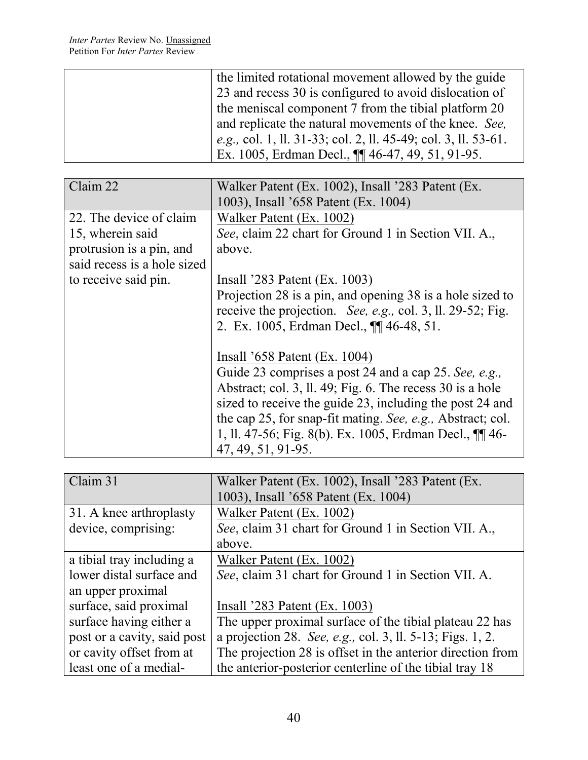| | |
|---|---|
| | the limited rotational movement allowed by the guide 23 and recess 30 is configured to avoid dislocation of the meniscal component 7 from the tibial platform 20 and replicate the natural movements of the knee. *See, e.g.,* col. 1, ll. 31-33; col. 2, ll. 45-49; col. 3, ll. 53-61. Ex. 1005, Erdman Decl., ¶¶ 46-47, 49, 51, 91-95. |

| Claim 22 | Walker Patent (Ex. 1002), Insall ’283 Patent (Ex. 1003), Insall ’658 Patent (Ex. 1004) |
|---|---|
| 22. The device of claim 15, wherein said protrusion is a pin, and said recess is a hole sized to receive said pin. | Walker Patent (Ex. 1002)<br>*See*, claim 22 chart for Ground 1 in Section VII. A., above.<br><br>Insall ’283 Patent (Ex. 1003)<br>Projection 28 is a pin, and opening 38 is a hole sized to receive the projection. *See, e.g.,* col. 3, ll. 29-52; Fig. 2. Ex. 1005, Erdman Decl., ¶¶ 46-48, 51.<br><br>Insall ’658 Patent (Ex. 1004)<br>Guide 23 comprises a post 24 and a cap 25. *See, e.g.,* Abstract; col. 3, ll. 49; Fig. 6. The recess 30 is a hole sized to receive the guide 23, including the post 24 and the cap 25, for snap-fit mating. *See, e.g.,* Abstract; col. 1, ll. 47-56; Fig. 8(b). Ex. 1005, Erdman Decl., ¶¶ 46-47, 49, 51, 91-95. |

| Claim 31 | Walker Patent (Ex. 1002), Insall ’283 Patent (Ex. 1003), Insall ’658 Patent (Ex. 1004) |
|---|---|
| 31. A knee arthroplasty device, comprising: | Walker Patent (Ex. 1002)<br>*See*, claim 31 chart for Ground 1 in Section VII. A., above. |
| a tibial tray including a lower distal surface and an upper proximal surface, said proximal surface having either a post or a cavity, said post or cavity offset from at least one of a medial- | Walker Patent (Ex. 1002)<br>*See*, claim 31 chart for Ground 1 in Section VII. A.<br><br>Insall ’283 Patent (Ex. 1003)<br>The upper proximal surface of the tibial plateau 22 has a projection 28. *See, e.g.,* col. 3, ll. 5-13; Figs. 1, 2. The projection 28 is offset in the anterior direction from the anterior-posterior centerline of the tibial tray 18 |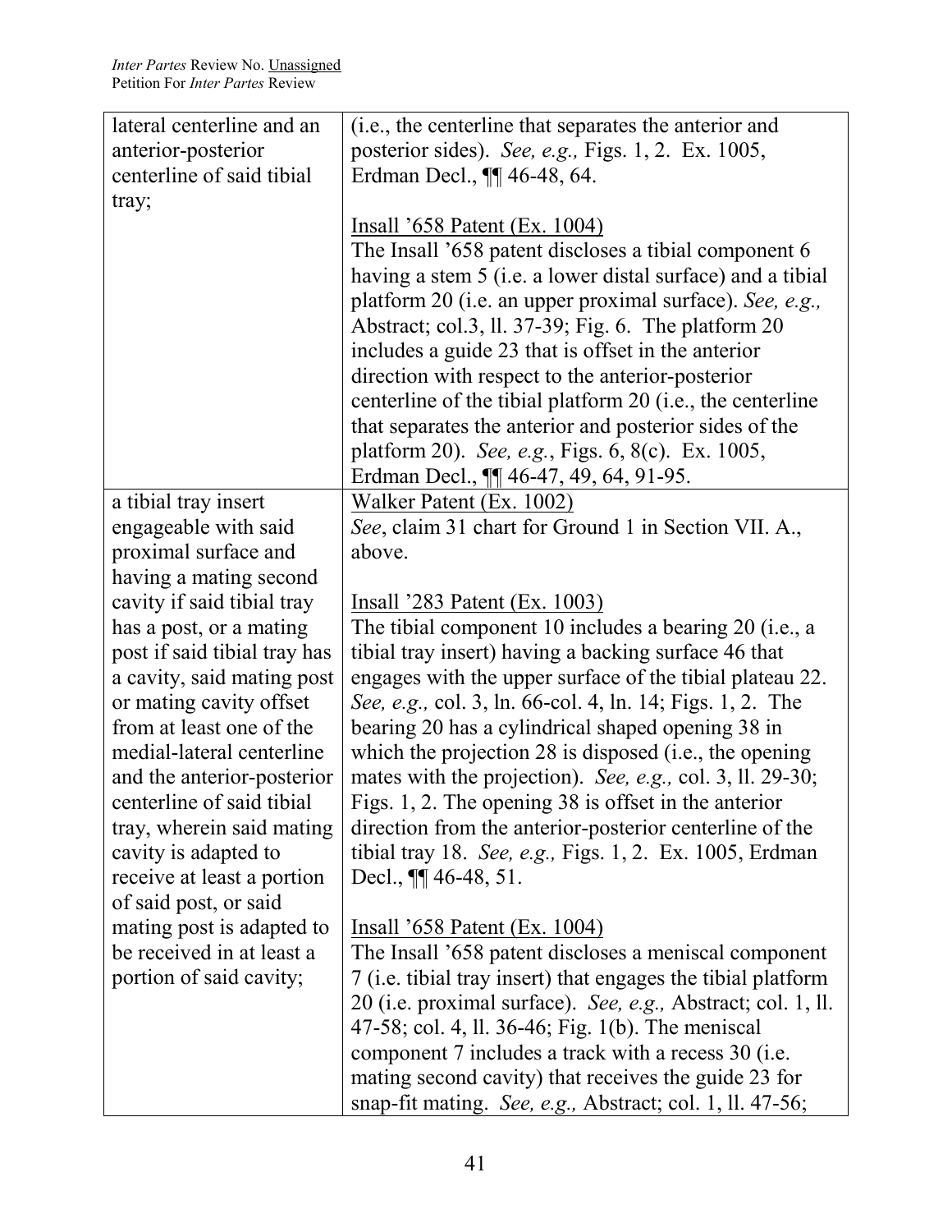| | |
|---|---|
| lateral centerline and an anterior-posterior centerline of said tibial tray; | (i.e., the centerline that separates the anterior and posterior sides). *See, e.g.,* Figs. 1, 2. Ex. 1005, Erdman Decl., ¶¶ 46-48, 64.<br><br><u>Insall '658 Patent (Ex. 1004)</u><br>The Insall '658 patent discloses a tibial component 6 having a stem 5 (i.e. a lower distal surface) and a tibial platform 20 (i.e. an upper proximal surface). *See, e.g.,* Abstract; col.3, ll. 37-39; Fig. 6. The platform 20 includes a guide 23 that is offset in the anterior direction with respect to the anterior-posterior centerline of the tibial platform 20 (i.e., the centerline that separates the anterior and posterior sides of the platform 20). *See, e.g.*, Figs. 6, 8(c). Ex. 1005, Erdman Decl., ¶¶ 46-47, 49, 64, 91-95. |
| a tibial tray insert engageable with said proximal surface and having a mating second cavity if said tibial tray has a post, or a mating post if said tibial tray has a cavity, said mating post or mating cavity offset from at least one of the medial-lateral centerline and the anterior-posterior centerline of said tibial tray, wherein said mating cavity is adapted to receive at least a portion of said post, or said mating post is adapted to be received in at least a portion of said cavity; | <u>Walker Patent (Ex. 1002)</u><br>*See*, claim 31 chart for Ground 1 in Section VII. A., above.<br><br><u>Insall '283 Patent (Ex. 1003)</u><br>The tibial component 10 includes a bearing 20 (i.e., a tibial tray insert) having a backing surface 46 that engages with the upper surface of the tibial plateau 22. *See, e.g.,* col. 3, ln. 66-col. 4, ln. 14; Figs. 1, 2. The bearing 20 has a cylindrical shaped opening 38 in which the projection 28 is disposed (i.e., the opening mates with the projection). *See, e.g.,* col. 3, ll. 29-30; Figs. 1, 2. The opening 38 is offset in the anterior direction from the anterior-posterior centerline of the tibial tray 18. *See, e.g.,* Figs. 1, 2. Ex. 1005, Erdman Decl., ¶¶ 46-48, 51.<br><br><u>Insall '658 Patent (Ex. 1004)</u><br>The Insall '658 patent discloses a meniscal component 7 (i.e. tibial tray insert) that engages the tibial platform 20 (i.e. proximal surface). *See, e.g.,* Abstract; col. 1, ll. 47-58; col. 4, ll. 36-46; Fig. 1(b). The meniscal component 7 includes a track with a recess 30 (i.e. mating second cavity) that receives the guide 23 for snap-fit mating. *See, e.g.,* Abstract; col. 1, ll. 47-56; |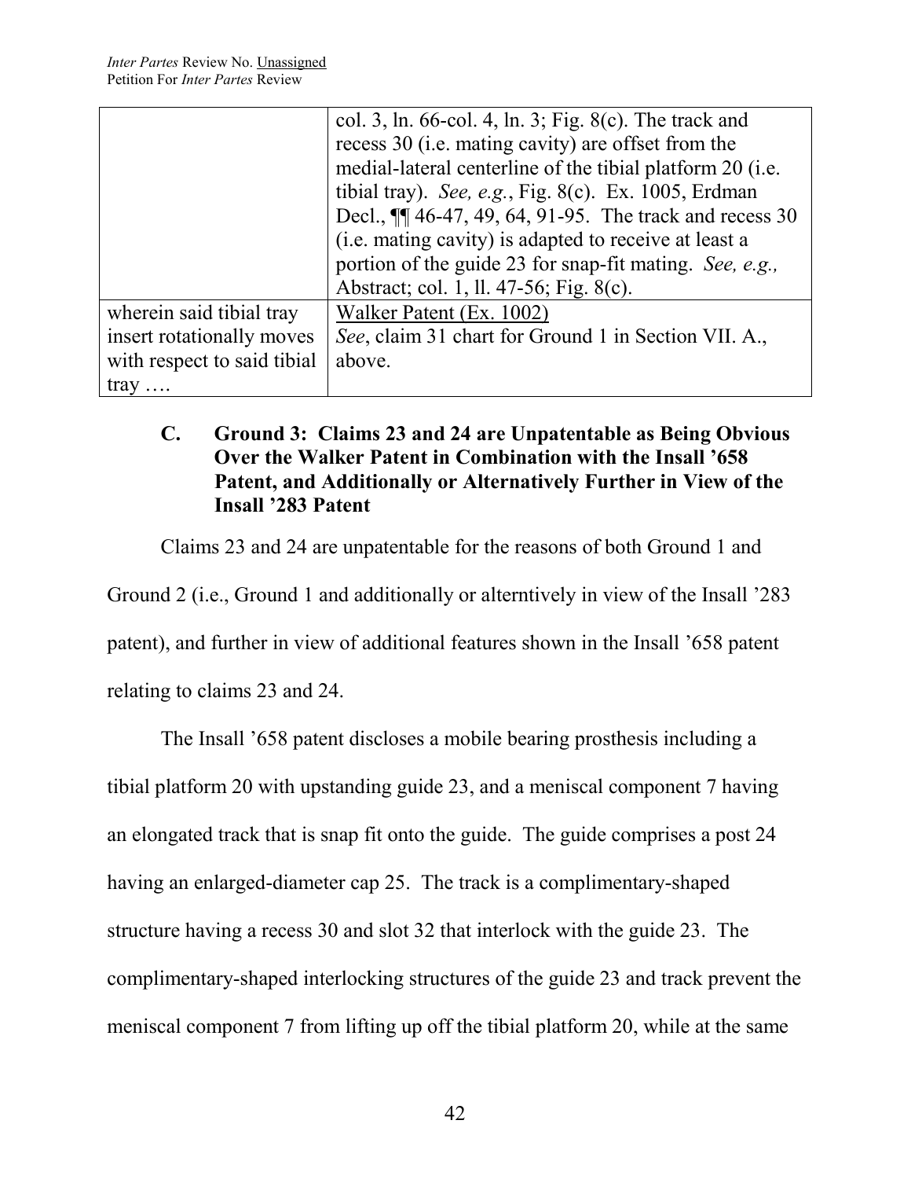| | |
|---|---|
| | col. 3, ln. 66-col. 4, ln. 3; Fig. 8(c). The track and recess 30 (i.e. mating cavity) are offset from the medial-lateral centerline of the tibial platform 20 (i.e. tibial tray). *See, e.g.*, Fig. 8(c). Ex. 1005, Erdman Decl., ¶¶ 46-47, 49, 64, 91-95. The track and recess 30 (i.e. mating cavity) is adapted to receive at least a portion of the guide 23 for snap-fit mating. *See, e.g.,* Abstract; col. 1, ll. 47-56; Fig. 8(c). |
| wherein said tibial tray insert rotationally moves with respect to said tibial tray …. | Walker Patent (Ex. 1002)<br>*See*, claim 31 chart for Ground 1 in Section VII. A., above. |

### C. Ground 3: Claims 23 and 24 are Unpatentable as Being Obvious Over the Walker Patent in Combination with the Insall ’658 Patent, and Additionally or Alternatively Further in View of the Insall ’283 Patent

Claims 23 and 24 are unpatentable for the reasons of both Ground 1 and Ground 2 (i.e., Ground 1 and additionally or alterntively in view of the Insall ’283 patent), and further in view of additional features shown in the Insall ’658 patent relating to claims 23 and 24.

The Insall ’658 patent discloses a mobile bearing prosthesis including a tibial platform 20 with upstanding guide 23, and a meniscal component 7 having an elongated track that is snap fit onto the guide. The guide comprises a post 24 having an enlarged-diameter cap 25. The track is a complimentary-shaped structure having a recess 30 and slot 32 that interlock with the guide 23. The complimentary-shaped interlocking structures of the guide 23 and track prevent the meniscal component 7 from lifting up off the tibial platform 20, while at the same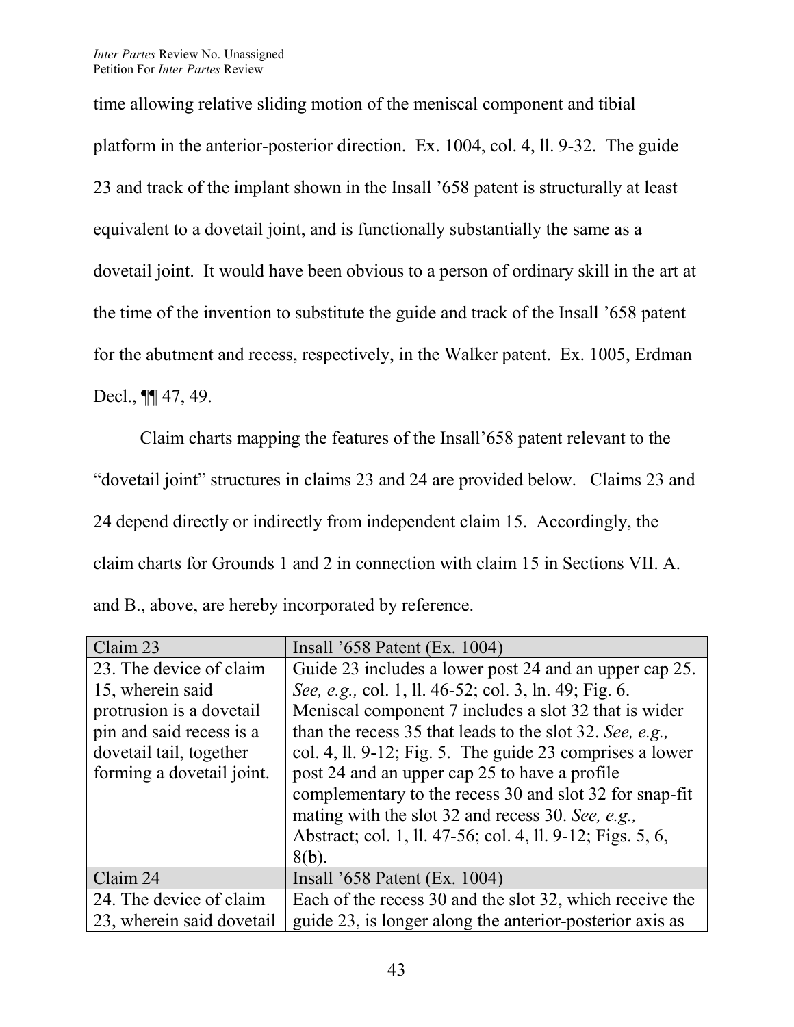time allowing relative sliding motion of the meniscal component and tibial platform in the anterior-posterior direction. Ex. 1004, col. 4, ll. 9-32. The guide 23 and track of the implant shown in the Insall '658 patent is structurally at least equivalent to a dovetail joint, and is functionally substantially the same as a dovetail joint. It would have been obvious to a person of ordinary skill in the art at the time of the invention to substitute the guide and track of the Insall '658 patent for the abutment and recess, respectively, in the Walker patent. Ex. 1005, Erdman Decl., ¶¶ 47, 49.

Claim charts mapping the features of the Insall'658 patent relevant to the "dovetail joint" structures in claims 23 and 24 are provided below. Claims 23 and 24 depend directly or indirectly from independent claim 15. Accordingly, the claim charts for Grounds 1 and 2 in connection with claim 15 in Sections VII. A. and B., above, are hereby incorporated by reference.

| Claim 23 | Insall '658 Patent (Ex. 1004) |
|---|---|
| 23. The device of claim 15, wherein said protrusion is a dovetail pin and said recess is a dovetail tail, together forming a dovetail joint. | Guide 23 includes a lower post 24 and an upper cap 25. *See, e.g.,* col. 1, ll. 46-52; col. 3, ln. 49; Fig. 6. Meniscal component 7 includes a slot 32 that is wider than the recess 35 that leads to the slot 32. *See, e.g.,* col. 4, ll. 9-12; Fig. 5. The guide 23 comprises a lower post 24 and an upper cap 25 to have a profile complementary to the recess 30 and slot 32 for snap-fit mating with the slot 32 and recess 30. *See, e.g.,* Abstract; col. 1, ll. 47-56; col. 4, ll. 9-12; Figs. 5, 6, 8(b). |
| **Claim 24** | **Insall '658 Patent (Ex. 1004)** |
| 24. The device of claim 23, wherein said dovetail | Each of the recess 30 and the slot 32, which receive the guide 23, is longer along the anterior-posterior axis as |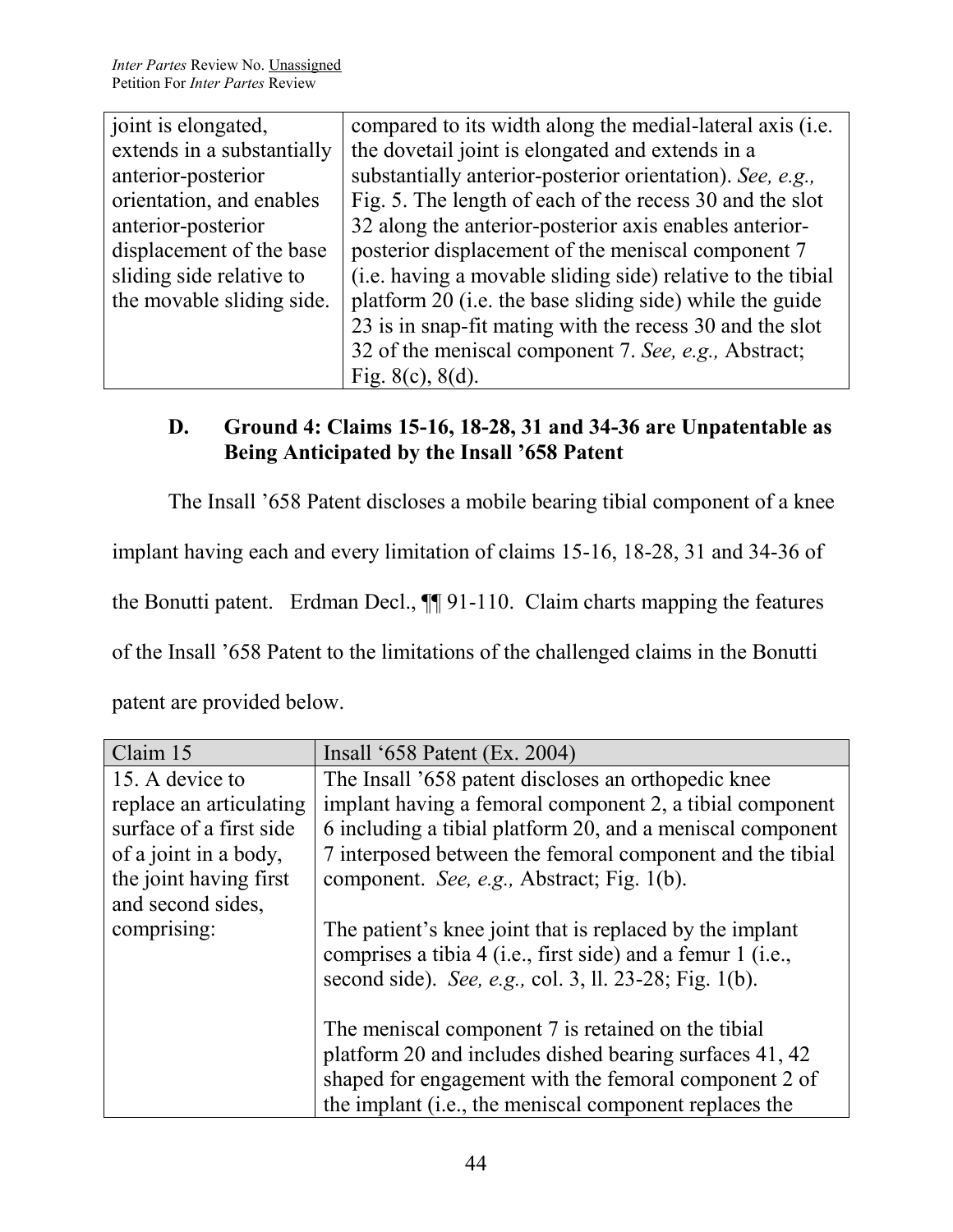| | |
|---|---|
| joint is elongated, extends in a substantially anterior-posterior orientation, and enables anterior-posterior displacement of the base sliding side relative to the movable sliding side. | compared to its width along the medial-lateral axis (i.e. the dovetail joint is elongated and extends in a substantially anterior-posterior orientation). *See, e.g.,* Fig. 5. The length of each of the recess 30 and the slot 32 along the anterior-posterior axis enables anterior-posterior displacement of the meniscal component 7 (i.e. having a movable sliding side) relative to the tibial platform 20 (i.e. the base sliding side) while the guide 23 is in snap-fit mating with the recess 30 and the slot 32 of the meniscal component 7. *See, e.g.,* Abstract; Fig. 8(c), 8(d). |

### D. Ground 4: Claims 15-16, 18-28, 31 and 34-36 are Unpatentable as Being Anticipated by the Insall '658 Patent

The Insall '658 Patent discloses a mobile bearing tibial component of a knee implant having each and every limitation of claims 15-16, 18-28, 31 and 34-36 of the Bonutti patent. Erdman Decl., ¶¶ 91-110. Claim charts mapping the features of the Insall '658 Patent to the limitations of the challenged claims in the Bonutti patent are provided below.

| Claim 15 | Insall '658 Patent (Ex. 2004) |
|---|---|
| 15. A device to replace an articulating surface of a first side of a joint in a body, the joint having first and second sides, comprising: | The Insall '658 patent discloses an orthopedic knee implant having a femoral component 2, a tibial component 6 including a tibial platform 20, and a meniscal component 7 interposed between the femoral component and the tibial component. *See, e.g.,* Abstract; Fig. 1(b).<br><br>The patient's knee joint that is replaced by the implant comprises a tibia 4 (i.e., first side) and a femur 1 (i.e., second side). *See, e.g.,* col. 3, ll. 23-28; Fig. 1(b).<br><br>The meniscal component 7 is retained on the tibial platform 20 and includes dished bearing surfaces 41, 42 shaped for engagement with the femoral component 2 of the implant (i.e., the meniscal component replaces the |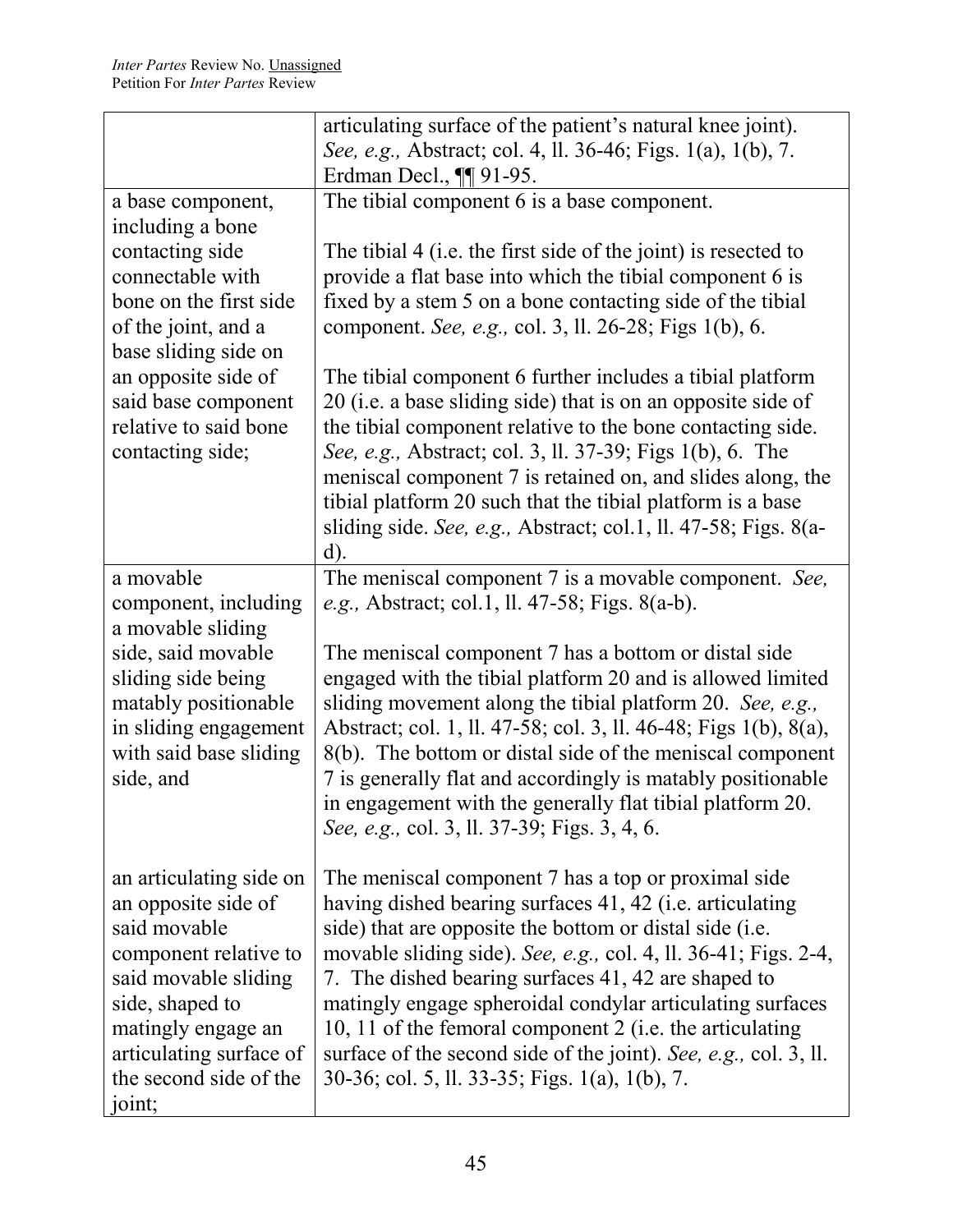| | |
|---|---|
| | articulating surface of the patient's natural knee joint). *See, e.g.,* Abstract; col. 4, ll. 36-46; Figs. 1(a), 1(b), 7. Erdman Decl., ¶¶ 91-95. |
| a base component, including a bone contacting side connectable with bone on the first side of the joint, and a base sliding side on an opposite side of said base component relative to said bone contacting side; | The tibial component 6 is a base component.<br><br>The tibial 4 (i.e. the first side of the joint) is resected to provide a flat base into which the tibial component 6 is fixed by a stem 5 on a bone contacting side of the tibial component. *See, e.g.,* col. 3, ll. 26-28; Figs 1(b), 6.<br><br>The tibial component 6 further includes a tibial platform 20 (i.e. a base sliding side) that is on an opposite side of the tibial component relative to the bone contacting side. *See, e.g.,* Abstract; col. 3, ll. 37-39; Figs 1(b), 6. The meniscal component 7 is retained on, and slides along, the tibial platform 20 such that the tibial platform is a base sliding side. *See, e.g.,* Abstract; col.1, ll. 47-58; Figs. 8(a-d). |
| a movable component, including a movable sliding side, said movable sliding side being matably positionable in sliding engagement with said base sliding side, and | The meniscal component 7 is a movable component. *See, e.g.,* Abstract; col.1, ll. 47-58; Figs. 8(a-b).<br><br>The meniscal component 7 has a bottom or distal side engaged with the tibial platform 20 and is allowed limited sliding movement along the tibial platform 20. *See, e.g.,* Abstract; col. 1, ll. 47-58; col. 3, ll. 46-48; Figs 1(b), 8(a), 8(b). The bottom or distal side of the meniscal component 7 is generally flat and accordingly is matably positionable in engagement with the generally flat tibial platform 20. *See, e.g.,* col. 3, ll. 37-39; Figs. 3, 4, 6. |
| an articulating side on an opposite side of said movable component relative to said movable sliding side, shaped to matingly engage an articulating surface of the second side of the joint; | The meniscal component 7 has a top or proximal side having dished bearing surfaces 41, 42 (i.e. articulating side) that are opposite the bottom or distal side (i.e. movable sliding side). *See, e.g.,* col. 4, ll. 36-41; Figs. 2-4, 7. The dished bearing surfaces 41, 42 are shaped to matingly engage spheroidal condylar articulating surfaces 10, 11 of the femoral component 2 (i.e. the articulating surface of the second side of the joint). *See, e.g.,* col. 3, ll. 30-36; col. 5, ll. 33-35; Figs. 1(a), 1(b), 7. |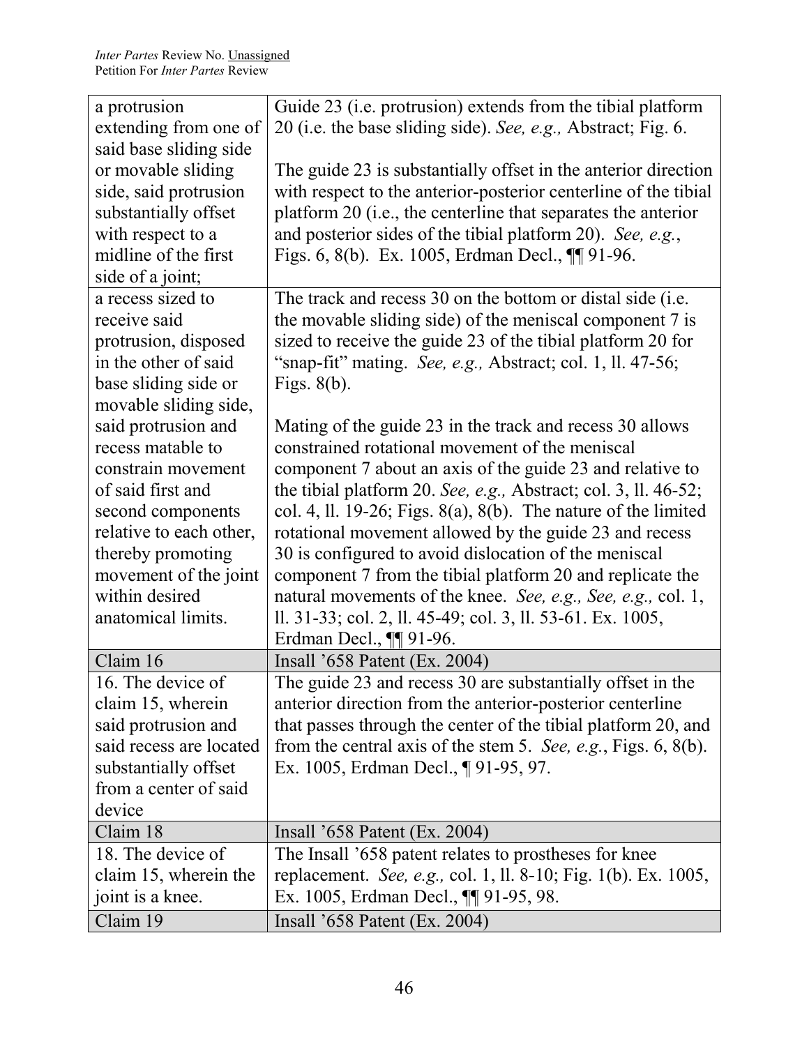| a protrusion extending from one of said base sliding side or movable sliding side, said protrusion substantially offset with respect to a midline of the first side of a joint; | Guide 23 (i.e. protrusion) extends from the tibial platform 20 (i.e. the base sliding side). *See, e.g.,* Abstract; Fig. 6.<br><br>The guide 23 is substantially offset in the anterior direction with respect to the anterior-posterior centerline of the tibial platform 20 (i.e., the centerline that separates the anterior and posterior sides of the tibial platform 20). *See, e.g.*, Figs. 6, 8(b). Ex. 1005, Erdman Decl., ¶¶ 91-96. |
|---|---|
| a recess sized to receive said protrusion, disposed in the other of said base sliding side or movable sliding side, said protrusion and recess matable to constrain movement of said first and second components relative to each other, thereby promoting movement of the joint within desired anatomical limits. | The track and recess 30 on the bottom or distal side (i.e. the movable sliding side) of the meniscal component 7 is sized to receive the guide 23 of the tibial platform 20 for "snap-fit" mating. *See, e.g.,* Abstract; col. 1, ll. 47-56; Figs. 8(b).<br><br>Mating of the guide 23 in the track and recess 30 allows constrained rotational movement of the meniscal component 7 about an axis of the guide 23 and relative to the tibial platform 20. *See, e.g.,* Abstract; col. 3, ll. 46-52; col. 4, ll. 19-26; Figs. 8(a), 8(b). The nature of the limited rotational movement allowed by the guide 23 and recess 30 is configured to avoid dislocation of the meniscal component 7 from the tibial platform 20 and replicate the natural movements of the knee. *See, e.g., See, e.g.,* col. 1, ll. 31-33; col. 2, ll. 45-49; col. 3, ll. 53-61. Ex. 1005, Erdman Decl., ¶¶ 91-96. |
| Claim 16 | Insall '658 Patent (Ex. 2004) |
| 16. The device of claim 15, wherein said protrusion and said recess are located substantially offset from a center of said device | The guide 23 and recess 30 are substantially offset in the anterior direction from the anterior-posterior centerline that passes through the center of the tibial platform 20, and from the central axis of the stem 5. *See, e.g.*, Figs. 6, 8(b). Ex. 1005, Erdman Decl., ¶ 91-95, 97. |
| Claim 18 | Insall '658 Patent (Ex. 2004) |
| 18. The device of claim 15, wherein the joint is a knee. | The Insall '658 patent relates to prostheses for knee replacement. *See, e.g.,* col. 1, ll. 8-10; Fig. 1(b). Ex. 1005, Ex. 1005, Erdman Decl., ¶¶ 91-95, 98. |
| Claim 19 | Insall '658 Patent (Ex. 2004) |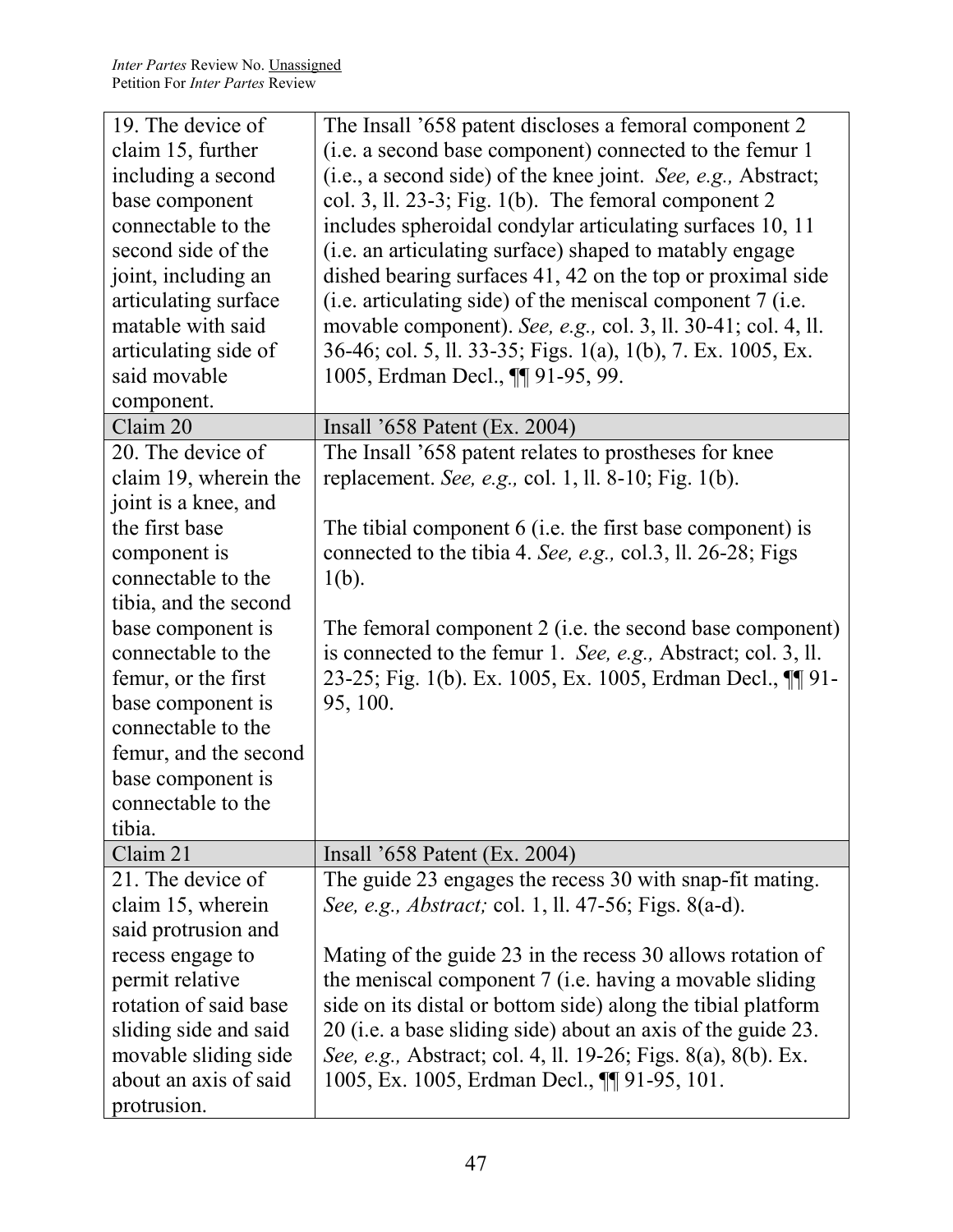| 19. The device of claim 15, further including a second base component connectable to the second side of the joint, including an articulating surface matable with said articulating side of said movable component. | The Insall '658 patent discloses a femoral component 2 (i.e. a second base component) connected to the femur 1 (i.e., a second side) of the knee joint. *See, e.g.,* Abstract; col. 3, ll. 23-3; Fig. 1(b). The femoral component 2 includes spheroidal condylar articulating surfaces 10, 11 (i.e. an articulating surface) shaped to matably engage dished bearing surfaces 41, 42 on the top or proximal side (i.e. articulating side) of the meniscal component 7 (i.e. movable component). *See, e.g.,* col. 3, ll. 30-41; col. 4, ll. 36-46; col. 5, ll. 33-35; Figs. 1(a), 1(b), 7. Ex. 1005, Ex. 1005, Erdman Decl., ¶¶ 91-95, 99. |
|---|---|
| Claim 20 | Insall '658 Patent (Ex. 2004) |
| 20. The device of claim 19, wherein the joint is a knee, and the first base component is connectable to the tibia, and the second base component is connectable to the femur, or the first base component is connectable to the femur, and the second base component is connectable to the tibia. | The Insall '658 patent relates to prostheses for knee replacement. *See, e.g.,* col. 1, ll. 8-10; Fig. 1(b).<br><br>The tibial component 6 (i.e. the first base component) is connected to the tibia 4. *See, e.g.,* col.3, ll. 26-28; Figs 1(b).<br><br>The femoral component 2 (i.e. the second base component) is connected to the femur 1. *See, e.g.,* Abstract; col. 3, ll. 23-25; Fig. 1(b). Ex. 1005, Ex. 1005, Erdman Decl., ¶¶ 91-95, 100. |
| Claim 21 | Insall '658 Patent (Ex. 2004) |
| 21. The device of claim 15, wherein said protrusion and recess engage to permit relative rotation of said base sliding side and said movable sliding side about an axis of said protrusion. | The guide 23 engages the recess 30 with snap-fit mating. *See, e.g., Abstract;* col. 1, ll. 47-56; Figs. 8(a-d).<br><br>Mating of the guide 23 in the recess 30 allows rotation of the meniscal component 7 (i.e. having a movable sliding side on its distal or bottom side) along the tibial platform 20 (i.e. a base sliding side) about an axis of the guide 23. *See, e.g.,* Abstract; col. 4, ll. 19-26; Figs. 8(a), 8(b). Ex. 1005, Ex. 1005, Erdman Decl., ¶¶ 91-95, 101. |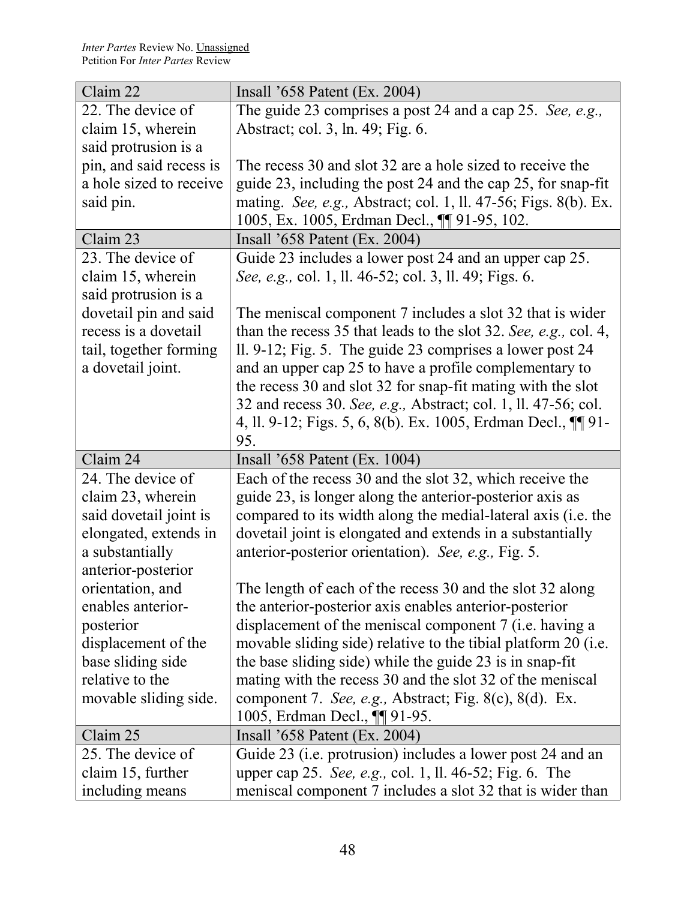| Claim 22 | Insall '658 Patent (Ex. 2004) |
|---|---|
| 22. The device of claim 15, wherein said protrusion is a pin, and said recess is a hole sized to receive said pin. | The guide 23 comprises a post 24 and a cap 25. *See, e.g.,* Abstract; col. 3, ln. 49; Fig. 6.<br><br>The recess 30 and slot 32 are a hole sized to receive the guide 23, including the post 24 and the cap 25, for snap-fit mating. *See, e.g.,* Abstract; col. 1, ll. 47-56; Figs. 8(b). Ex. 1005, Ex. 1005, Erdman Decl., ¶¶ 91-95, 102. |
| Claim 23 | Insall '658 Patent (Ex. 2004) |
| 23. The device of claim 15, wherein said protrusion is a dovetail pin and said recess is a dovetail tail, together forming a dovetail joint. | Guide 23 includes a lower post 24 and an upper cap 25. *See, e.g.,* col. 1, ll. 46-52; col. 3, ll. 49; Figs. 6.<br><br>The meniscal component 7 includes a slot 32 that is wider than the recess 35 that leads to the slot 32. *See, e.g.,* col. 4, ll. 9-12; Fig. 5. The guide 23 comprises a lower post 24 and an upper cap 25 to have a profile complementary to the recess 30 and slot 32 for snap-fit mating with the slot 32 and recess 30. *See, e.g.,* Abstract; col. 1, ll. 47-56; col. 4, ll. 9-12; Figs. 5, 6, 8(b). Ex. 1005, Erdman Decl., ¶¶ 91-95. |
| Claim 24 | Insall '658 Patent (Ex. 1004) |
| 24. The device of claim 23, wherein said dovetail joint is elongated, extends in a substantially anterior-posterior orientation, and enables anterior-posterior displacement of the base sliding side relative to the movable sliding side. | Each of the recess 30 and the slot 32, which receive the guide 23, is longer along the anterior-posterior axis as compared to its width along the medial-lateral axis (i.e. the dovetail joint is elongated and extends in a substantially anterior-posterior orientation). *See, e.g.,* Fig. 5.<br><br>The length of each of the recess 30 and the slot 32 along the anterior-posterior axis enables anterior-posterior displacement of the meniscal component 7 (i.e. having a movable sliding side) relative to the tibial platform 20 (i.e. the base sliding side) while the guide 23 is in snap-fit mating with the recess 30 and the slot 32 of the meniscal component 7. *See, e.g.,* Abstract; Fig. 8(c), 8(d). Ex. 1005, Erdman Decl., ¶¶ 91-95. |
| Claim 25 | Insall '658 Patent (Ex. 2004) |
| 25. The device of claim 15, further including means | Guide 23 (i.e. protrusion) includes a lower post 24 and an upper cap 25. *See, e.g.,* col. 1, ll. 46-52; Fig. 6. The meniscal component 7 includes a slot 32 that is wider than |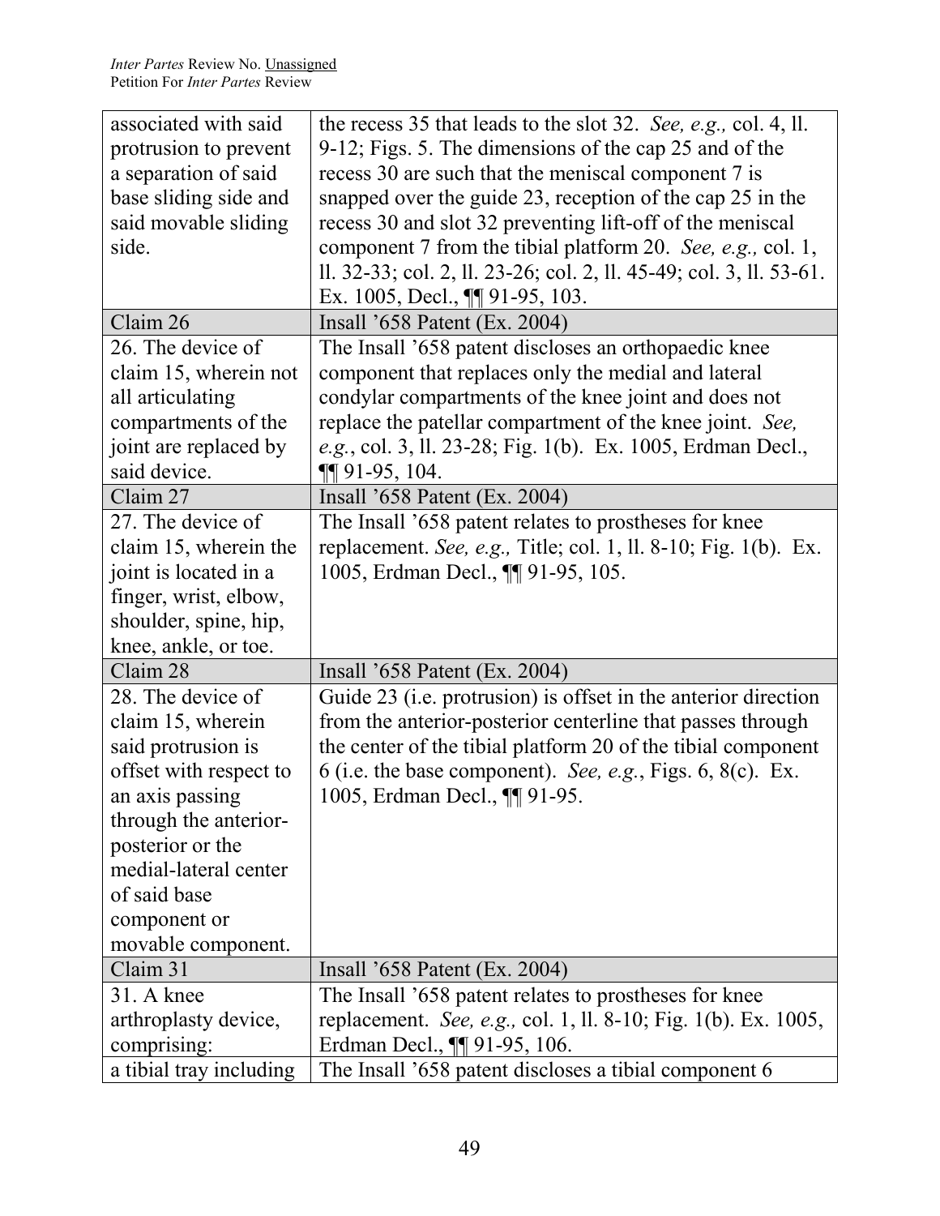| associated with said protrusion to prevent a separation of said base sliding side and said movable sliding side. | the recess 35 that leads to the slot 32. *See, e.g.,* col. 4, ll. 9-12; Figs. 5. The dimensions of the cap 25 and of the recess 30 are such that the meniscal component 7 is snapped over the guide 23, reception of the cap 25 in the recess 30 and slot 32 preventing lift-off of the meniscal component 7 from the tibial platform 20. *See, e.g.,* col. 1, ll. 32-33; col. 2, ll. 23-26; col. 2, ll. 45-49; col. 3, ll. 53-61. Ex. 1005, Decl., ¶¶ 91-95, 103. |
|---|---|
| Claim 26 | Insall '658 Patent (Ex. 2004) |
| 26. The device of claim 15, wherein not all articulating compartments of the joint are replaced by said device. | The Insall '658 patent discloses an orthopaedic knee component that replaces only the medial and lateral condylar compartments of the knee joint and does not replace the patellar compartment of the knee joint. *See, e.g.*, col. 3, ll. 23-28; Fig. 1(b). Ex. 1005, Erdman Decl., ¶¶ 91-95, 104. |
| Claim 27 | Insall '658 Patent (Ex. 2004) |
| 27. The device of claim 15, wherein the joint is located in a finger, wrist, elbow, shoulder, spine, hip, knee, ankle, or toe. | The Insall '658 patent relates to prostheses for knee replacement. *See, e.g.,* Title; col. 1, ll. 8-10; Fig. 1(b). Ex. 1005, Erdman Decl., ¶¶ 91-95, 105. |
| Claim 28 | Insall '658 Patent (Ex. 2004) |
| 28. The device of claim 15, wherein said protrusion is offset with respect to an axis passing through the anterior-posterior or the medial-lateral center of said base component or movable component. | Guide 23 (i.e. protrusion) is offset in the anterior direction from the anterior-posterior centerline that passes through the center of the tibial platform 20 of the tibial component 6 (i.e. the base component). *See, e.g.*, Figs. 6, 8(c). Ex. 1005, Erdman Decl., ¶¶ 91-95. |
| Claim 31 | Insall '658 Patent (Ex. 2004) |
| 31. A knee arthroplasty device, comprising: | The Insall '658 patent relates to prostheses for knee replacement. *See, e.g.,* col. 1, ll. 8-10; Fig. 1(b). Ex. 1005, Erdman Decl., ¶¶ 91-95, 106. |
| a tibial tray including | The Insall '658 patent discloses a tibial component 6 |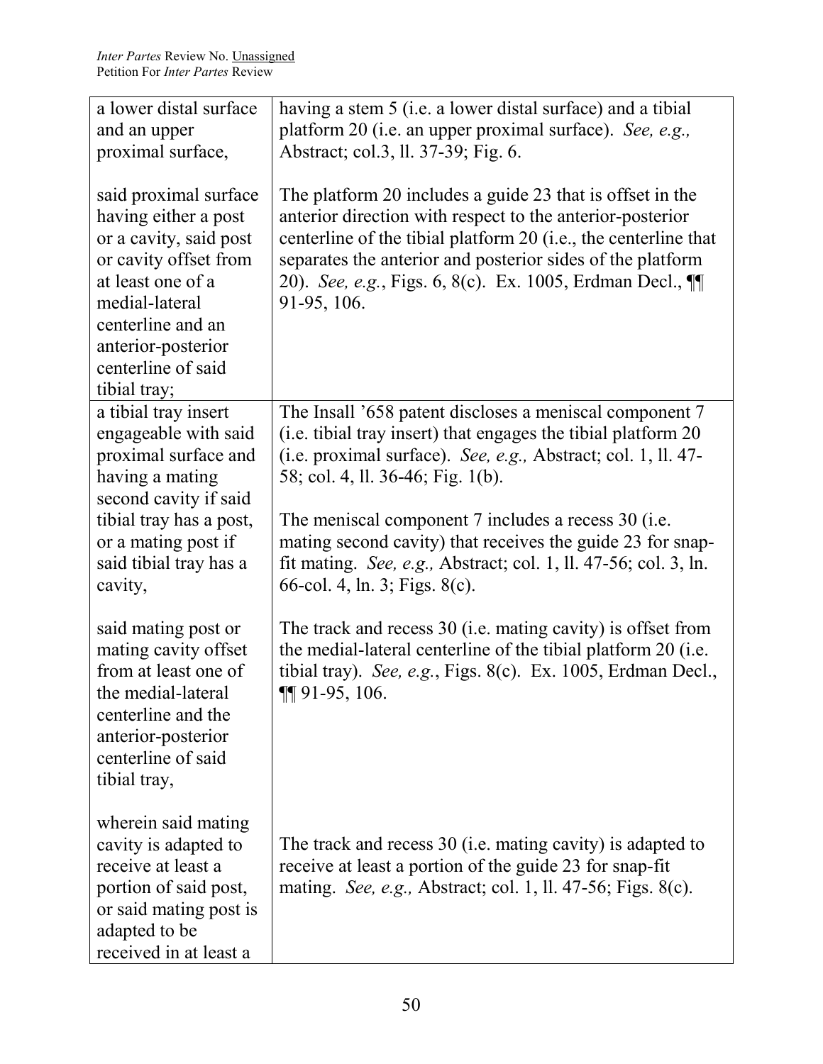| | |
|---|---|
| a lower distal surface and an upper proximal surface,<br><br>said proximal surface having either a post or a cavity, said post or cavity offset from at least one of a medial-lateral centerline and an anterior-posterior centerline of said tibial tray; | having a stem 5 (i.e. a lower distal surface) and a tibial platform 20 (i.e. an upper proximal surface). *See, e.g.,* Abstract; col.3, ll. 37-39; Fig. 6.<br><br>The platform 20 includes a guide 23 that is offset in the anterior direction with respect to the anterior-posterior centerline of the tibial platform 20 (i.e., the centerline that separates the anterior and posterior sides of the platform 20). *See, e.g.*, Figs. 6, 8(c). Ex. 1005, Erdman Decl., ¶¶ 91-95, 106. |
| a tibial tray insert engageable with said proximal surface and having a mating second cavity if said tibial tray has a post, or a mating post if said tibial tray has a cavity,<br><br>said mating post or mating cavity offset from at least one of the medial-lateral centerline and the anterior-posterior centerline of said tibial tray,<br><br>wherein said mating cavity is adapted to receive at least a portion of said post, or said mating post is adapted to be received in at least a | The Insall '658 patent discloses a meniscal component 7 (i.e. tibial tray insert) that engages the tibial platform 20 (i.e. proximal surface). *See, e.g.,* Abstract; col. 1, ll. 47-58; col. 4, ll. 36-46; Fig. 1(b).<br><br>The meniscal component 7 includes a recess 30 (i.e. mating second cavity) that receives the guide 23 for snap-fit mating. *See, e.g.,* Abstract; col. 1, ll. 47-56; col. 3, ln. 66-col. 4, ln. 3; Figs. 8(c).<br><br>The track and recess 30 (i.e. mating cavity) is offset from the medial-lateral centerline of the tibial platform 20 (i.e. tibial tray). *See, e.g.*, Figs. 8(c). Ex. 1005, Erdman Decl., ¶¶ 91-95, 106.<br><br>The track and recess 30 (i.e. mating cavity) is adapted to receive at least a portion of the guide 23 for snap-fit mating. *See, e.g.,* Abstract; col. 1, ll. 47-56; Figs. 8(c). |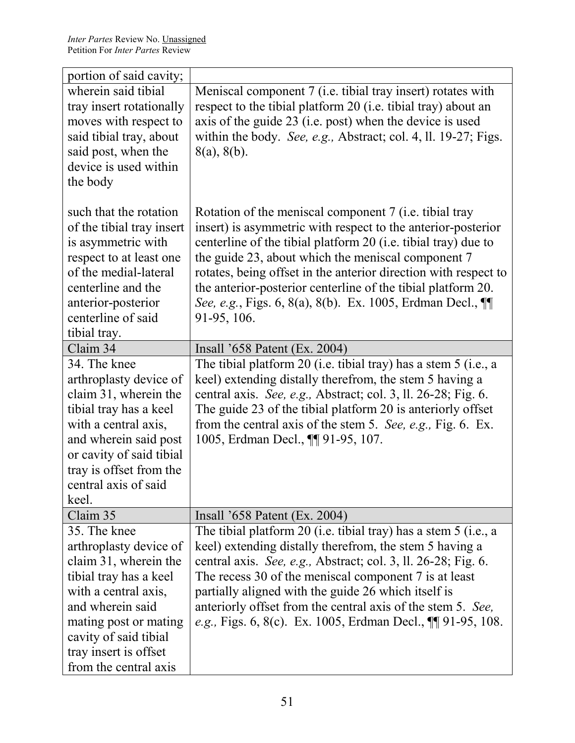| | |
|---|---|
| portion of said cavity; | |
| wherein said tibial tray insert rotationally moves with respect to said tibial tray, about said post, when the device is used within the body<br><br>such that the rotation of the tibial tray insert is asymmetric with respect to at least one of the medial-lateral centerline and the anterior-posterior centerline of said tibial tray. | Meniscal component 7 (i.e. tibial tray insert) rotates with respect to the tibial platform 20 (i.e. tibial tray) about an axis of the guide 23 (i.e. post) when the device is used within the body. *See, e.g.,* Abstract; col. 4, ll. 19-27; Figs. 8(a), 8(b).<br><br>Rotation of the meniscal component 7 (i.e. tibial tray insert) is asymmetric with respect to the anterior-posterior centerline of the tibial platform 20 (i.e. tibial tray) due to the guide 23, about which the meniscal component 7 rotates, being offset in the anterior direction with respect to the anterior-posterior centerline of the tibial platform 20. *See, e.g.*, Figs. 6, 8(a), 8(b). Ex. 1005, Erdman Decl., ¶¶ 91-95, 106. |
| Claim 34 | Insall '658 Patent (Ex. 2004) |
| 34. The knee arthroplasty device of claim 31, wherein the tibial tray has a keel with a central axis, and wherein said post or cavity of said tibial tray is offset from the central axis of said keel. | The tibial platform 20 (i.e. tibial tray) has a stem 5 (i.e., a keel) extending distally therefrom, the stem 5 having a central axis. *See, e.g.,* Abstract; col. 3, ll. 26-28; Fig. 6. The guide 23 of the tibial platform 20 is anteriorly offset from the central axis of the stem 5. *See, e.g.,* Fig. 6. Ex. 1005, Erdman Decl., ¶¶ 91-95, 107. |
| Claim 35 | Insall '658 Patent (Ex. 2004) |
| 35. The knee arthroplasty device of claim 31, wherein the tibial tray has a keel with a central axis, and wherein said mating post or mating cavity of said tibial tray insert is offset from the central axis | The tibial platform 20 (i.e. tibial tray) has a stem 5 (i.e., a keel) extending distally therefrom, the stem 5 having a central axis. *See, e.g.,* Abstract; col. 3, ll. 26-28; Fig. 6. The recess 30 of the meniscal component 7 is at least partially aligned with the guide 26 which itself is anteriorly offset from the central axis of the stem 5. *See, e.g.,* Figs. 6, 8(c). Ex. 1005, Erdman Decl., ¶¶ 91-95, 108. |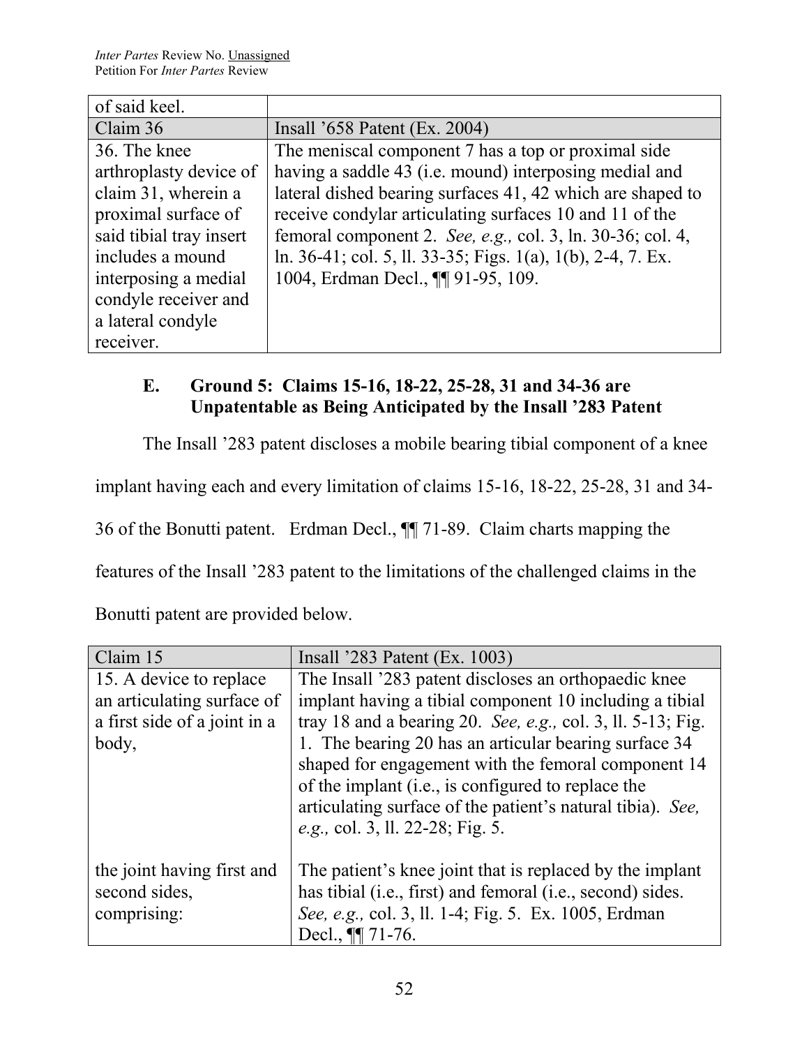| of said keel. | |
|---|---|
| Claim 36 | Insall '658 Patent (Ex. 2004) |
| 36. The knee arthroplasty device of claim 31, wherein a proximal surface of said tibial tray insert includes a mound interposing a medial condyle receiver and a lateral condyle receiver. | The meniscal component 7 has a top or proximal side having a saddle 43 (i.e. mound) interposing medial and lateral dished bearing surfaces 41, 42 which are shaped to receive condylar articulating surfaces 10 and 11 of the femoral component 2. *See, e.g.,* col. 3, ln. 30-36; col. 4, ln. 36-41; col. 5, ll. 33-35; Figs. 1(a), 1(b), 2-4, 7. Ex. 1004, Erdman Decl., ¶¶ 91-95, 109. |

### E. Ground 5: Claims 15-16, 18-22, 25-28, 31 and 34-36 are Unpatentable as Being Anticipated by the Insall '283 Patent

The Insall '283 patent discloses a mobile bearing tibial component of a knee implant having each and every limitation of claims 15-16, 18-22, 25-28, 31 and 34-36 of the Bonutti patent. Erdman Decl., ¶¶ 71-89. Claim charts mapping the features of the Insall '283 patent to the limitations of the challenged claims in the Bonutti patent are provided below.

| Claim 15 | Insall '283 Patent (Ex. 1003) |
|---|---|
| 15. A device to replace an articulating surface of a first side of a joint in a body, | The Insall '283 patent discloses an orthopaedic knee implant having a tibial component 10 including a tibial tray 18 and a bearing 20. *See, e.g.,* col. 3, ll. 5-13; Fig. 1. The bearing 20 has an articular bearing surface 34 shaped for engagement with the femoral component 14 of the implant (i.e., is configured to replace the articulating surface of the patient's natural tibia). *See, e.g.,* col. 3, ll. 22-28; Fig. 5. |
| the joint having first and second sides, comprising: | The patient's knee joint that is replaced by the implant has tibial (i.e., first) and femoral (i.e., second) sides. *See, e.g.,* col. 3, ll. 1-4; Fig. 5. Ex. 1005, Erdman Decl., ¶¶ 71-76. |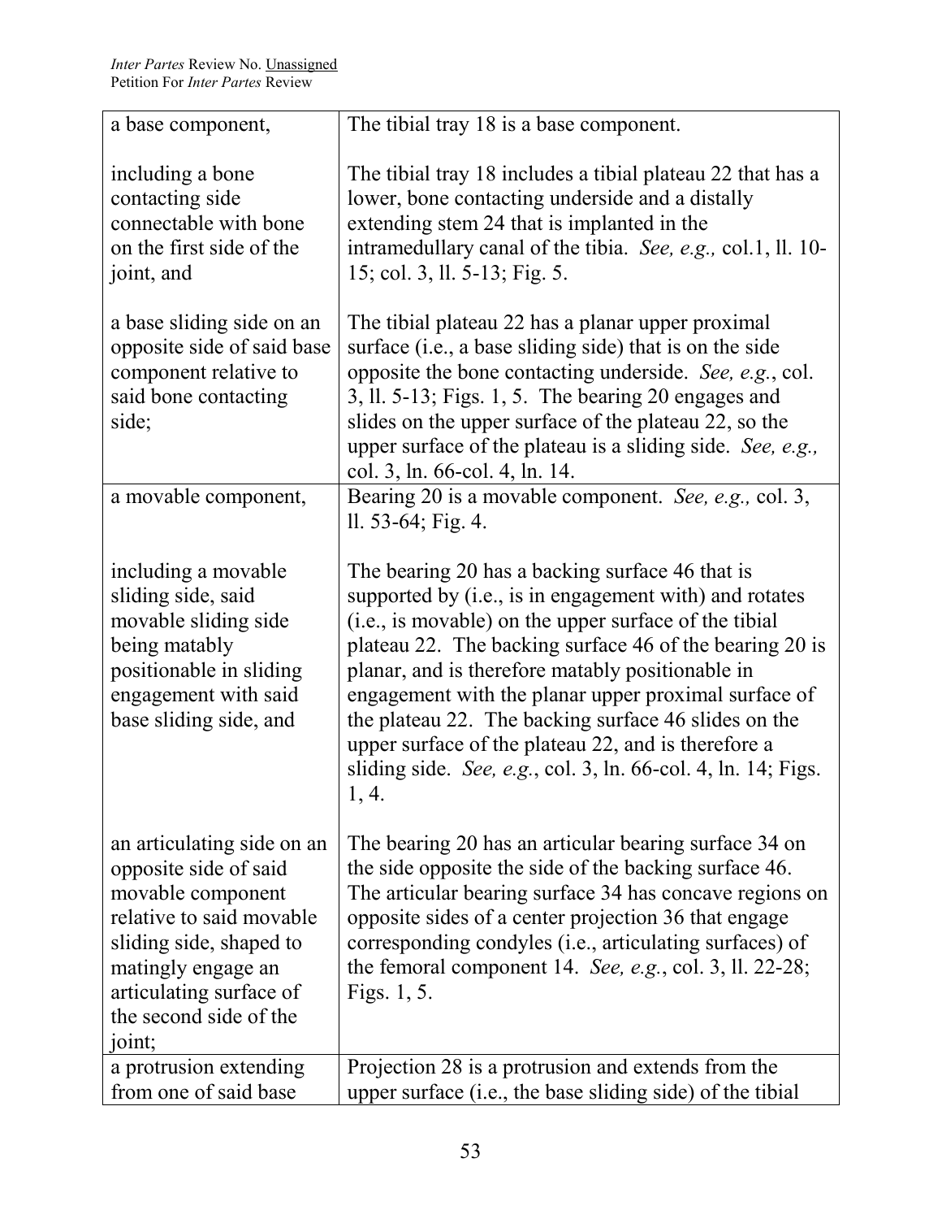| a base component, | The tibial tray 18 is a base component. |
|---|---|
| including a bone contacting side connectable with bone on the first side of the joint, and | The tibial tray 18 includes a tibial plateau 22 that has a lower, bone contacting underside and a distally extending stem 24 that is implanted in the intramedullary canal of the tibia. *See, e.g.,* col.1, ll. 10-15; col. 3, ll. 5-13; Fig. 5. |
| a base sliding side on an opposite side of said base component relative to said bone contacting side; | The tibial plateau 22 has a planar upper proximal surface (i.e., a base sliding side) that is on the side opposite the bone contacting underside. *See, e.g.*, col. 3, ll. 5-13; Figs. 1, 5. The bearing 20 engages and slides on the upper surface of the plateau 22, so the upper surface of the plateau is a sliding side. *See, e.g.,* col. 3, ln. 66-col. 4, ln. 14. |
| a movable component, | Bearing 20 is a movable component. *See, e.g.,* col. 3, ll. 53-64; Fig. 4. |
| including a movable sliding side, said movable sliding side being matably positionable in sliding engagement with said base sliding side, and | The bearing 20 has a backing surface 46 that is supported by (i.e., is in engagement with) and rotates (i.e., is movable) on the upper surface of the tibial plateau 22. The backing surface 46 of the bearing 20 is planar, and is therefore matably positionable in engagement with the planar upper proximal surface of the plateau 22. The backing surface 46 slides on the upper surface of the plateau 22, and is therefore a sliding side. *See, e.g.*, col. 3, ln. 66-col. 4, ln. 14; Figs. 1, 4. |
| an articulating side on an opposite side of said movable component relative to said movable sliding side, shaped to matingly engage an articulating surface of the second side of the joint; | The bearing 20 has an articular bearing surface 34 on the side opposite the side of the backing surface 46. The articular bearing surface 34 has concave regions on opposite sides of a center projection 36 that engage corresponding condyles (i.e., articulating surfaces) of the femoral component 14. *See, e.g.*, col. 3, ll. 22-28; Figs. 1, 5. |
| a protrusion extending from one of said base | Projection 28 is a protrusion and extends from the upper surface (i.e., the base sliding side) of the tibial |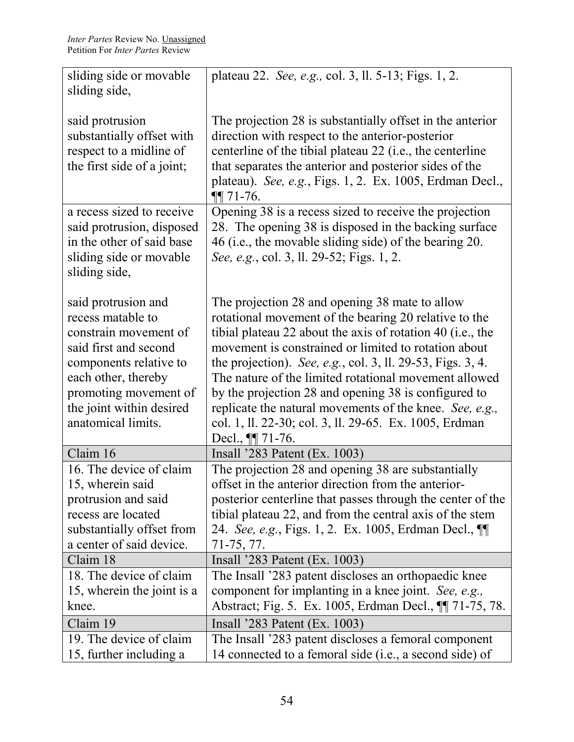| | |
|---|---|
| sliding side or movable sliding side,<br><br>said protrusion substantially offset with respect to a midline of the first side of a joint; | plateau 22. *See, e.g.,* col. 3, ll. 5-13; Figs. 1, 2.<br><br>The projection 28 is substantially offset in the anterior direction with respect to the anterior-posterior centerline of the tibial plateau 22 (i.e., the centerline that separates the anterior and posterior sides of the plateau). *See, e.g.*, Figs. 1, 2. Ex. 1005, Erdman Decl., ¶¶ 71-76. |
| a recess sized to receive said protrusion, disposed in the other of said base sliding side or movable sliding side,<br><br>said protrusion and recess matable to constrain movement of said first and second components relative to each other, thereby promoting movement of the joint within desired anatomical limits. | Opening 38 is a recess sized to receive the projection 28. The opening 38 is disposed in the backing surface 46 (i.e., the movable sliding side) of the bearing 20. *See, e.g.*, col. 3, ll. 29-52; Figs. 1, 2.<br><br>The projection 28 and opening 38 mate to allow rotational movement of the bearing 20 relative to the tibial plateau 22 about the axis of rotation 40 (i.e., the movement is constrained or limited to rotation about the projection). *See, e.g.*, col. 3, ll. 29-53, Figs. 3, 4. The nature of the limited rotational movement allowed by the projection 28 and opening 38 is configured to replicate the natural movements of the knee. *See, e.g.,* col. 1, ll. 22-30; col. 3, ll. 29-65. Ex. 1005, Erdman Decl., ¶¶ 71-76. |
| Claim 16 | Insall '283 Patent (Ex. 1003) |
| 16. The device of claim 15, wherein said protrusion and said recess are located substantially offset from a center of said device. | The projection 28 and opening 38 are substantially offset in the anterior direction from the anterior-posterior centerline that passes through the center of the tibial plateau 22, and from the central axis of the stem 24. *See, e.g.*, Figs. 1, 2. Ex. 1005, Erdman Decl., ¶¶ 71-75, 77. |
| Claim 18 | Insall '283 Patent (Ex. 1003) |
| 18. The device of claim 15, wherein the joint is a knee. | The Insall '283 patent discloses an orthopaedic knee component for implanting in a knee joint. *See, e.g.,* Abstract; Fig. 5. Ex. 1005, Erdman Decl., ¶¶ 71-75, 78. |
| Claim 19 | Insall '283 Patent (Ex. 1003) |
| 19. The device of claim 15, further including a | The Insall '283 patent discloses a femoral component 14 connected to a femoral side (i.e., a second side) of |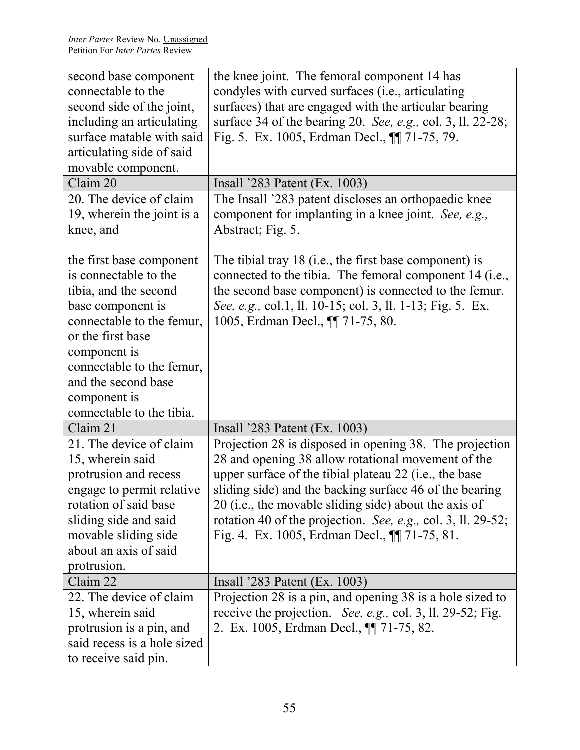| | |
|---|---|
| second base component connectable to the second side of the joint, including an articulating surface matable with said articulating side of said movable component. | the knee joint. The femoral component 14 has condyles with curved surfaces (i.e., articulating surfaces) that are engaged with the articular bearing surface 34 of the bearing 20. *See, e.g.,* col. 3, ll. 22-28; Fig. 5. Ex. 1005, Erdman Decl., ¶¶ 71-75, 79. |
| Claim 20 | Insall ’283 Patent (Ex. 1003) |
| 20. The device of claim 19, wherein the joint is a knee, and<br><br>the first base component is connectable to the tibia, and the second base component is connectable to the femur, or the first base component is connectable to the femur, and the second base component is connectable to the tibia. | The Insall ’283 patent discloses an orthopaedic knee component for implanting in a knee joint. *See, e.g.,* Abstract; Fig. 5.<br><br>The tibial tray 18 (i.e., the first base component) is connected to the tibia. The femoral component 14 (i.e., the second base component) is connected to the femur. *See, e.g.,* col.1, ll. 10-15; col. 3, ll. 1-13; Fig. 5. Ex. 1005, Erdman Decl., ¶¶ 71-75, 80. |
| Claim 21 | Insall ’283 Patent (Ex. 1003) |
| 21. The device of claim 15, wherein said protrusion and recess engage to permit relative rotation of said base sliding side and said movable sliding side about an axis of said protrusion. | Projection 28 is disposed in opening 38. The projection 28 and opening 38 allow rotational movement of the upper surface of the tibial plateau 22 (i.e., the base sliding side) and the backing surface 46 of the bearing 20 (i.e., the movable sliding side) about the axis of rotation 40 of the projection. *See, e.g.,* col. 3, ll. 29-52; Fig. 4. Ex. 1005, Erdman Decl., ¶¶ 71-75, 81. |
| Claim 22 | Insall ’283 Patent (Ex. 1003) |
| 22. The device of claim 15, wherein said protrusion is a pin, and said recess is a hole sized to receive said pin. | Projection 28 is a pin, and opening 38 is a hole sized to receive the projection. *See, e.g.,* col. 3, ll. 29-52; Fig. 2. Ex. 1005, Erdman Decl., ¶¶ 71-75, 82. |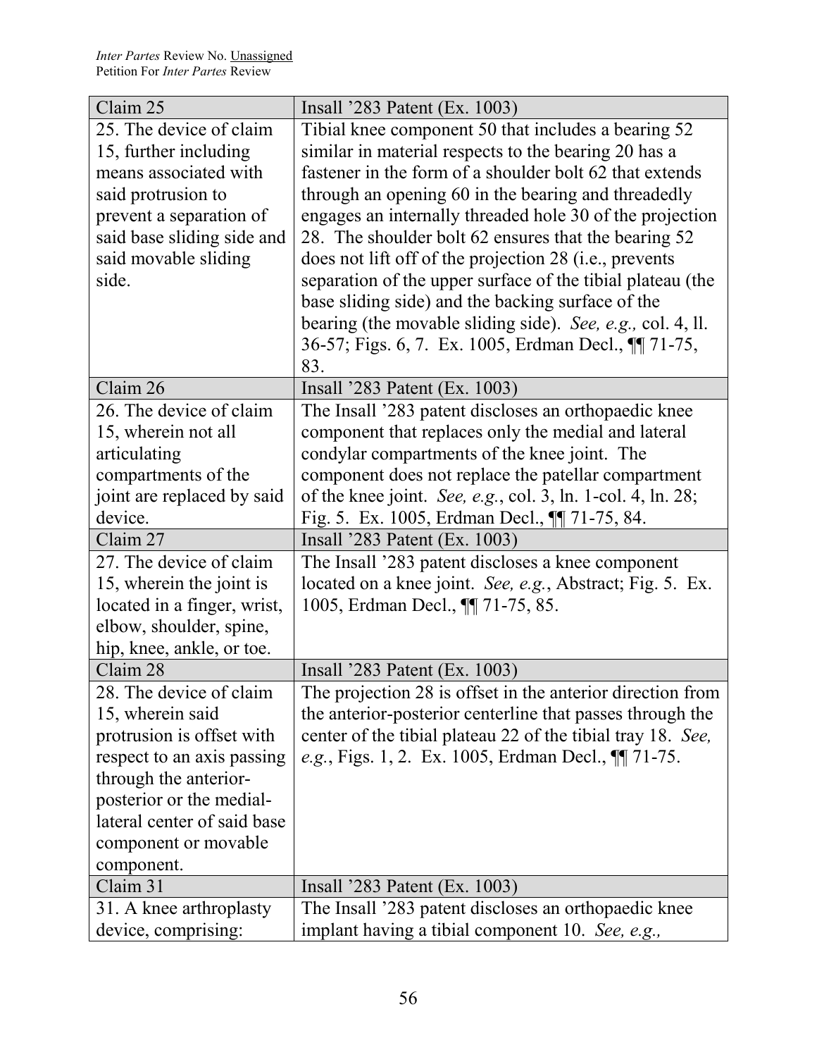| Claim 25 | Insall '283 Patent (Ex. 1003) |
| --- | --- |
| 25. The device of claim 15, further including means associated with said protrusion to prevent a separation of said base sliding side and said movable sliding side. | Tibial knee component 50 that includes a bearing 52 similar in material respects to the bearing 20 has a fastener in the form of a shoulder bolt 62 that extends through an opening 60 in the bearing and threadedly engages an internally threaded hole 30 of the projection 28. The shoulder bolt 62 ensures that the bearing 52 does not lift off of the projection 28 (i.e., prevents separation of the upper surface of the tibial plateau (the base sliding side) and the backing surface of the bearing (the movable sliding side). *See, e.g.,* col. 4, ll. 36-57; Figs. 6, 7. Ex. 1005, Erdman Decl., ¶¶ 71-75, 83. |
| **Claim 26** | **Insall '283 Patent (Ex. 1003)** |
| 26. The device of claim 15, wherein not all articulating compartments of the joint are replaced by said device. | The Insall '283 patent discloses an orthopaedic knee component that replaces only the medial and lateral condylar compartments of the knee joint. The component does not replace the patellar compartment of the knee joint. *See, e.g.*, col. 3, ln. 1-col. 4, ln. 28; Fig. 5. Ex. 1005, Erdman Decl., ¶¶ 71-75, 84. |
| **Claim 27** | **Insall '283 Patent (Ex. 1003)** |
| 27. The device of claim 15, wherein the joint is located in a finger, wrist, elbow, shoulder, spine, hip, knee, ankle, or toe. | The Insall '283 patent discloses a knee component located on a knee joint. *See, e.g.*, Abstract; Fig. 5. Ex. 1005, Erdman Decl., ¶¶ 71-75, 85. |
| **Claim 28** | **Insall '283 Patent (Ex. 1003)** |
| 28. The device of claim 15, wherein said protrusion is offset with respect to an axis passing through the anterior-posterior or the medial-lateral center of said base component or movable component. | The projection 28 is offset in the anterior direction from the anterior-posterior centerline that passes through the center of the tibial plateau 22 of the tibial tray 18. *See, e.g.*, Figs. 1, 2. Ex. 1005, Erdman Decl., ¶¶ 71-75. |
| **Claim 31** | **Insall '283 Patent (Ex. 1003)** |
| 31. A knee arthroplasty device, comprising: | The Insall '283 patent discloses an orthopaedic knee implant having a tibial component 10. *See, e.g.,* |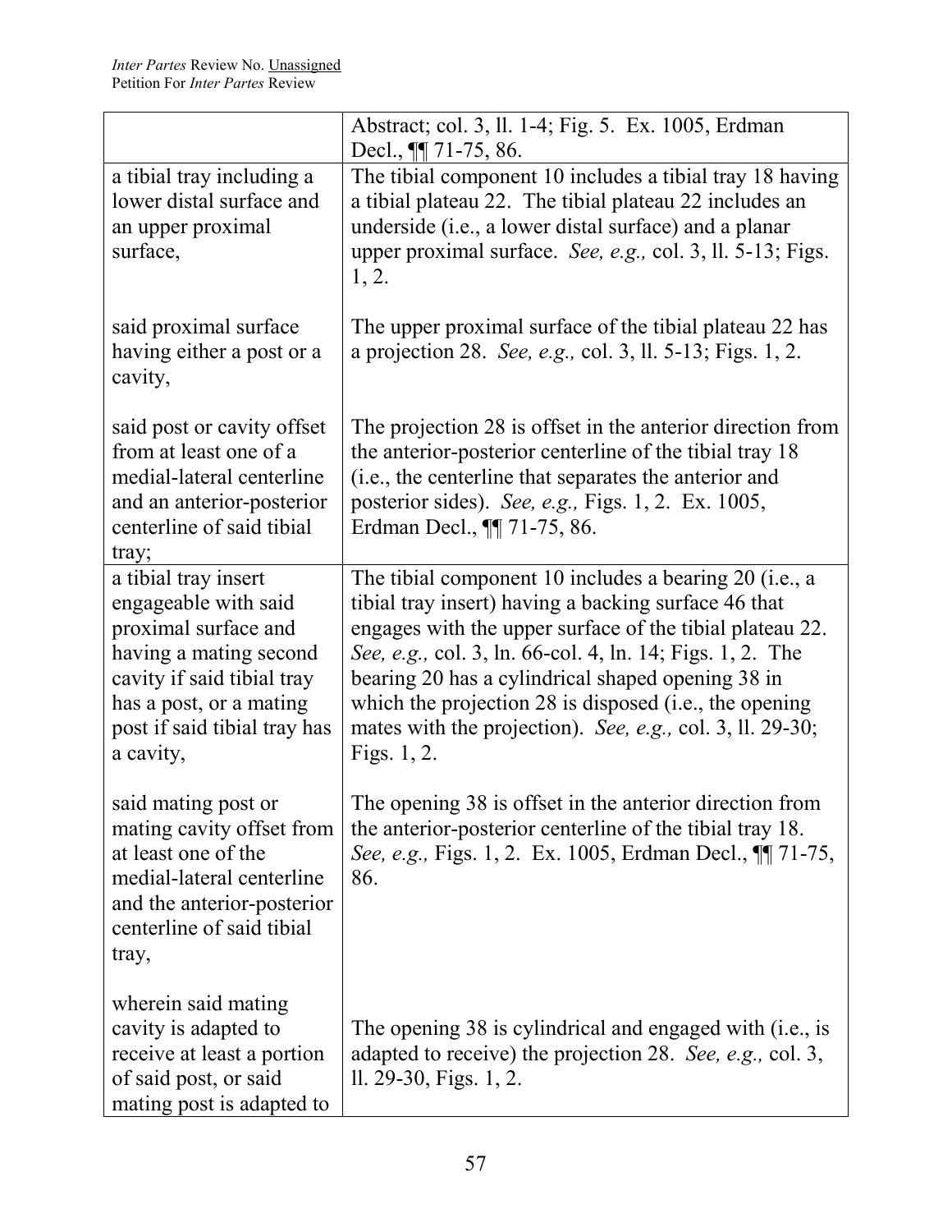| | |
|---|---|
| | Abstract; col. 3, ll. 1-4; Fig. 5. Ex. 1005, Erdman Decl., ¶¶ 71-75, 86. |
| a tibial tray including a lower distal surface and an upper proximal surface,<br><br>said proximal surface having either a post or a cavity,<br><br>said post or cavity offset from at least one of a medial-lateral centerline and an anterior-posterior centerline of said tibial tray; | The tibial component 10 includes a tibial tray 18 having a tibial plateau 22. The tibial plateau 22 includes an underside (i.e., a lower distal surface) and a planar upper proximal surface. *See, e.g.,* col. 3, ll. 5-13; Figs. 1, 2.<br><br>The upper proximal surface of the tibial plateau 22 has a projection 28. *See, e.g.,* col. 3, ll. 5-13; Figs. 1, 2.<br><br>The projection 28 is offset in the anterior direction from the anterior-posterior centerline of the tibial tray 18 (i.e., the centerline that separates the anterior and posterior sides). *See, e.g.,* Figs. 1, 2. Ex. 1005, Erdman Decl., ¶¶ 71-75, 86. |
| a tibial tray insert engageable with said proximal surface and having a mating second cavity if said tibial tray has a post, or a mating post if said tibial tray has a cavity,<br><br>said mating post or mating cavity offset from at least one of the medial-lateral centerline and the anterior-posterior centerline of said tibial tray,<br><br>wherein said mating cavity is adapted to receive at least a portion of said post, or said mating post is adapted to | The tibial component 10 includes a bearing 20 (i.e., a tibial tray insert) having a backing surface 46 that engages with the upper surface of the tibial plateau 22. *See, e.g.,* col. 3, ln. 66-col. 4, ln. 14; Figs. 1, 2. The bearing 20 has a cylindrical shaped opening 38 in which the projection 28 is disposed (i.e., the opening mates with the projection). *See, e.g.,* col. 3, ll. 29-30; Figs. 1, 2.<br><br>The opening 38 is offset in the anterior direction from the anterior-posterior centerline of the tibial tray 18. *See, e.g.,* Figs. 1, 2. Ex. 1005, Erdman Decl., ¶¶ 71-75, 86.<br><br>The opening 38 is cylindrical and engaged with (i.e., is adapted to receive) the projection 28. *See, e.g.,* col. 3, ll. 29-30, Figs. 1, 2. |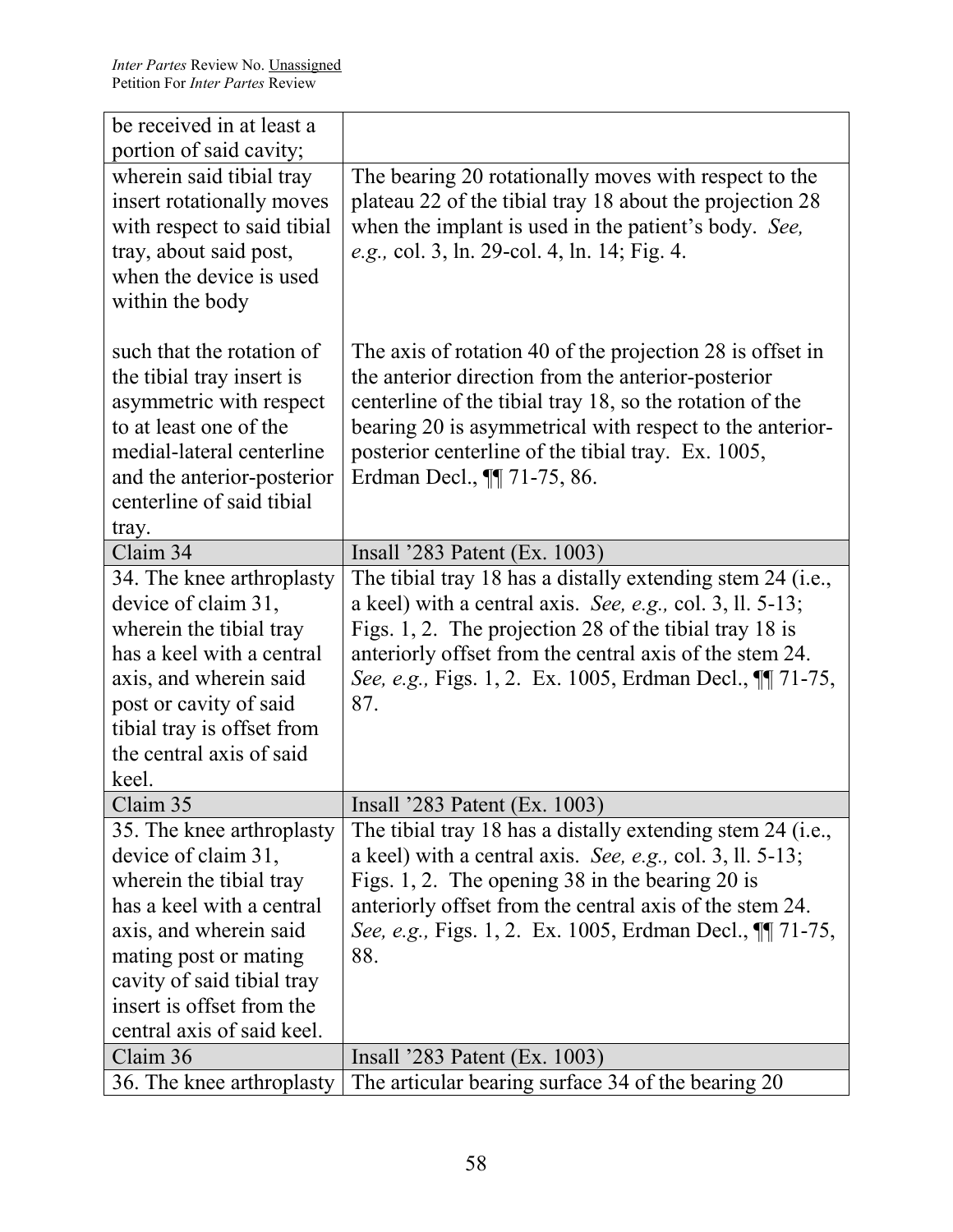| be received in at least a portion of said cavity; | |
|---|---|
| wherein said tibial tray insert rotationally moves with respect to said tibial tray, about said post, when the device is used within the body | The bearing 20 rotationally moves with respect to the plateau 22 of the tibial tray 18 about the projection 28 when the implant is used in the patient's body. *See, e.g.,* col. 3, ln. 29-col. 4, ln. 14; Fig. 4. |
| such that the rotation of the tibial tray insert is asymmetric with respect to at least one of the medial-lateral centerline and the anterior-posterior centerline of said tibial tray. | The axis of rotation 40 of the projection 28 is offset in the anterior direction from the anterior-posterior centerline of the tibial tray 18, so the rotation of the bearing 20 is asymmetrical with respect to the anterior-posterior centerline of the tibial tray. Ex. 1005, Erdman Decl., ¶¶ 71-75, 86. |
| Claim 34 | Insall '283 Patent (Ex. 1003) |
| 34. The knee arthroplasty device of claim 31, wherein the tibial tray has a keel with a central axis, and wherein said post or cavity of said tibial tray is offset from the central axis of said keel. | The tibial tray 18 has a distally extending stem 24 (i.e., a keel) with a central axis. *See, e.g.,* col. 3, ll. 5-13; Figs. 1, 2. The projection 28 of the tibial tray 18 is anteriorly offset from the central axis of the stem 24. *See, e.g.,* Figs. 1, 2. Ex. 1005, Erdman Decl., ¶¶ 71-75, 87. |
| Claim 35 | Insall '283 Patent (Ex. 1003) |
| 35. The knee arthroplasty device of claim 31, wherein the tibial tray has a keel with a central axis, and wherein said mating post or mating cavity of said tibial tray insert is offset from the central axis of said keel. | The tibial tray 18 has a distally extending stem 24 (i.e., a keel) with a central axis. *See, e.g.,* col. 3, ll. 5-13; Figs. 1, 2. The opening 38 in the bearing 20 is anteriorly offset from the central axis of the stem 24. *See, e.g.,* Figs. 1, 2. Ex. 1005, Erdman Decl., ¶¶ 71-75, 88. |
| Claim 36 | Insall '283 Patent (Ex. 1003) |
| 36. The knee arthroplasty | The articular bearing surface 34 of the bearing 20 |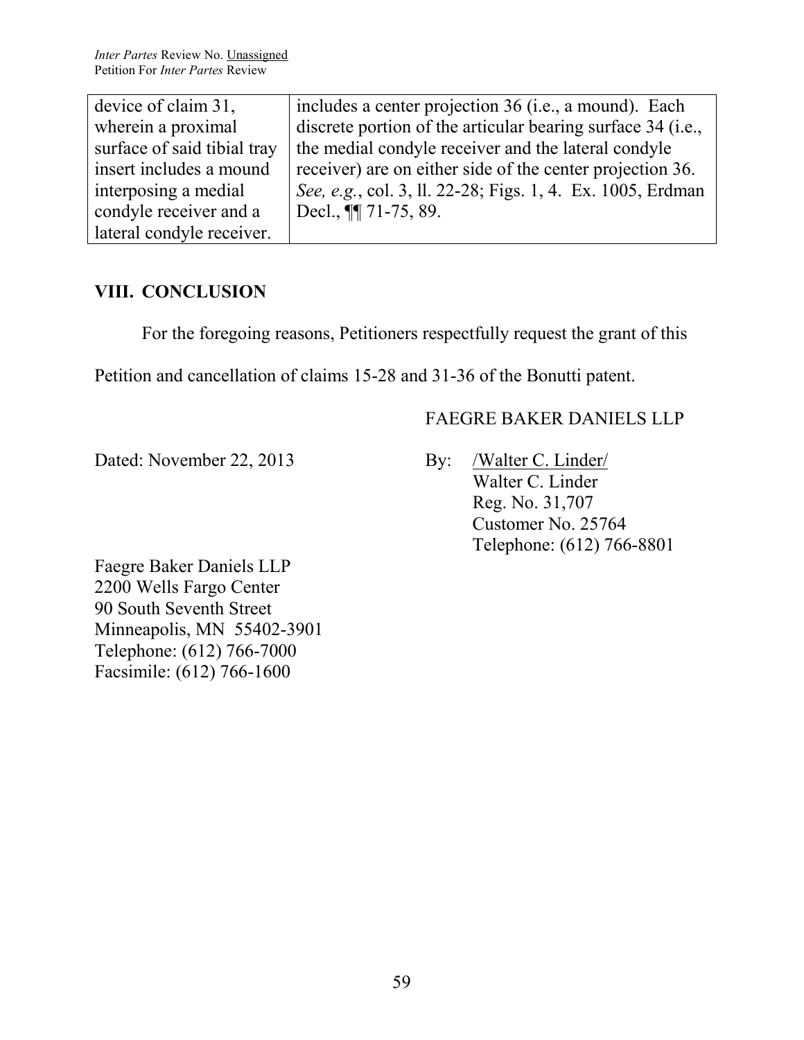| | |
|---|---|
| device of claim 31, wherein a proximal surface of said tibial tray insert includes a mound interposing a medial condyle receiver and a lateral condyle receiver. | includes a center projection 36 (i.e., a mound). Each discrete portion of the articular bearing surface 34 (i.e., the medial condyle receiver and the lateral condyle receiver) are on either side of the center projection 36. *See, e.g.*, col. 3, ll. 22-28; Figs. 1, 4. Ex. 1005, Erdman Decl., ¶¶ 71-75, 89. |

## VIII. CONCLUSION

For the foregoing reasons, Petitioners respectfully request the grant of this Petition and cancellation of claims 15-28 and 31-36 of the Bonutti patent.

FAEGRE BAKER DANIELS LLP

Dated: November 22, 2013

By: /Walter C. Linder/
Walter C. Linder
Reg. No. 31,707
Customer No. 25764
Telephone: (612) 766-8801

Faegre Baker Daniels LLP
2200 Wells Fargo Center
90 South Seventh Street
Minneapolis, MN 55402-3901
Telephone: (612) 766-7000
Facsimile: (612) 766-1600